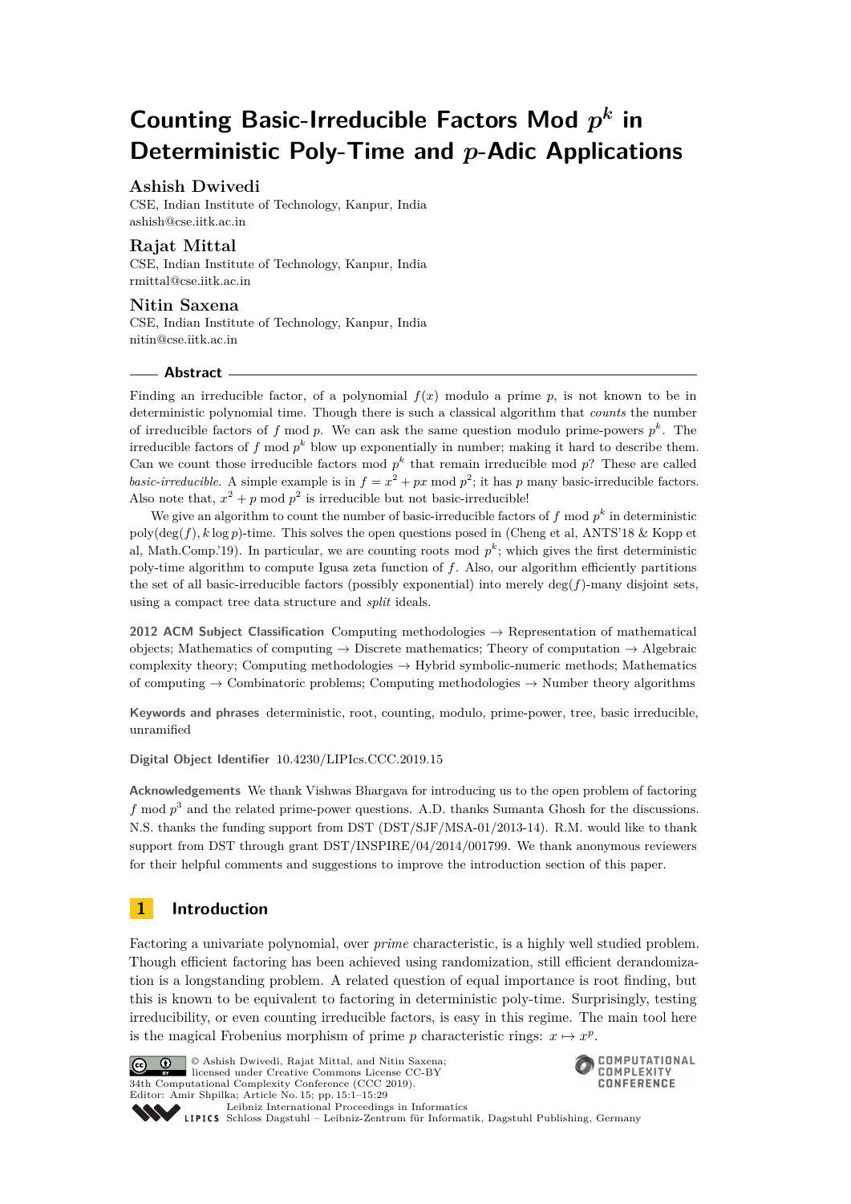# Counting Basic-Irreducible Factors Mod $p^k$ in Deterministic Poly-Time and $p$-Adic Applications

**Ashish Dwivedi**
CSE, Indian Institute of Technology, Kanpur, India
ashish@cse.iitk.ac.in

**Rajat Mittal**
CSE, Indian Institute of Technology, Kanpur, India
rmittal@cse.iitk.ac.in

**Nitin Saxena**
CSE, Indian Institute of Technology, Kanpur, India
nitin@cse.iitk.ac.in

## Abstract

Finding an irreducible factor, of a polynomial $f(x)$ modulo a prime $p$, is not known to be in deterministic polynomial time. Though there is such a classical algorithm that *counts* the number of irreducible factors of $f \bmod p$. We can ask the same question modulo prime-powers $p^k$. The irreducible factors of $f \bmod p^k$ blow up exponentially in number; making it hard to describe them. Can we count those irreducible factors mod $p^k$ that remain irreducible mod $p$? These are called *basic-irreducible*. A simple example is in $f = x^2 + px \bmod p^2$; it has $p$ many basic-irreducible factors. Also note that, $x^2 + p \bmod p^2$ is irreducible but not basic-irreducible!

We give an algorithm to count the number of basic-irreducible factors of $f \bmod p^k$ in deterministic poly$(\deg(f), k \log p)$-time. This solves the open questions posed in (Cheng et al, ANTS'18 & Kopp et al, Math.Comp.'19). In particular, we are counting roots mod $p^k$; which gives the first deterministic poly-time algorithm to compute Igusa zeta function of $f$. Also, our algorithm efficiently partitions the set of all basic-irreducible factors (possibly exponential) into merely $\deg(f)$-many disjoint sets, using a compact tree data structure and *split* ideals.

**2012 ACM Subject Classification** Computing methodologies → Representation of mathematical objects; Mathematics of computing → Discrete mathematics; Theory of computation → Algebraic complexity theory; Computing methodologies → Hybrid symbolic-numeric methods; Mathematics of computing → Combinatoric problems; Computing methodologies → Number theory algorithms

**Keywords and phrases** deterministic, root, counting, modulo, prime-power, tree, basic irreducible, unramified

**Digital Object Identifier** 10.4230/LIPIcs.CCC.2019.15

**Acknowledgements** We thank Vishwas Bhargava for introducing us to the open problem of factoring $f \bmod p^3$ and the related prime-power questions. A.D. thanks Sumanta Ghosh for the discussions. N.S. thanks the funding support from DST (DST/SJF/MSA-01/2013-14). R.M. would like to thank support from DST through grant DST/INSPIRE/04/2014/001799. We thank anonymous reviewers for their helpful comments and suggestions to improve the introduction section of this paper.

## 1 Introduction

Factoring a univariate polynomial, over *prime* characteristic, is a highly well studied problem. Though efficient factoring has been achieved using randomization, still efficient derandomization is a longstanding problem. A related question of equal importance is root finding, but this is known to be equivalent to factoring in deterministic poly-time. Surprisingly, testing irreducibility, or even counting irreducible factors, is easy in this regime. The main tool here is the magical Frobenius morphism of prime $p$ characteristic rings: $x \mapsto x^p$.

© Ashish Dwivedi, Rajat Mittal, and Nitin Saxena; licensed under Creative Commons License CC-BY
34th Computational Complexity Conference (CCC 2019).
Editor: Amir Shpilka; Article No. 15; pp. 15:1–15:29
Leibniz International Proceedings in Informatics
Schloss Dagstuhl – Leibniz-Zentrum für Informatik, Dagstuhl Publishing, Germany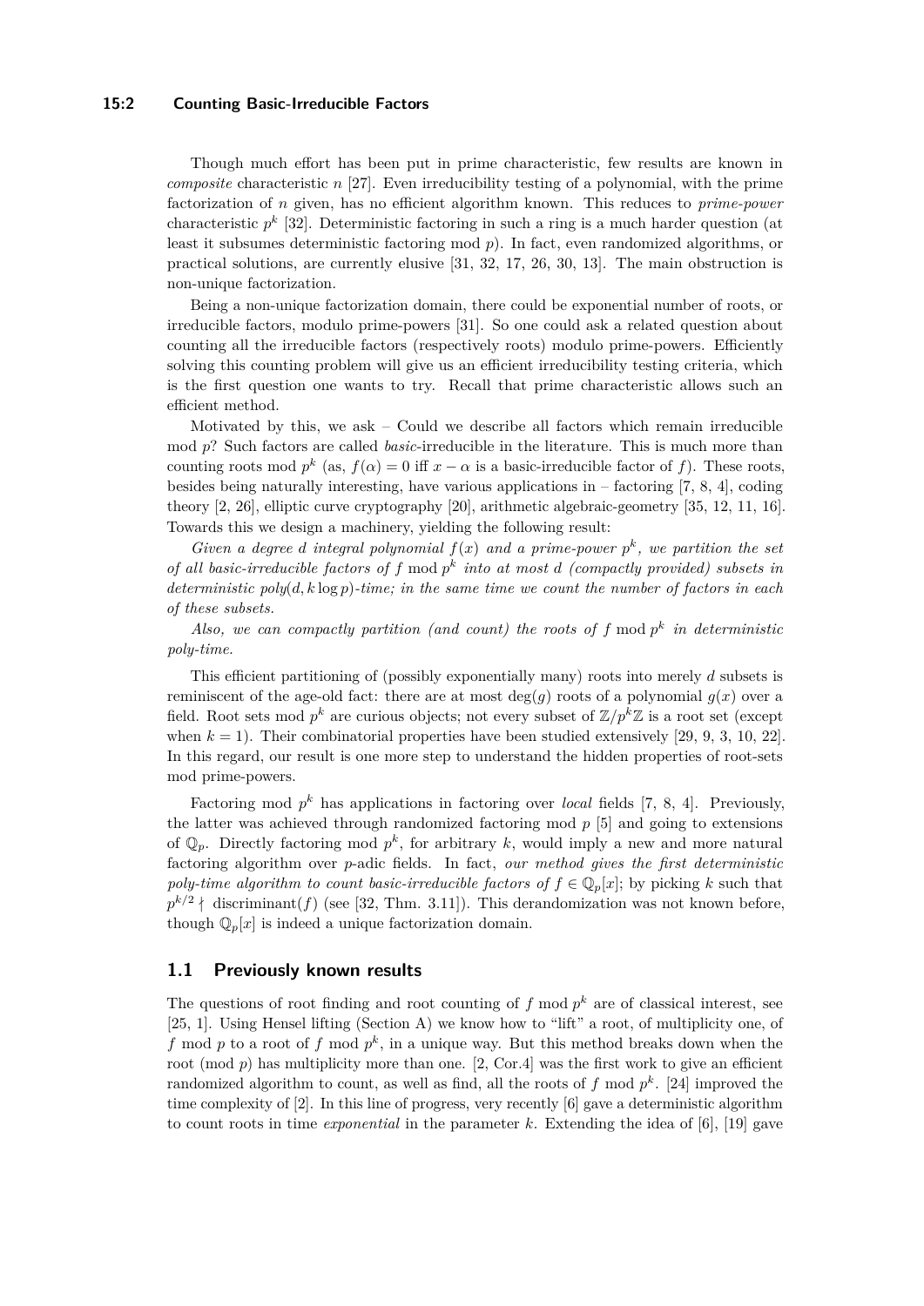Though much effort has been put in prime characteristic, few results are known in *composite* characteristic $n$ [27]. Even irreducibility testing of a polynomial, with the prime factorization of $n$ given, has no efficient algorithm known. This reduces to *prime-power* characteristic $p^k$ [32]. Deterministic factoring in such a ring is a much harder question (at least it subsumes deterministic factoring mod $p$). In fact, even randomized algorithms, or practical solutions, are currently elusive [31, 32, 17, 26, 30, 13]. The main obstruction is non-unique factorization.

Being a non-unique factorization domain, there could be exponential number of roots, or irreducible factors, modulo prime-powers [31]. So one could ask a related question about counting all the irreducible factors (respectively roots) modulo prime-powers. Efficiently solving this counting problem will give us an efficient irreducibility testing criteria, which is the first question one wants to try. Recall that prime characteristic allows such an efficient method.

Motivated by this, we ask – Could we describe all factors which remain irreducible mod $p$? Such factors are called *basic*-irreducible in the literature. This is much more than counting roots mod $p^k$ (as, $f(\alpha) = 0$ iff $x - \alpha$ is a basic-irreducible factor of $f$). These roots, besides being naturally interesting, have various applications in – factoring [7, 8, 4], coding theory [2, 26], elliptic curve cryptography [20], arithmetic algebraic-geometry [35, 12, 11, 16]. Towards this we design a machinery, yielding the following result:

*Given a degree $d$ integral polynomial $f(x)$ and a prime-power $p^k$, we partition the set of all basic-irreducible factors of $f \bmod p^k$ into at most $d$ (compactly provided) subsets in deterministic poly$(d, k \log p)$-time; in the same time we count the number of factors in each of these subsets.*

*Also, we can compactly partition (and count) the roots of $f \bmod p^k$ in deterministic poly-time.*

This efficient partitioning of (possibly exponentially many) roots into merely $d$ subsets is reminiscent of the age-old fact: there are at most $\deg(g)$ roots of a polynomial $g(x)$ over a field. Root sets mod $p^k$ are curious objects; not every subset of $\mathbb{Z}/p^k\mathbb{Z}$ is a root set (except when $k = 1$). Their combinatorial properties have been studied extensively [29, 9, 3, 10, 22]. In this regard, our result is one more step to understand the hidden properties of root-sets mod prime-powers.

Factoring mod $p^k$ has applications in factoring over *local* fields [7, 8, 4]. Previously, the latter was achieved through randomized factoring mod $p$ [5] and going to extensions of $\mathbb{Q}_p$. Directly factoring mod $p^k$, for arbitrary $k$, would imply a new and more natural factoring algorithm over $p$-adic fields. In fact, *our method gives the first deterministic poly-time algorithm to count basic-irreducible factors of $f \in \mathbb{Q}_p[x]$*; by picking $k$ such that $p^{k/2} \nmid$ discriminant$(f)$ (see [32, Thm. 3.11]). This derandomization was not known before, though $\mathbb{Q}_p[x]$ is indeed a unique factorization domain.

## 1.1 Previously known results

The questions of root finding and root counting of $f \bmod p^k$ are of classical interest, see [25, 1]. Using Hensel lifting (Section A) we know how to "lift" a root, of multiplicity one, of $f \bmod p$ to a root of $f \bmod p^k$, in a unique way. But this method breaks down when the root (mod $p$) has multiplicity more than one. [2, Cor.4] was the first work to give an efficient randomized algorithm to count, as well as find, all the roots of $f \bmod p^k$. [24] improved the time complexity of [2]. In this line of progress, very recently [6] gave a deterministic algorithm to count roots in time *exponential* in the parameter $k$. Extending the idea of [6], [19] gave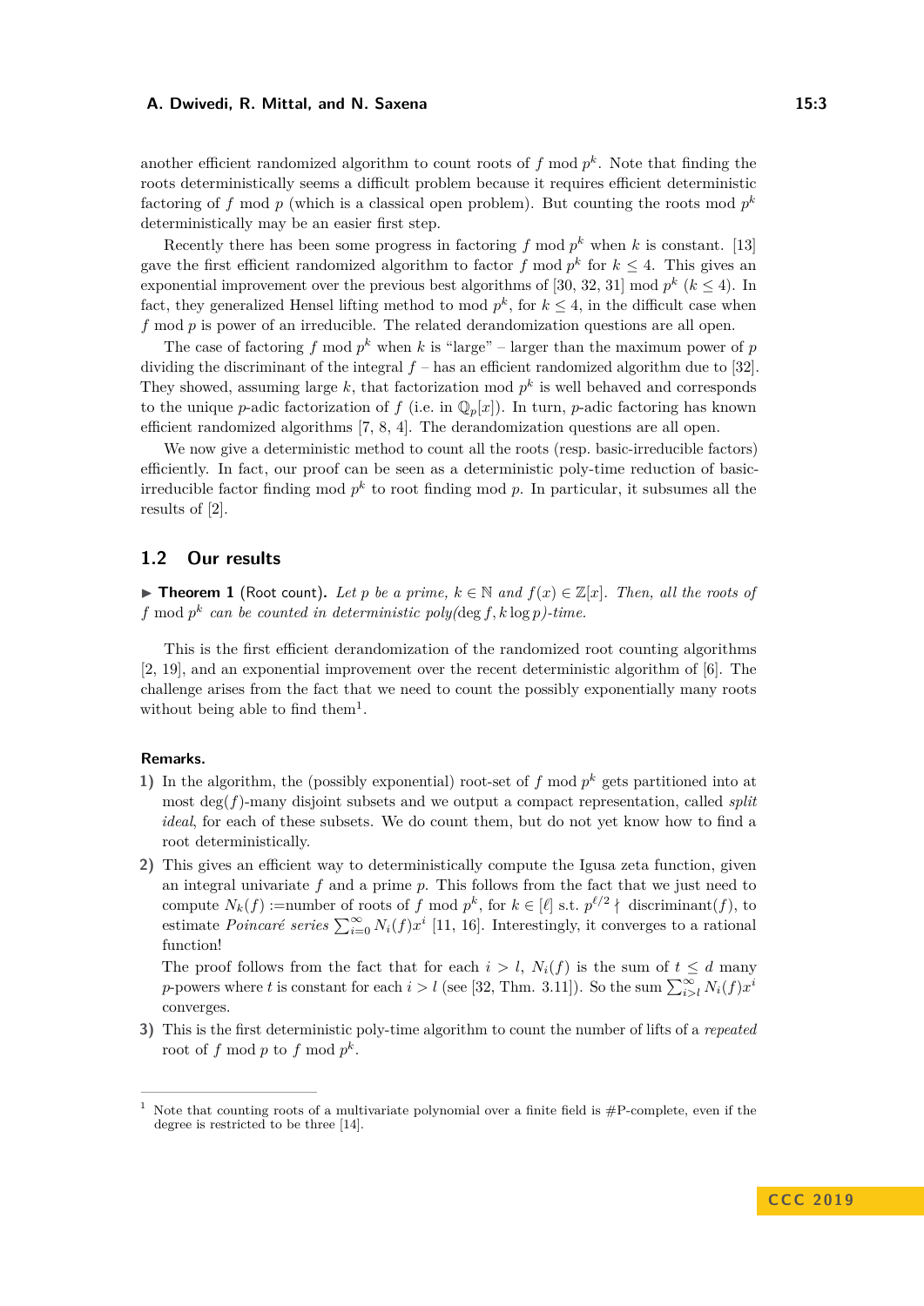another efficient randomized algorithm to count roots of $f \bmod p^k$. Note that finding the roots deterministically seems a difficult problem because it requires efficient deterministic factoring of $f \bmod p$ (which is a classical open problem). But counting the roots mod $p^k$ deterministically may be an easier first step.

Recently there has been some progress in factoring $f \bmod p^k$ when $k$ is constant. [13] gave the first efficient randomized algorithm to factor $f \bmod p^k$ for $k \leq 4$. This gives an exponential improvement over the previous best algorithms of [30, 32, 31] mod $p^k$ ($k \leq 4$). In fact, they generalized Hensel lifting method to mod $p^k$, for $k \leq 4$, in the difficult case when $f \bmod p$ is power of an irreducible. The related derandomization questions are all open.

The case of factoring $f \bmod p^k$ when $k$ is "large" – larger than the maximum power of $p$ dividing the discriminant of the integral $f$ – has an efficient randomized algorithm due to [32]. They showed, assuming large $k$, that factorization mod $p^k$ is well behaved and corresponds to the unique $p$-adic factorization of $f$ (i.e. in $\mathbb{Q}_p[x]$). In turn, $p$-adic factoring has known efficient randomized algorithms [7, 8, 4]. The derandomization questions are all open.

We now give a deterministic method to count all the roots (resp. basic-irreducible factors) efficiently. In fact, our proof can be seen as a deterministic poly-time reduction of basic-irreducible factor finding mod $p^k$ to root finding mod $p$. In particular, it subsumes all the results of [2].

## 1.2 Our results

▶ **Theorem 1** (Root count). *Let $p$ be a prime, $k \in \mathbb{N}$ and $f(x) \in \mathbb{Z}[x]$. Then, all the roots of $f \bmod p^k$ can be counted in deterministic poly($\deg f, k \log p$)-time.*

This is the first efficient derandomization of the randomized root counting algorithms [2, 19], and an exponential improvement over the recent deterministic algorithm of [6]. The challenge arises from the fact that we need to count the possibly exponentially many roots without being able to find them[1].

**Remarks.**

1) In the algorithm, the (possibly exponential) root-set of $f \bmod p^k$ gets partitioned into at most $\deg(f)$-many disjoint subsets and we output a compact representation, called *split ideal*, for each of these subsets. We do count them, but do not yet know how to find a root deterministically.

2) This gives an efficient way to deterministically compute the Igusa zeta function, given an integral univariate $f$ and a prime $p$. This follows from the fact that we just need to compute $N_k(f)$ :=number of roots of $f \bmod p^k$, for $k \in [\ell]$ s.t. $p^{\ell/2} \nmid$ discriminant($f$), to estimate *Poincaré series* $\sum_{i=0}^{\infty} N_i(f)x^i$ [11, 16]. Interestingly, it converges to a rational function!

   The proof follows from the fact that for each $i > l$, $N_i(f)$ is the sum of $t \leq d$ many $p$-powers where $t$ is constant for each $i > l$ (see [32, Thm. 3.11]). So the sum $\sum_{i>l}^{\infty} N_i(f)x^i$ converges.

3) This is the first deterministic poly-time algorithm to count the number of lifts of a *repeated* root of $f \bmod p$ to $f \bmod p^k$.

[1] Note that counting roots of a multivariate polynomial over a finite field is #P-complete, even if the degree is restricted to be three [14].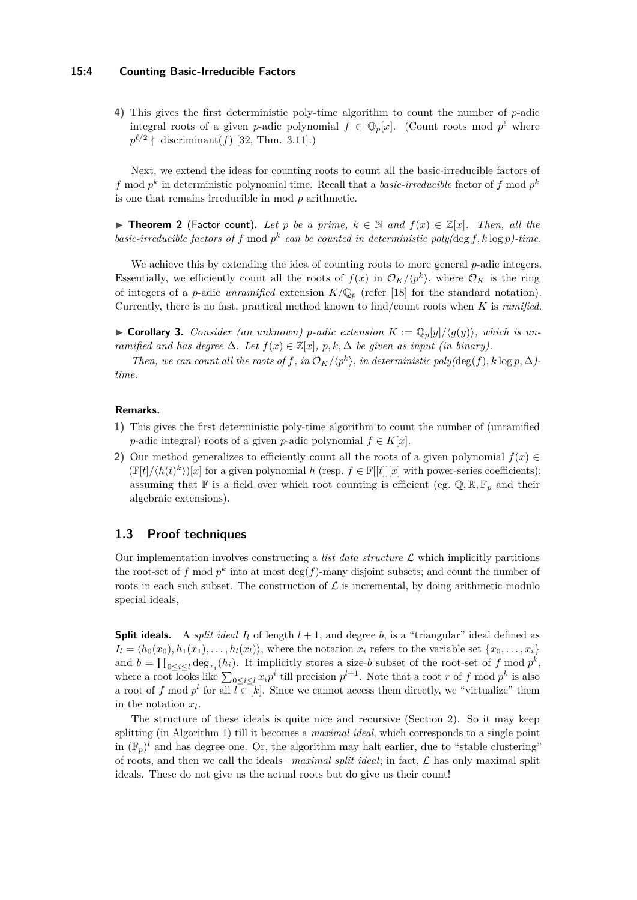4) This gives the first deterministic poly-time algorithm to count the number of $p$-adic integral roots of a given $p$-adic polynomial $f \in \mathbb{Q}_p[x]$. (Count roots mod $p^\ell$ where $p^{\ell/2} \nmid$ discriminant$(f)$ [32, Thm. 3.11].)

Next, we extend the ideas for counting roots to count all the basic-irreducible factors of $f$ mod $p^k$ in deterministic polynomial time. Recall that a *basic-irreducible* factor of $f$ mod $p^k$ is one that remains irreducible in mod $p$ arithmetic.

▶ **Theorem 2** (Factor count). *Let $p$ be a prime, $k \in \mathbb{N}$ and $f(x) \in \mathbb{Z}[x]$. Then, all the basic-irreducible factors of $f$ mod $p^k$ can be counted in deterministic poly($\deg f, k \log p$)-time.*

We achieve this by extending the idea of counting roots to more general $p$-adic integers. Essentially, we efficiently count all the roots of $f(x)$ in $\mathcal{O}_K/\langle p^k \rangle$, where $\mathcal{O}_K$ is the ring of integers of a $p$-adic *unramified* extension $K/\mathbb{Q}_p$ (refer [18] for the standard notation). Currently, there is no fast, practical method known to find/count roots when $K$ is *ramified*.

▶ **Corollary 3.** *Consider (an unknown) $p$-adic extension $K := \mathbb{Q}_p[y]/\langle g(y) \rangle$, which is unramified and has degree $\Delta$. Let $f(x) \in \mathbb{Z}[x]$, $p, k, \Delta$ be given as input (in binary).*

*Then, we can count all the roots of $f$, in $\mathcal{O}_K/\langle p^k \rangle$, in deterministic poly($\deg(f), k \log p, \Delta$)-time.*

**Remarks.**

1) This gives the first deterministic poly-time algorithm to count the number of (unramified $p$-adic integral) roots of a given $p$-adic polynomial $f \in K[x]$.
2) Our method generalizes to efficiently count all the roots of a given polynomial $f(x) \in (\mathbb{F}[t]/\langle h(t)^k \rangle)[x]$ for a given polynomial $h$ (resp. $f \in \mathbb{F}[[t]][x]$ with power-series coefficients); assuming that $\mathbb{F}$ is a field over which root counting is efficient (eg. $\mathbb{Q}, \mathbb{R}, \mathbb{F}_p$ and their algebraic extensions).

## 1.3 Proof techniques

Our implementation involves constructing a *list data structure* $\mathcal{L}$ which implicitly partitions the root-set of $f$ mod $p^k$ into at most $\deg(f)$-many disjoint subsets; and count the number of roots in each such subset. The construction of $\mathcal{L}$ is incremental, by doing arithmetic modulo special ideals,

**Split ideals.** A *split ideal* $I_l$ of length $l+1$, and degree $b$, is a "triangular" ideal defined as $I_l = \langle h_0(x_0), h_1(\bar{x}_1), \ldots, h_l(\bar{x}_l) \rangle$, where the notation $\bar{x}_i$ refers to the variable set $\{x_0, \ldots, x_i\}$ and $b = \prod_{0 \le i \le l} \deg_{x_i}(h_i)$. It implicitly stores a size-$b$ subset of the root-set of $f$ mod $p^k$, where a root looks like $\sum_{0 \le i \le l} x_i p^i$ till precision $p^{l+1}$. Note that a root $r$ of $f$ mod $p^k$ is also a root of $f$ mod $p^l$ for all $l \in [k]$. Since we cannot access them directly, we "virtualize" them in the notation $\bar{x}_l$.

The structure of these ideals is quite nice and recursive (Section 2). So it may keep splitting (in Algorithm 1) till it becomes a *maximal ideal*, which corresponds to a single point in $(\mathbb{F}_p)^l$ and has degree one. Or, the algorithm may halt earlier, due to "stable clustering" of roots, and then we call the ideals– *maximal split ideal*; in fact, $\mathcal{L}$ has only maximal split ideals. These do not give us the actual roots but do give us their count!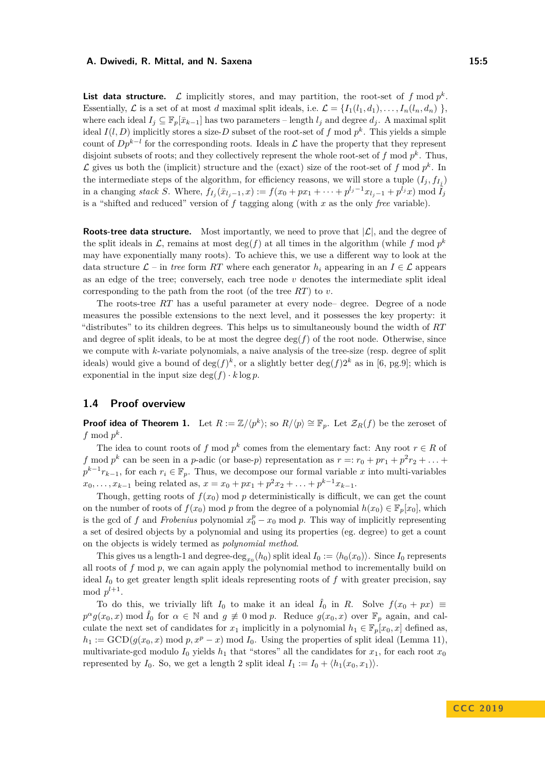**List data structure.** $\mathcal{L}$ implicitly stores, and may partition, the root-set of $f \bmod p^k$. Essentially, $\mathcal{L}$ is a set of at most $d$ maximal split ideals, i.e. $\mathcal{L} = \{I_1(l_1, d_1), \ldots, I_n(l_n, d_n)\ \}$, where each ideal $I_j \subseteq \mathbb{F}_p[\bar{x}_{k-1}]$ has two parameters – length $l_j$ and degree $d_j$. A maximal split ideal $I(l, D)$ implicitly stores a size-$D$ subset of the root-set of $f \bmod p^k$. This yields a simple count of $Dp^{k-l}$ for the corresponding roots. Ideals in $\mathcal{L}$ have the property that they represent disjoint subsets of roots; and they collectively represent the whole root-set of $f \bmod p^k$. Thus, $\mathcal{L}$ gives us both the (implicit) structure and the (exact) size of the root-set of $f \bmod p^k$. In the intermediate steps of the algorithm, for efficiency reasons, we will store a tuple $(I_j, f_{I_j})$ in a changing *stack* $S$. Where, $f_{I_j}(\bar{x}_{l_j-1}, x) := f(x_0 + px_1 + \cdots + p^{l_j-1}x_{l_j-1} + p^{l_j}x) \bmod \hat{I}_j$ is a "shifted and reduced" version of $f$ tagging along (with $x$ as the only *free* variable).

**Roots-tree data structure.** Most importantly, we need to prove that $|\mathcal{L}|$, and the degree of the split ideals in $\mathcal{L}$, remains at most $\deg(f)$ at all times in the algorithm (while $f \bmod p^k$ may have exponentially many roots). To achieve this, we use a different way to look at the data structure $\mathcal{L}$ – in *tree* form $RT$ where each generator $h_i$ appearing in an $I \in \mathcal{L}$ appears as an edge of the tree; conversely, each tree node $v$ denotes the intermediate split ideal corresponding to the path from the root (of the tree $RT$) to $v$.

The roots-tree $RT$ has a useful parameter at every node– degree. Degree of a node measures the possible extensions to the next level, and it possesses the key property: it "distributes" to its children degrees. This helps us to simultaneously bound the width of $RT$ and degree of split ideals, to be at most the degree $\deg(f)$ of the root node. Otherwise, since we compute with $k$-variate polynomials, a naive analysis of the tree-size (resp. degree of split ideals) would give a bound of $\deg(f)^k$, or a slightly better $\deg(f)2^k$ as in [6, pg.9]; which is exponential in the input size $\deg(f) \cdot k \log p$.

## 1.4 Proof overview

**Proof idea of Theorem 1.** Let $R := \mathbb{Z}/\langle p^k \rangle$; so $R/\langle p \rangle \cong \mathbb{F}_p$. Let $\mathcal{Z}_R(f)$ be the zeroset of $f \bmod p^k$.

The idea to count roots of $f \bmod p^k$ comes from the elementary fact: Any root $r \in R$ of $f \bmod p^k$ can be seen in a $p$-adic (or base-$p$) representation as $r =: r_0 + pr_1 + p^2r_2 + \ldots + p^{k-1}r_{k-1}$, for each $r_i \in \mathbb{F}_p$. Thus, we decompose our formal variable $x$ into multi-variables $x_0, \ldots, x_{k-1}$ being related as, $x = x_0 + px_1 + p^2x_2 + \ldots + p^{k-1}x_{k-1}$.

Though, getting roots of $f(x_0) \bmod p$ deterministically is difficult, we can get the count on the number of roots of $f(x_0) \bmod p$ from the degree of a polynomial $h(x_0) \in \mathbb{F}_p[x_0]$, which is the gcd of $f$ and *Frobenius* polynomial $x_0^p - x_0 \bmod p$. This way of implicitly representing a set of desired objects by a polynomial and using its properties (eg. degree) to get a count on the objects is widely termed as *polynomial method*.

This gives us a length-1 and degree-$\deg_{x_0}(h_0)$ split ideal $I_0 := \langle h_0(x_0) \rangle$. Since $I_0$ represents all roots of $f \bmod p$, we can again apply the polynomial method to incrementally build on ideal $I_0$ to get greater length split ideals representing roots of $f$ with greater precision, say mod $p^{l+1}$.

To do this, we trivially lift $I_0$ to make it an ideal $\hat{I}_0$ in $R$. Solve $f(x_0 + px) \equiv p^\alpha g(x_0, x) \bmod \hat{I}_0$ for $\alpha \in \mathbb{N}$ and $g \not\equiv 0 \bmod p$. Reduce $g(x_0, x)$ over $\mathbb{F}_p$ again, and calculate the next set of candidates for $x_1$ implicitly in a polynomial $h_1 \in \mathbb{F}_p[x_0, x]$ defined as, $h_1 := \mathrm{GCD}(g(x_0, x) \bmod p, x^p - x) \bmod I_0$. Using the properties of split ideal (Lemma 11), multivariate-gcd modulo $I_0$ yields $h_1$ that "stores" all the candidates for $x_1$, for each root $x_0$ represented by $I_0$. So, we get a length 2 split ideal $I_1 := I_0 + \langle h_1(x_0, x_1) \rangle$.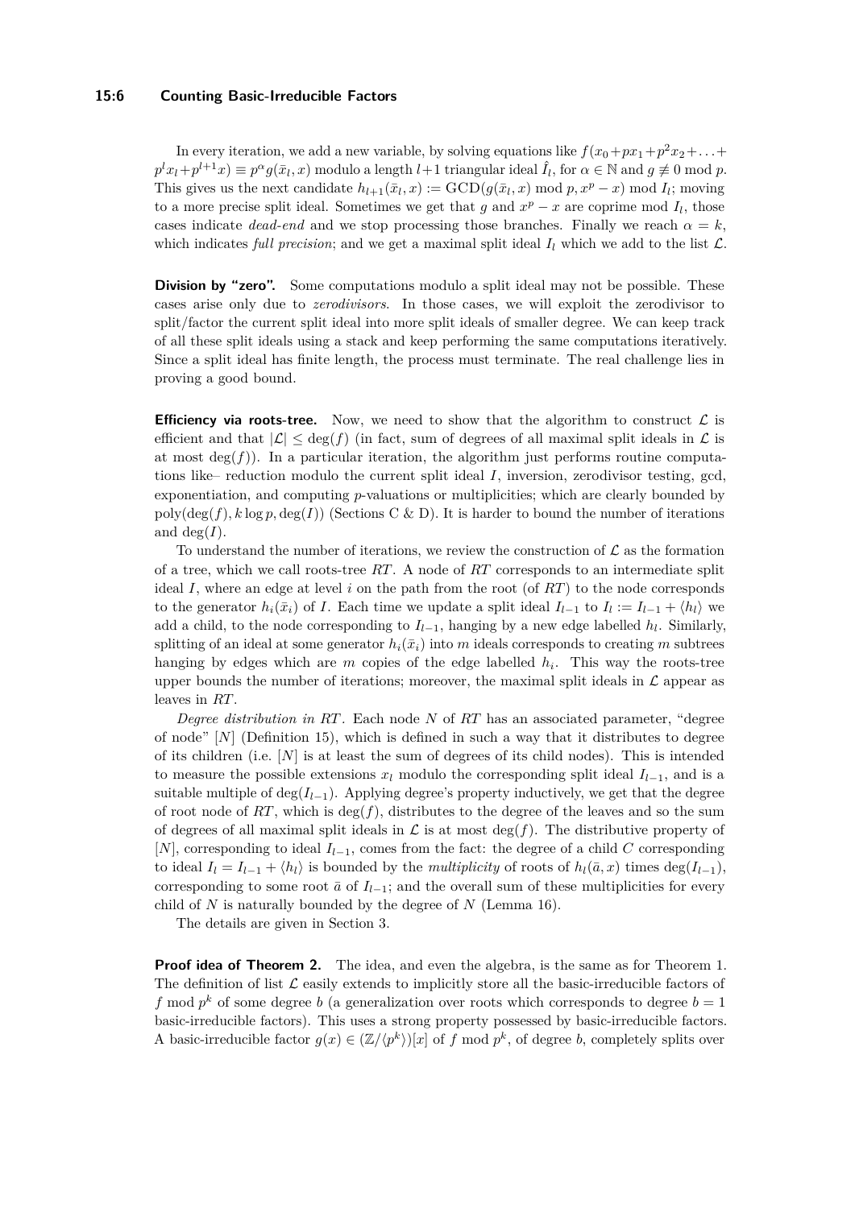In every iteration, we add a new variable, by solving equations like $f(x_0+px_1+p^2x_2+\ldots+p^lx_l+p^{l+1}x) \equiv p^\alpha g(\bar{x}_l, x)$ modulo a length $l+1$ triangular ideal $\hat{I}_l$, for $\alpha \in \mathbb{N}$ and $g \not\equiv 0 \bmod p$. This gives us the next candidate $h_{l+1}(\bar{x}_l, x) := \text{GCD}(g(\bar{x}_l, x) \bmod p, x^p - x) \bmod I_l$; moving to a more precise split ideal. Sometimes we get that $g$ and $x^p - x$ are coprime mod $I_l$, those cases indicate *dead-end* and we stop processing those branches. Finally we reach $\alpha = k$, which indicates *full precision*; and we get a maximal split ideal $I_l$ which we add to the list $\mathcal{L}$.

**Division by "zero".** Some computations modulo a split ideal may not be possible. These cases arise only due to *zerodivisors*. In those cases, we will exploit the zerodivisor to split/factor the current split ideal into more split ideals of smaller degree. We can keep track of all these split ideals using a stack and keep performing the same computations iteratively. Since a split ideal has finite length, the process must terminate. The real challenge lies in proving a good bound.

**Efficiency via roots-tree.** Now, we need to show that the algorithm to construct $\mathcal{L}$ is efficient and that $|\mathcal{L}| \le \deg(f)$ (in fact, sum of degrees of all maximal split ideals in $\mathcal{L}$ is at most $\deg(f)$). In a particular iteration, the algorithm just performs routine computations like– reduction modulo the current split ideal $I$, inversion, zerodivisor testing, gcd, exponentiation, and computing $p$-valuations or multiplicities; which are clearly bounded by $\text{poly}(\deg(f), k\log p, \deg(I))$ (Sections C & D). It is harder to bound the number of iterations and $\deg(I)$.

To understand the number of iterations, we review the construction of $\mathcal{L}$ as the formation of a tree, which we call roots-tree $RT$. A node of $RT$ corresponds to an intermediate split ideal $I$, where an edge at level $i$ on the path from the root (of $RT$) to the node corresponds to the generator $h_i(\bar{x}_i)$ of $I$. Each time we update a split ideal $I_{l-1}$ to $I_l := I_{l-1} + \langle h_l \rangle$ we add a child, to the node corresponding to $I_{l-1}$, hanging by a new edge labelled $h_l$. Similarly, splitting of an ideal at some generator $h_i(\bar{x}_i)$ into $m$ ideals corresponds to creating $m$ subtrees hanging by edges which are $m$ copies of the edge labelled $h_i$. This way the roots-tree upper bounds the number of iterations; moreover, the maximal split ideals in $\mathcal{L}$ appear as leaves in $RT$.

*Degree distribution in $RT$.* Each node $N$ of $RT$ has an associated parameter, "degree of node" $[N]$ (Definition 15), which is defined in such a way that it distributes to degree of its children (i.e. $[N]$ is at least the sum of degrees of its child nodes). This is intended to measure the possible extensions $x_l$ modulo the corresponding split ideal $I_{l-1}$, and is a suitable multiple of $\deg(I_{l-1})$. Applying degree's property inductively, we get that the degree of root node of $RT$, which is $\deg(f)$, distributes to the degree of the leaves and so the sum of degrees of all maximal split ideals in $\mathcal{L}$ is at most $\deg(f)$. The distributive property of $[N]$, corresponding to ideal $I_{l-1}$, comes from the fact: the degree of a child $C$ corresponding to ideal $I_l = I_{l-1} + \langle h_l \rangle$ is bounded by the *multiplicity* of roots of $h_l(\bar{a}, x)$ times $\deg(I_{l-1})$, corresponding to some root $\bar{a}$ of $I_{l-1}$; and the overall sum of these multiplicities for every child of $N$ is naturally bounded by the degree of $N$ (Lemma 16).

The details are given in Section 3.

**Proof idea of Theorem 2.** The idea, and even the algebra, is the same as for Theorem 1. The definition of list $\mathcal{L}$ easily extends to implicitly store all the basic-irreducible factors of $f \bmod p^k$ of some degree $b$ (a generalization over roots which corresponds to degree $b = 1$ basic-irreducible factors). This uses a strong property possessed by basic-irreducible factors. A basic-irreducible factor $g(x) \in (\mathbb{Z}/\langle p^k \rangle)[x]$ of $f \bmod p^k$, of degree $b$, completely splits over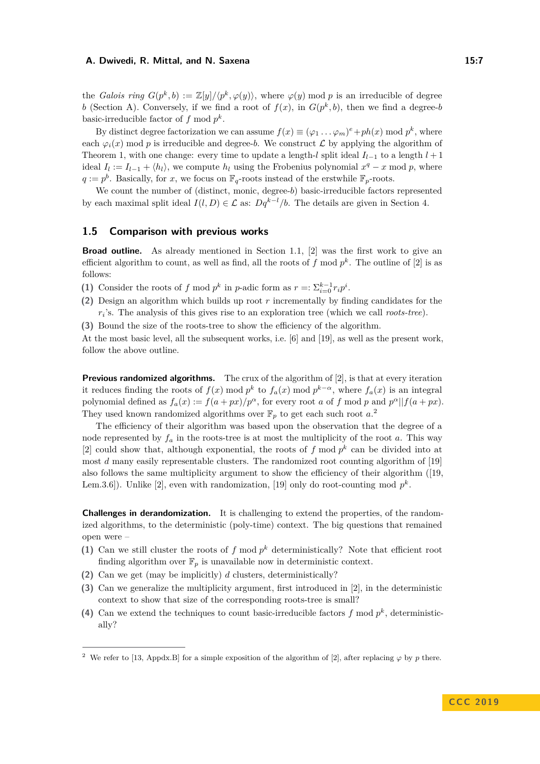the *Galois ring* $G(p^k, b) := \mathbb{Z}[y]/\langle p^k, \varphi(y)\rangle$, where $\varphi(y) \bmod p$ is an irreducible of degree $b$ (Section A). Conversely, if we find a root of $f(x)$, in $G(p^k, b)$, then we find a degree-$b$ basic-irreducible factor of $f \bmod p^k$.

By distinct degree factorization we can assume $f(x) \equiv (\varphi_1 \ldots \varphi_m)^e + ph(x) \bmod p^k$, where each $\varphi_i(x) \bmod p$ is irreducible and degree-$b$. We construct $\mathcal{L}$ by applying the algorithm of Theorem 1, with one change: every time to update a length-$l$ split ideal $I_{l-1}$ to a length $l+1$ ideal $I_l := I_{l-1} + \langle h_l \rangle$, we compute $h_l$ using the Frobenius polynomial $x^q - x \bmod p$, where $q := p^b$. Basically, for $x$, we focus on $\mathbb{F}_q$-roots instead of the erstwhile $\mathbb{F}_p$-roots.

We count the number of (distinct, monic, degree-$b$) basic-irreducible factors represented by each maximal split ideal $I(l, D) \in \mathcal{L}$ as: $Dq^{k-l}/b$. The details are given in Section 4.

## 1.5 Comparison with previous works

**Broad outline.** As already mentioned in Section 1.1, [2] was the first work to give an efficient algorithm to count, as well as find, all the roots of $f \bmod p^k$. The outline of [2] is as follows:

**(1)** Consider the roots of $f \bmod p^k$ in $p$-adic form as $r =: \Sigma_{i=0}^{k-1} r_i p^i$.

**(2)** Design an algorithm which builds up root $r$ incrementally by finding candidates for the $r_i$'s. The analysis of this gives rise to an exploration tree (which we call *roots-tree*).

**(3)** Bound the size of the roots-tree to show the efficiency of the algorithm.

At the most basic level, all the subsequent works, i.e. [6] and [19], as well as the present work, follow the above outline.

**Previous randomized algorithms.** The crux of the algorithm of [2], is that at every iteration it reduces finding the roots of $f(x) \bmod p^k$ to $f_a(x) \bmod p^{k-\alpha}$, where $f_a(x)$ is an integral polynomial defined as $f_a(x) := f(a + px)/p^\alpha$, for every root $a$ of $f \bmod p$ and $p^\alpha || f(a + px)$. They used known randomized algorithms over $\mathbb{F}_p$ to get each such root $a$.[2]

The efficiency of their algorithm was based upon the observation that the degree of a node represented by $f_a$ in the roots-tree is at most the multiplicity of the root $a$. This way [2] could show that, although exponential, the roots of $f \bmod p^k$ can be divided into at most $d$ many easily representable clusters. The randomized root counting algorithm of [19] also follows the same multiplicity argument to show the efficiency of their algorithm ([19, Lem.3.6]). Unlike [2], even with randomization, [19] only do root-counting mod $p^k$.

**Challenges in derandomization.** It is challenging to extend the properties, of the randomized algorithms, to the deterministic (poly-time) context. The big questions that remained open were –

**(1)** Can we still cluster the roots of $f \bmod p^k$ deterministically? Note that efficient root finding algorithm over $\mathbb{F}_p$ is unavailable now in deterministic context.

**(2)** Can we get (may be implicitly) $d$ clusters, deterministically?

**(3)** Can we generalize the multiplicity argument, first introduced in [2], in the deterministic context to show that size of the corresponding roots-tree is small?

**(4)** Can we extend the techniques to count basic-irreducible factors $f \bmod p^k$, deterministically?

---

[2] We refer to [13, Appdx.B] for a simple exposition of the algorithm of [2], after replacing $\varphi$ by $p$ there.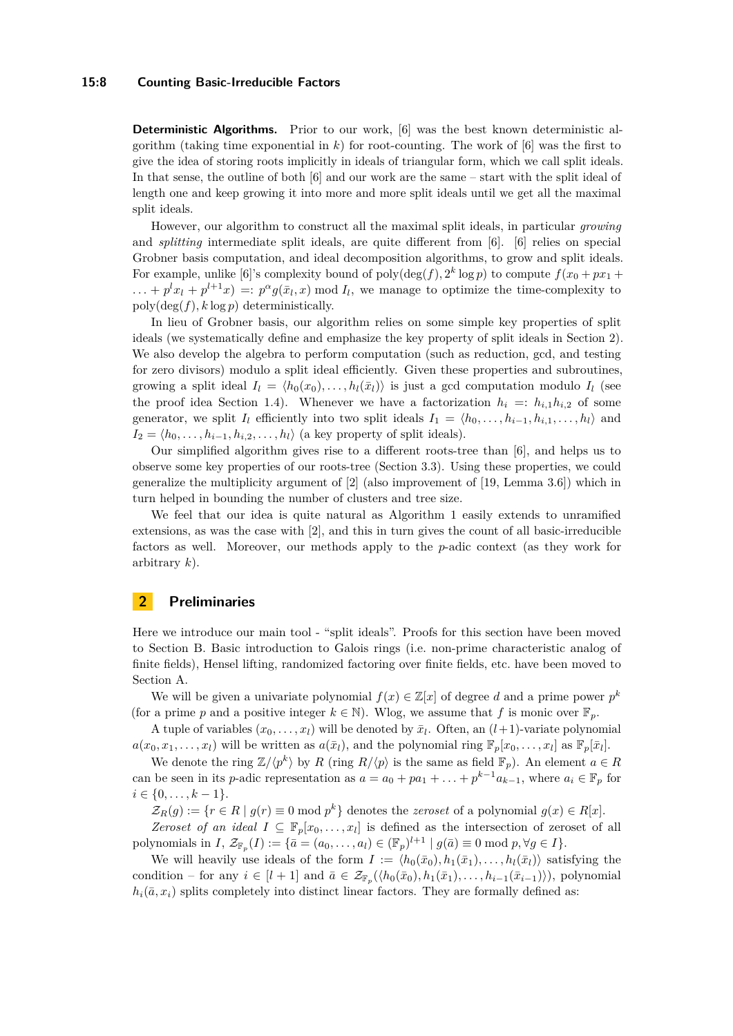**Deterministic Algorithms.** Prior to our work, [6] was the best known deterministic algorithm (taking time exponential in $k$) for root-counting. The work of [6] was the first to give the idea of storing roots implicitly in ideals of triangular form, which we call split ideals. In that sense, the outline of both [6] and our work are the same – start with the split ideal of length one and keep growing it into more and more split ideals until we get all the maximal split ideals.

However, our algorithm to construct all the maximal split ideals, in particular *growing* and *splitting* intermediate split ideals, are quite different from [6]. [6] relies on special Grobner basis computation, and ideal decomposition algorithms, to grow and split ideals. For example, unlike [6]'s complexity bound of $\text{poly}(\deg(f), 2^k \log p)$ to compute $f(x_0 + px_1 + \ldots + p^l x_l + p^{l+1}x) =: p^\alpha g(\bar{x}_l, x) \bmod I_l$, we manage to optimize the time-complexity to $\text{poly}(\deg(f), k \log p)$ deterministically.

In lieu of Grobner basis, our algorithm relies on some simple key properties of split ideals (we systematically define and emphasize the key property of split ideals in Section 2). We also develop the algebra to perform computation (such as reduction, gcd, and testing for zero divisors) modulo a split ideal efficiently. Given these properties and subroutines, growing a split ideal $I_l = \langle h_0(x_0), \ldots, h_l(\bar{x}_l)\rangle$ is just a gcd computation modulo $I_l$ (see the proof idea Section 1.4). Whenever we have a factorization $h_i =: h_{i,1}h_{i,2}$ of some generator, we split $I_l$ efficiently into two split ideals $I_1 = \langle h_0, \ldots, h_{i-1}, h_{i,1}, \ldots, h_l\rangle$ and $I_2 = \langle h_0, \ldots, h_{i-1}, h_{i,2}, \ldots, h_l\rangle$ (a key property of split ideals).

Our simplified algorithm gives rise to a different roots-tree than [6], and helps us to observe some key properties of our roots-tree (Section 3.3). Using these properties, we could generalize the multiplicity argument of [2] (also improvement of [19, Lemma 3.6]) which in turn helped in bounding the number of clusters and tree size.

We feel that our idea is quite natural as Algorithm 1 easily extends to unramified extensions, as was the case with [2], and this in turn gives the count of all basic-irreducible factors as well. Moreover, our methods apply to the $p$-adic context (as they work for arbitrary $k$).

## 2 Preliminaries

Here we introduce our main tool - "split ideals". Proofs for this section have been moved to Section B. Basic introduction to Galois rings (i.e. non-prime characteristic analog of finite fields), Hensel lifting, randomized factoring over finite fields, etc. have been moved to Section A.

We will be given a univariate polynomial $f(x) \in \mathbb{Z}[x]$ of degree $d$ and a prime power $p^k$ (for a prime $p$ and a positive integer $k \in \mathbb{N}$). Wlog, we assume that $f$ is monic over $\mathbb{F}_p$.

A tuple of variables $(x_0, \ldots, x_l)$ will be denoted by $\bar{x}_l$. Often, an $(l+1)$-variate polynomial $a(x_0, x_1, \ldots, x_l)$ will be written as $a(\bar{x}_l)$, and the polynomial ring $\mathbb{F}_p[x_0, \ldots, x_l]$ as $\mathbb{F}_p[\bar{x}_l]$.

We denote the ring $\mathbb{Z}/\langle p^k\rangle$ by $R$ (ring $R/\langle p\rangle$ is the same as field $\mathbb{F}_p$). An element $a \in R$ can be seen in its $p$-adic representation as $a = a_0 + pa_1 + \ldots + p^{k-1}a_{k-1}$, where $a_i \in \mathbb{F}_p$ for $i \in \{0, \ldots, k-1\}$.

$\mathcal{Z}_R(g) := \{r \in R \mid g(r) \equiv 0 \bmod p^k\}$ denotes the *zeroset* of a polynomial $g(x) \in R[x]$.

*Zeroset of an ideal* $I \subseteq \mathbb{F}_p[x_0, \ldots, x_l]$ is defined as the intersection of zeroset of all polynomials in $I$, $\mathcal{Z}_{\mathbb{F}_p}(I) := \{\bar{a} = (a_0, \ldots, a_l) \in (\mathbb{F}_p)^{l+1} \mid g(\bar{a}) \equiv 0 \bmod p, \forall g \in I\}$.

We will heavily use ideals of the form $I := \langle h_0(\bar{x}_0), h_1(\bar{x}_1), \ldots, h_l(\bar{x}_l)\rangle$ satisfying the condition – for any $i \in [l+1]$ and $\bar{a} \in \mathcal{Z}_{\mathbb{F}_p}(\langle h_0(\bar{x}_0), h_1(\bar{x}_1), \ldots, h_{i-1}(\bar{x}_{i-1})\rangle)$, polynomial $h_i(\bar{a}, x_i)$ splits completely into distinct linear factors. They are formally defined as: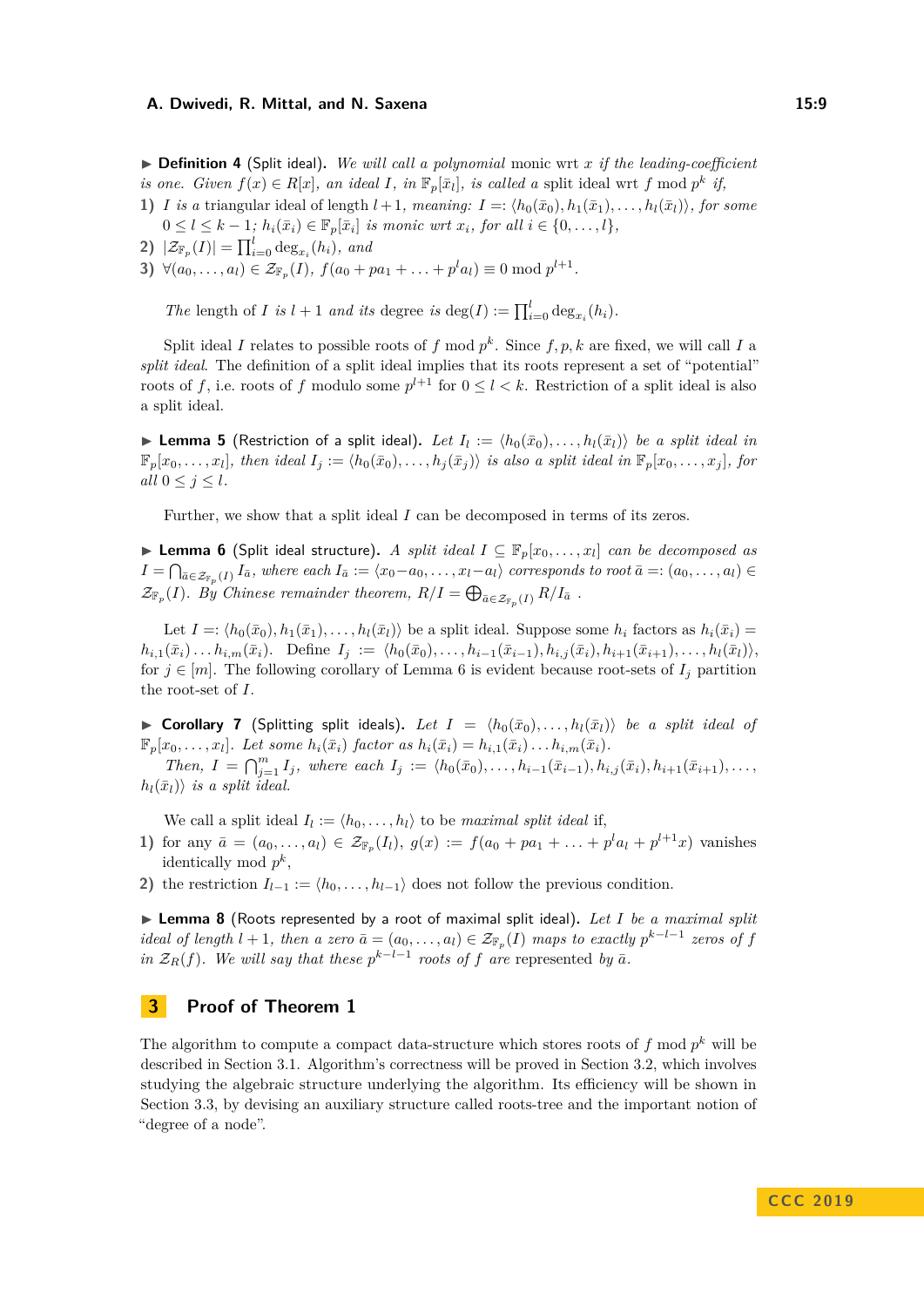▶ **Definition 4** (Split ideal). *We will call a polynomial* monic *wrt $x$ if the leading-coefficient is one. Given $f(x) \in R[x]$, an ideal $I$, in $\mathbb{F}_p[\bar{x}_l]$, is called a* split ideal *wrt $f \bmod p^k$ if,*

1) *$I$ is a* triangular ideal *of length $l+1$, meaning: $I =: \langle h_0(\bar{x}_0), h_1(\bar{x}_1), \ldots, h_l(\bar{x}_l)\rangle$, for some $0 \le l \le k-1$; $h_i(\bar{x}_i) \in \mathbb{F}_p[\bar{x}_i]$ is monic wrt $x_i$, for all $i \in \{0, \ldots, l\}$,*
2) *$|\mathcal{Z}_{\mathbb{F}_p}(I)| = \prod_{i=0}^{l} \deg_{x_i}(h_i)$, and*
3) *$\forall (a_0, \ldots, a_l) \in \mathcal{Z}_{\mathbb{F}_p}(I)$, $f(a_0 + pa_1 + \ldots + p^l a_l) \equiv 0 \bmod p^{l+1}$.*

*The* length *of $I$ is $l+1$ and its* degree *is $\deg(I) := \prod_{i=0}^{l} \deg_{x_i}(h_i)$.*

Split ideal $I$ relates to possible roots of $f \bmod p^k$. Since $f, p, k$ are fixed, we will call $I$ a *split ideal*. The definition of a split ideal implies that its roots represent a set of "potential" roots of $f$, i.e. roots of $f$ modulo some $p^{l+1}$ for $0 \le l < k$. Restriction of a split ideal is also a split ideal.

▶ **Lemma 5** (Restriction of a split ideal). *Let $I_l := \langle h_0(\bar{x}_0), \ldots, h_l(\bar{x}_l)\rangle$ be a split ideal in $\mathbb{F}_p[x_0, \ldots, x_l]$, then ideal $I_j := \langle h_0(\bar{x}_0), \ldots, h_j(\bar{x}_j)\rangle$ is also a split ideal in $\mathbb{F}_p[x_0, \ldots, x_j]$, for all $0 \le j \le l$.*

Further, we show that a split ideal $I$ can be decomposed in terms of its zeros.

▶ **Lemma 6** (Split ideal structure). *A split ideal $I \subseteq \mathbb{F}_p[x_0, \ldots, x_l]$ can be decomposed as $I = \bigcap_{\bar{a} \in \mathcal{Z}_{\mathbb{F}_p}(I)} I_{\bar{a}}$, where each $I_{\bar{a}} := \langle x_0 - a_0, \ldots, x_l - a_l\rangle$ corresponds to root $\bar{a} =: (a_0, \ldots, a_l) \in \mathcal{Z}_{\mathbb{F}_p}(I)$. By Chinese remainder theorem, $R/I = \bigoplus_{\bar{a} \in \mathcal{Z}_{\mathbb{F}_p}(I)} R/I_{\bar{a}}$ .*

Let $I =: \langle h_0(\bar{x}_0), h_1(\bar{x}_1), \ldots, h_l(\bar{x}_l)\rangle$ be a split ideal. Suppose some $h_i$ factors as $h_i(\bar{x}_i) = h_{i,1}(\bar{x}_i) \ldots h_{i,m}(\bar{x}_i)$. Define $I_j := \langle h_0(\bar{x}_0), \ldots, h_{i-1}(\bar{x}_{i-1}), h_{i,j}(\bar{x}_i), h_{i+1}(\bar{x}_{i+1}), \ldots, h_l(\bar{x}_l)\rangle$, for $j \in [m]$. The following corollary of Lemma 6 is evident because root-sets of $I_j$ partition the root-set of $I$.

▶ **Corollary 7** (Splitting split ideals). *Let $I = \langle h_0(\bar{x}_0), \ldots, h_l(\bar{x}_l)\rangle$ be a split ideal of $\mathbb{F}_p[x_0, \ldots, x_l]$. Let some $h_i(\bar{x}_i)$ factor as $h_i(\bar{x}_i) = h_{i,1}(\bar{x}_i) \ldots h_{i,m}(\bar{x}_i)$.*

*Then, $I = \bigcap_{j=1}^{m} I_j$, where each $I_j := \langle h_0(\bar{x}_0), \ldots, h_{i-1}(\bar{x}_{i-1}), h_{i,j}(\bar{x}_i), h_{i+1}(\bar{x}_{i+1}), \ldots, h_l(\bar{x}_l)\rangle$ is a split ideal.*

We call a split ideal $I_l := \langle h_0, \ldots, h_l\rangle$ to be *maximal split ideal* if,

1) for any $\bar{a} = (a_0, \ldots, a_l) \in \mathcal{Z}_{\mathbb{F}_p}(I_l)$, $g(x) := f(a_0 + pa_1 + \ldots + p^l a_l + p^{l+1} x)$ vanishes identically mod $p^k$,
2) the restriction $I_{l-1} := \langle h_0, \ldots, h_{l-1}\rangle$ does not follow the previous condition.

▶ **Lemma 8** (Roots represented by a root of maximal split ideal). *Let $I$ be a maximal split ideal of length $l+1$, then a zero $\bar{a} = (a_0, \ldots, a_l) \in \mathcal{Z}_{\mathbb{F}_p}(I)$ maps to exactly $p^{k-l-1}$ zeros of $f$ in $\mathcal{Z}_R(f)$. We will say that these $p^{k-l-1}$ roots of $f$ are* represented *by $\bar{a}$.*

## 3 Proof of Theorem 1

The algorithm to compute a compact data-structure which stores roots of $f \bmod p^k$ will be described in Section 3.1. Algorithm's correctness will be proved in Section 3.2, which involves studying the algebraic structure underlying the algorithm. Its efficiency will be shown in Section 3.3, by devising an auxiliary structure called roots-tree and the important notion of "degree of a node".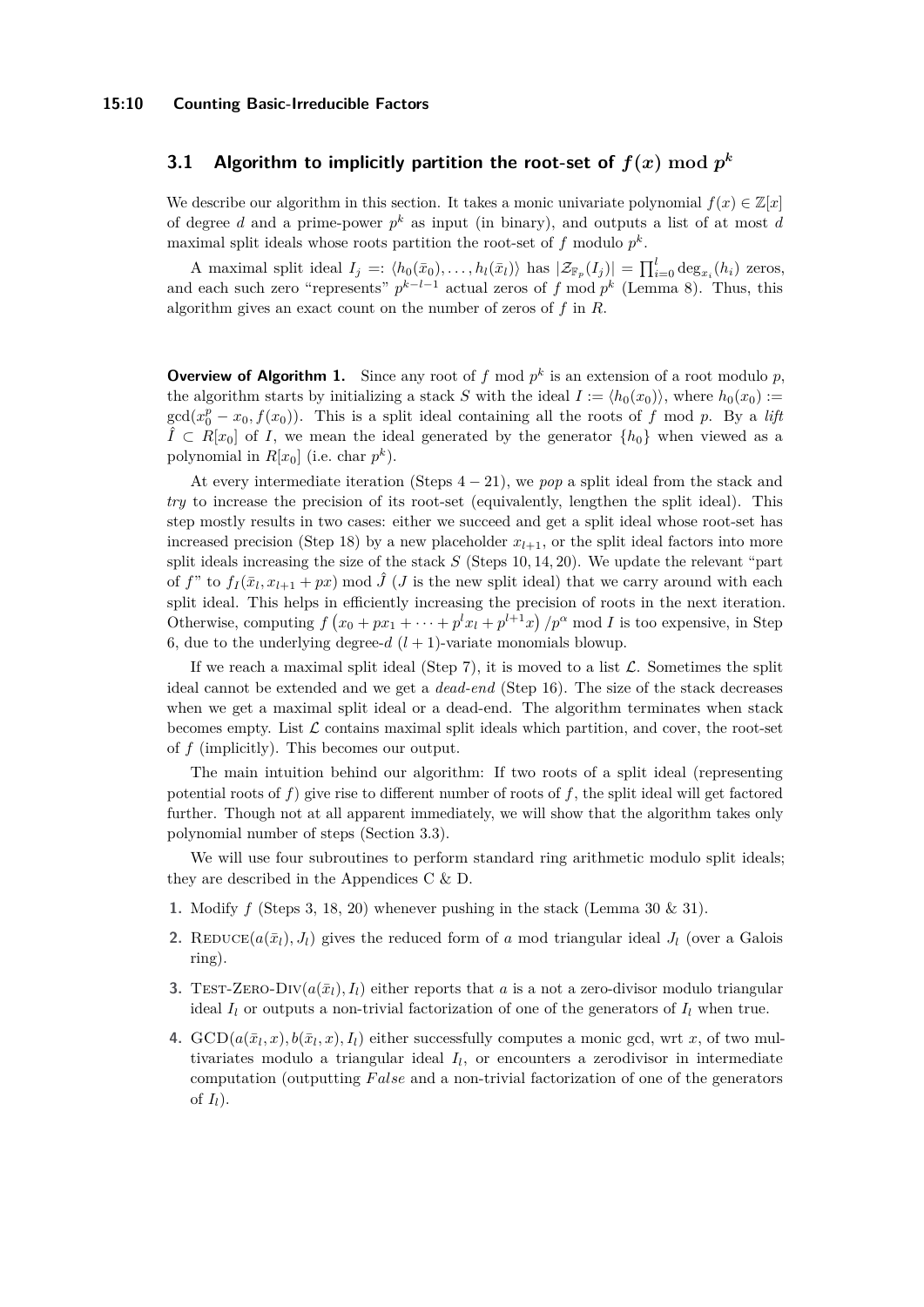## 3.1 Algorithm to implicitly partition the root-set of $f(x) \bmod p^k$

We describe our algorithm in this section. It takes a monic univariate polynomial $f(x) \in \mathbb{Z}[x]$ of degree $d$ and a prime-power $p^k$ as input (in binary), and outputs a list of at most $d$ maximal split ideals whose roots partition the root-set of $f$ modulo $p^k$.

A maximal split ideal $I_j =: \langle h_0(\bar{x}_0), \ldots, h_l(\bar{x}_l) \rangle$ has $|\mathcal{Z}_{\mathbb{F}_p}(I_j)| = \prod_{i=0}^{l} \deg_{x_i}(h_i)$ zeros, and each such zero "represents" $p^{k-l-1}$ actual zeros of $f \bmod p^k$ (Lemma 8). Thus, this algorithm gives an exact count on the number of zeros of $f$ in $R$.

**Overview of Algorithm 1.** Since any root of $f \bmod p^k$ is an extension of a root modulo $p$, the algorithm starts by initializing a stack $S$ with the ideal $I := \langle h_0(x_0) \rangle$, where $h_0(x_0) := \gcd(x_0^p - x_0, f(x_0))$. This is a split ideal containing all the roots of $f \bmod p$. By a *lift* $\hat{I} \subset R[x_0]$ of $I$, we mean the ideal generated by the generator $\{h_0\}$ when viewed as a polynomial in $R[x_0]$ (i.e. char $p^k$).

At every intermediate iteration (Steps $4-21$), we *pop* a split ideal from the stack and *try* to increase the precision of its root-set (equivalently, lengthen the split ideal). This step mostly results in two cases: either we succeed and get a split ideal whose root-set has increased precision (Step 18) by a new placeholder $x_{l+1}$, or the split ideal factors into more split ideals increasing the size of the stack $S$ (Steps $10, 14, 20$). We update the relevant "part of $f$" to $f_I(\bar{x}_l, x_{l+1} + px) \bmod \hat{J}$ ($J$ is the new split ideal) that we carry around with each split ideal. This helps in efficiently increasing the precision of roots in the next iteration. Otherwise, computing $f\left(x_0 + px_1 + \cdots + p^l x_l + p^{l+1} x\right)/p^\alpha \bmod I$ is too expensive, in Step 6, due to the underlying degree-$d$ $(l+1)$-variate monomials blowup.

If we reach a maximal split ideal (Step 7), it is moved to a list $\mathcal{L}$. Sometimes the split ideal cannot be extended and we get a *dead-end* (Step 16). The size of the stack decreases when we get a maximal split ideal or a dead-end. The algorithm terminates when stack becomes empty. List $\mathcal{L}$ contains maximal split ideals which partition, and cover, the root-set of $f$ (implicitly). This becomes our output.

The main intuition behind our algorithm: If two roots of a split ideal (representing potential roots of $f$) give rise to different number of roots of $f$, the split ideal will get factored further. Though not at all apparent immediately, we will show that the algorithm takes only polynomial number of steps (Section 3.3).

We will use four subroutines to perform standard ring arithmetic modulo split ideals; they are described in the Appendices C & D.

1. Modify $f$ (Steps 3, 18, 20) whenever pushing in the stack (Lemma 30 & 31).
2. Reduce($a(\bar{x}_l), J_l$) gives the reduced form of $a$ mod triangular ideal $J_l$ (over a Galois ring).
3. Test-Zero-Div($a(\bar{x}_l), I_l$) either reports that $a$ is a not a zero-divisor modulo triangular ideal $I_l$ or outputs a non-trivial factorization of one of the generators of $I_l$ when true.
4. GCD($a(\bar{x}_l, x), b(\bar{x}_l, x), I_l$) either successfully computes a monic gcd, wrt $x$, of two multivariates modulo a triangular ideal $I_l$, or encounters a zerodivisor in intermediate computation (outputting $False$ and a non-trivial factorization of one of the generators of $I_l$).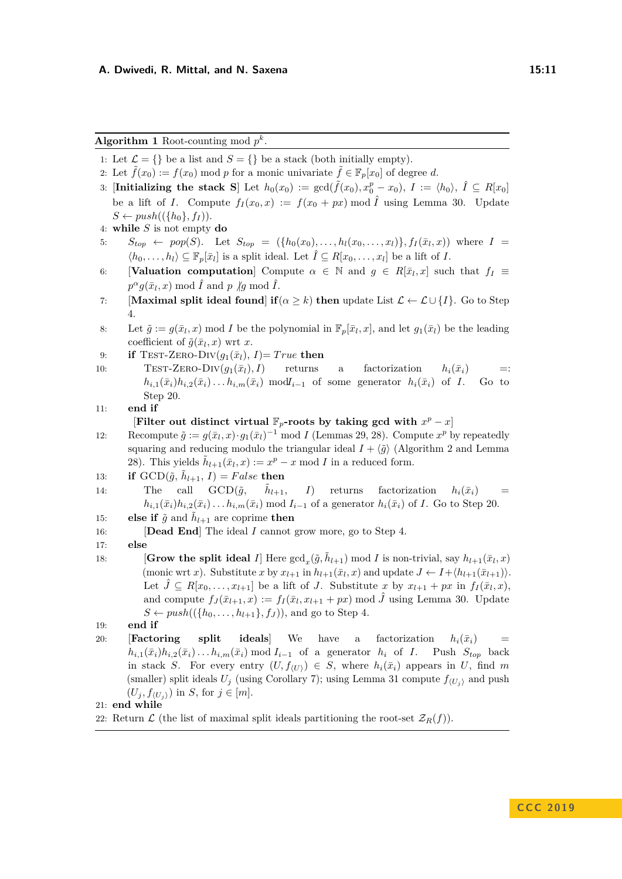**Algorithm 1** Root-counting mod $p^k$.

1: Let $\mathcal{L} = \{\}$ be a list and $S = \{\}$ be a stack (both initially empty).

2: Let $\tilde{f}(x_0) := f(x_0) \bmod p$ for a monic univariate $\tilde{f} \in \mathbb{F}_p[x_0]$ of degree $d$.

3: [**Initializing the stack S**] Let $h_0(x_0) := \gcd(\tilde{f}(x_0), x_0^p - x_0)$, $I := \langle h_0 \rangle$, $\hat{I} \subseteq R[x_0]$ be a lift of $I$. Compute $f_I(x_0, x) := f(x_0 + px) \bmod \hat{I}$ using Lemma 30. Update $S \leftarrow push((\{h_0\}, f_I))$.

4: **while** $S$ is not empty **do**

5: $\quad S_{top} \leftarrow pop(S)$. Let $S_{top} = (\{h_0(x_0), \ldots, h_l(x_0, \ldots, x_l)\}, f_I(\bar{x}_l, x))$ where $I = \langle h_0, \ldots, h_l \rangle \subseteq \mathbb{F}_p[\bar{x}_l]$ is a split ideal. Let $\hat{I} \subseteq R[x_0, \ldots, x_l]$ be a lift of $I$.

6: $\quad$[**Valuation computation**] Compute $\alpha \in \mathbb{N}$ and $g \in R[\bar{x}_l, x]$ such that $f_I \equiv p^\alpha g(\bar{x}_l, x) \bmod \hat{I}$ and $p \not| g \bmod \hat{I}$.

7: $\quad$[**Maximal split ideal found**] **if**$(\alpha \geq k)$ **then** update List $\mathcal{L} \leftarrow \mathcal{L} \cup \{I\}$. Go to Step 4.

8: $\quad$Let $\tilde{g} := g(\bar{x}_l, x) \bmod I$ be the polynomial in $\mathbb{F}_p[\bar{x}_l, x]$, and let $g_1(\bar{x}_l)$ be the leading coefficient of $\tilde{g}(\bar{x}_l, x)$ wrt $x$.

9: $\quad$**if** TEST-ZERO-DIV$(g_1(\bar{x}_l), I)$= $True$ **then**

10: $\quad\quad$TEST-ZERO-DIV$(g_1(\bar{x}_l), I)$ returns a factorization $h_i(\bar{x}_i) =: h_{i,1}(\bar{x}_i)h_{i,2}(\bar{x}_i) \ldots h_{i,m}(\bar{x}_i) \bmod I_{i-1}$ of some generator $h_i(\bar{x}_i)$ of $I$. Go to Step 20.

11: $\quad$**end if**

$\quad$[**Filter out distinct virtual $\mathbb{F}_p$-roots by taking gcd with $x^p - x$**]

12: $\quad$Recompute $\tilde{g} := g(\bar{x}_l, x) \cdot g_1(\bar{x}_l)^{-1} \bmod I$ (Lemmas 29, 28). Compute $x^p$ by repeatedly squaring and reducing modulo the triangular ideal $I + \langle \tilde{g} \rangle$ (Algorithm 2 and Lemma 28). This yields $\tilde{h}_{l+1}(\bar{x}_l, x) := x^p - x \bmod I$ in a reduced form.

13: $\quad$**if** GCD$(\tilde{g}, \tilde{h}_{l+1}, I) = False$ **then**

14: $\quad\quad$The call GCD$(\tilde{g}, \tilde{h}_{l+1}, I)$ returns factorization $h_i(\bar{x}_i) = h_{i,1}(\bar{x}_i)h_{i,2}(\bar{x}_i) \ldots h_{i,m}(\bar{x}_i) \bmod I_{i-1}$ of a generator $h_i(\bar{x}_i)$ of $I$. Go to Step 20.

15: $\quad$**else if** $\tilde{g}$ and $\tilde{h}_{l+1}$ are coprime **then**

16: $\quad\quad$[**Dead End**] The ideal $I$ cannot grow more, go to Step 4.

17: $\quad$**else**

18: $\quad\quad$[**Grow the split ideal $I$**] Here $\gcd_x(\tilde{g}, \tilde{h}_{l+1}) \bmod I$ is non-trivial, say $h_{l+1}(\bar{x}_l, x)$ (monic wrt $x$). Substitute $x$ by $x_{l+1}$ in $h_{l+1}(\bar{x}_l, x)$ and update $J \leftarrow I + \langle h_{l+1}(\bar{x}_{l+1}) \rangle$. Let $\hat{J} \subseteq R[x_0, \ldots, x_{l+1}]$ be a lift of $J$. Substitute $x$ by $x_{l+1} + px$ in $f_I(\bar{x}_l, x)$, and compute $f_J(\bar{x}_{l+1}, x) := f_I(\bar{x}_l, x_{l+1} + px) \bmod \hat{J}$ using Lemma 30. Update $S \leftarrow push((\{h_0, \ldots, h_{l+1}\}, f_J))$, and go to Step 4.

19: $\quad$**end if**

20: $\quad$[**Factoring split ideals**] We have a factorization $h_i(\bar{x}_i) = h_{i,1}(\bar{x}_i)h_{i,2}(\bar{x}_i) \ldots h_{i,m}(\bar{x}_i) \bmod I_{i-1}$ of a generator $h_i$ of $I$. Push $S_{top}$ back in stack $S$. For every entry $(U, f_{\langle U \rangle}) \in S$, where $h_i(\bar{x}_i)$ appears in $U$, find $m$ (smaller) split ideals $U_j$ (using Corollary 7); using Lemma 31 compute $f_{\langle U_j \rangle}$ and push $(U_j, f_{\langle U_j \rangle})$ in $S$, for $j \in [m]$.

21: **end while**

22: Return $\mathcal{L}$ (the list of maximal split ideals partitioning the root-set $\mathcal{Z}_R(f)$).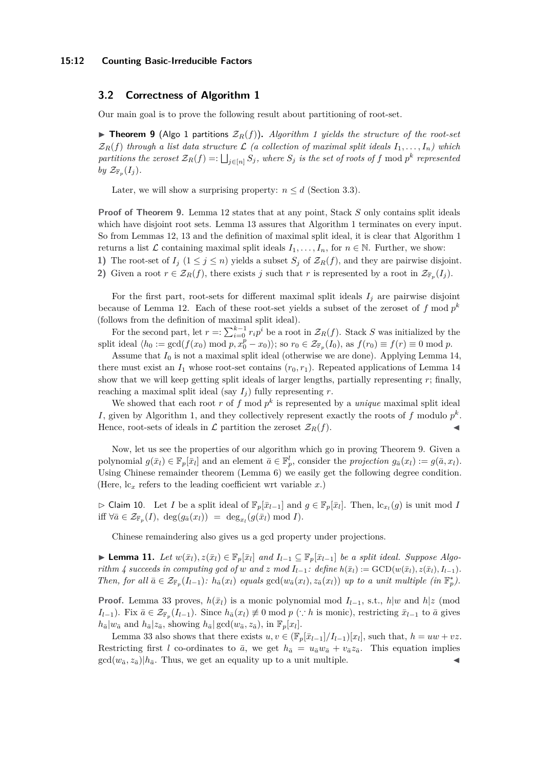## 3.2 Correctness of Algorithm 1

Our main goal is to prove the following result about partitioning of root-set.

▶ **Theorem 9** (Algo 1 partitions $\mathcal{Z}_R(f)$). *Algorithm 1 yields the structure of the root-set $\mathcal{Z}_R(f)$ through a list data structure $\mathcal{L}$ (a collection of maximal split ideals $I_1, \ldots, I_n$) which partitions the zeroset $\mathcal{Z}_R(f) =: \bigsqcup_{j \in [n]} S_j$, where $S_j$ is the set of roots of $f \bmod p^k$ represented by $\mathcal{Z}_{\mathbb{F}_p}(I_j)$.*

Later, we will show a surprising property: $n \leq d$ (Section 3.3).

**Proof of Theorem 9.** Lemma 12 states that at any point, Stack $S$ only contains split ideals which have disjoint root sets. Lemma 13 assures that Algorithm 1 terminates on every input. So from Lemmas 12, 13 and the definition of maximal split ideal, it is clear that Algorithm 1 returns a list $\mathcal{L}$ containing maximal split ideals $I_1, \ldots, I_n$, for $n \in \mathbb{N}$. Further, we show:

**1)** The root-set of $I_j$ $(1 \leq j \leq n)$ yields a subset $S_j$ of $\mathcal{Z}_R(f)$, and they are pairwise disjoint.

**2)** Given a root $r \in \mathcal{Z}_R(f)$, there exists $j$ such that $r$ is represented by a root in $\mathcal{Z}_{\mathbb{F}_p}(I_j)$.

For the first part, root-sets for different maximal split ideals $I_j$ are pairwise disjoint because of Lemma 12. Each of these root-set yields a subset of the zeroset of $f \bmod p^k$ (follows from the definition of maximal split ideal).

For the second part, let $r =: \sum_{i=0}^{k-1} r_i p^i$ be a root in $\mathcal{Z}_R(f)$. Stack $S$ was initialized by the split ideal $\langle h_0 := \gcd(f(x_0) \bmod p, x_0^p - x_0) \rangle$; so $r_0 \in \mathcal{Z}_{\mathbb{F}_p}(I_0)$, as $f(r_0) \equiv f(r) \equiv 0 \bmod p$.

Assume that $I_0$ is not a maximal split ideal (otherwise we are done). Applying Lemma 14, there must exist an $I_1$ whose root-set contains $(r_0, r_1)$. Repeated applications of Lemma 14 show that we will keep getting split ideals of larger lengths, partially representing $r$; finally, reaching a maximal split ideal (say $I_j$) fully representing $r$.

We showed that each root $r$ of $f \bmod p^k$ is represented by a *unique* maximal split ideal $I$, given by Algorithm 1, and they collectively represent exactly the roots of $f$ modulo $p^k$. Hence, root-sets of ideals in $\mathcal{L}$ partition the zeroset $\mathcal{Z}_R(f)$. ◀

Now, let us see the properties of our algorithm which go in proving Theorem 9. Given a polynomial $g(\bar{x}_l) \in \mathbb{F}_p[\bar{x}_l]$ and an element $\bar{a} \in \mathbb{F}_p^l$, consider the *projection* $g_{\bar{a}}(x_l) := g(\bar{a}, x_l)$. Using Chinese remainder theorem (Lemma 6) we easily get the following degree condition. (Here, $\mathrm{lc}_x$ refers to the leading coefficient wrt variable $x$.)

▷ Claim 10. Let $I$ be a split ideal of $\mathbb{F}_p[\bar{x}_{l-1}]$ and $g \in \mathbb{F}_p[\bar{x}_l]$. Then, $\mathrm{lc}_{x_l}(g)$ is unit mod $I$ iff $\forall \bar{a} \in \mathcal{Z}_{\mathbb{F}_p}(I),\ \deg(g_{\bar{a}}(x_l)) = \deg_{x_l}(g(\bar{x}_l) \bmod I)$.

Chinese remaindering also gives us a gcd property under projections.

▶ **Lemma 11.** *Let $w(\bar{x}_l), z(\bar{x}_l) \in \mathbb{F}_p[\bar{x}_l]$ and $I_{l-1} \subseteq \mathbb{F}_p[\bar{x}_{l-1}]$ be a split ideal. Suppose Algorithm 4 succeeds in computing gcd of $w$ and $z$ mod $I_{l-1}$: define $h(\bar{x}_l) := \mathrm{GCD}(w(\bar{x}_l), z(\bar{x}_l), I_{l-1})$. Then, for all $\bar{a} \in \mathcal{Z}_{\mathbb{F}_p}(I_{l-1})$: $h_{\bar{a}}(x_l)$ equals $\gcd(w_{\bar{a}}(x_l), z_{\bar{a}}(x_l))$ up to a unit multiple (in $\mathbb{F}_p^*$).*

**Proof.** Lemma 33 proves, $h(\bar{x}_l)$ is a monic polynomial mod $I_{l-1}$, s.t., $h|w$ and $h|z$ (mod $I_{l-1}$). Fix $\bar{a} \in \mathcal{Z}_{\mathbb{F}_p}(I_{l-1})$. Since $h_{\bar{a}}(x_l) \not\equiv 0 \bmod p$ ($\because h$ is monic), restricting $\bar{x}_{l-1}$ to $\bar{a}$ gives $h_{\bar{a}}|w_{\bar{a}}$ and $h_{\bar{a}}|z_{\bar{a}}$, showing $h_{\bar{a}}|\gcd(w_{\bar{a}}, z_{\bar{a}})$, in $\mathbb{F}_p[x_l]$.

Lemma 33 also shows that there exists $u, v \in (\mathbb{F}_p[\bar{x}_{l-1}]/I_{l-1})[x_l]$, such that, $h = uw + vz$. Restricting first $l$ co-ordinates to $\bar{a}$, we get $h_{\bar{a}} = u_{\bar{a}}w_{\bar{a}} + v_{\bar{a}}z_{\bar{a}}$. This equation implies $\gcd(w_{\bar{a}}, z_{\bar{a}})|h_{\bar{a}}$. Thus, we get an equality up to a unit multiple. ◀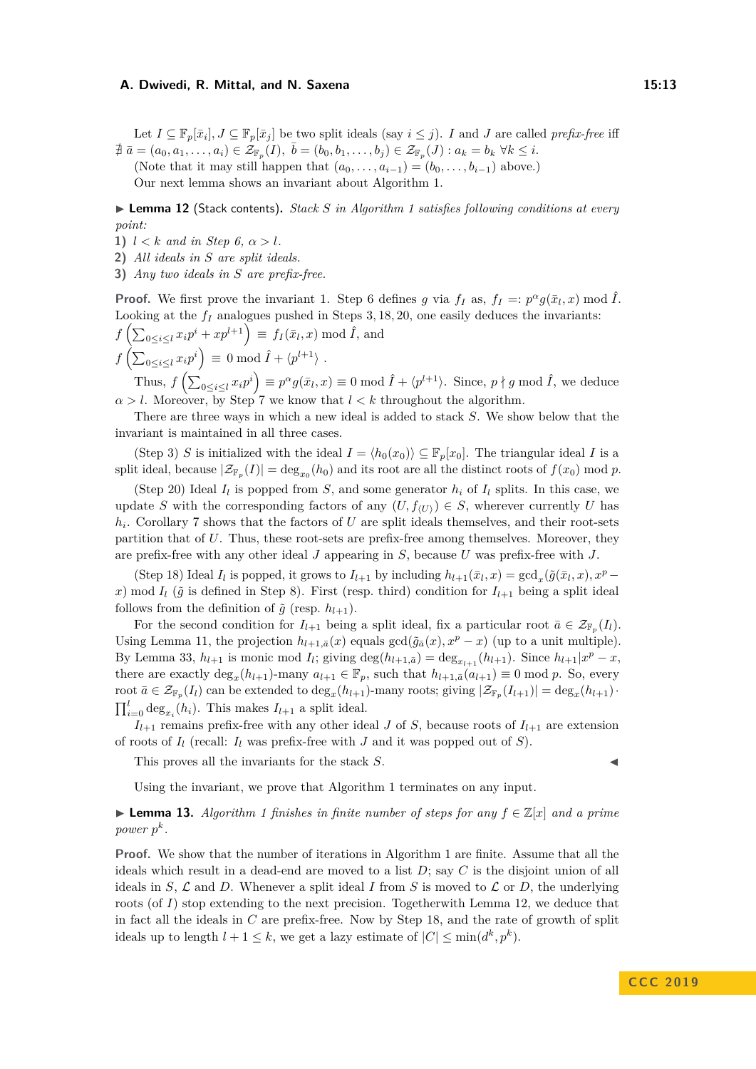Let $I \subseteq \mathbb{F}_p[\bar{x}_i], J \subseteq \mathbb{F}_p[\bar{x}_j]$ be two split ideals (say $i \leq j$). $I$ and $J$ are called *prefix-free* iff $\nexists\, \bar{a} = (a_0, a_1, \ldots, a_i) \in \mathcal{Z}_{\mathbb{F}_p}(I),\ \bar{b} = (b_0, b_1, \ldots, b_j) \in \mathcal{Z}_{\mathbb{F}_p}(J) : a_k = b_k\ \forall k \leq i$.

(Note that it may still happen that $(a_0, \ldots, a_{i-1}) = (b_0, \ldots, b_{i-1})$ above.)

Our next lemma shows an invariant about Algorithm 1.

▶ **Lemma 12** (Stack contents). *Stack $S$ in Algorithm 1 satisfies following conditions at every point:*

**1)** *$l < k$ and in Step 6, $\alpha > l$.*

**2)** *All ideals in $S$ are split ideals.*

**3)** *Any two ideals in $S$ are prefix-free.*

**Proof.** We first prove the invariant 1. Step 6 defines $g$ via $f_I$ as, $f_I =: p^\alpha g(\bar{x}_l, x) \bmod \hat{I}$. Looking at the $f_I$ analogues pushed in Steps 3, 18, 20, one easily deduces the invariants:

$f\left(\sum_{0 \leq i \leq l} x_i p^i + xp^{l+1}\right) \equiv f_I(\bar{x}_l, x) \bmod \hat{I}$, and

$f\left(\sum_{0 \leq i \leq l} x_i p^i\right) \equiv 0 \bmod \hat{I} + \langle p^{l+1} \rangle$ .

Thus, $f\left(\sum_{0 \leq i \leq l} x_i p^i\right) \equiv p^\alpha g(\bar{x}_l, x) \equiv 0 \bmod \hat{I} + \langle p^{l+1} \rangle$. Since, $p \nmid g \bmod \hat{I}$, we deduce $\alpha > l$. Moreover, by Step 7 we know that $l < k$ throughout the algorithm.

There are three ways in which a new ideal is added to stack $S$. We show below that the invariant is maintained in all three cases.

(Step 3) $S$ is initialized with the ideal $I = \langle h_0(x_0) \rangle \subseteq \mathbb{F}_p[x_0]$. The triangular ideal $I$ is a split ideal, because $|\mathcal{Z}_{\mathbb{F}_p}(I)| = \deg_{x_0}(h_0)$ and its root are all the distinct roots of $f(x_0) \bmod p$.

(Step 20) Ideal $I_l$ is popped from $S$, and some generator $h_i$ of $I_l$ splits. In this case, we update $S$ with the corresponding factors of any $(U, f_{\langle U \rangle}) \in S$, wherever currently $U$ has $h_i$. Corollary 7 shows that the factors of $U$ are split ideals themselves, and their root-sets partition that of $U$. Thus, these root-sets are prefix-free among themselves. Moreover, they are prefix-free with any other ideal $J$ appearing in $S$, because $U$ was prefix-free with $J$.

(Step 18) Ideal $I_l$ is popped, it grows to $I_{l+1}$ by including $h_{l+1}(\bar{x}_l, x) = \gcd_x(\tilde{g}(\bar{x}_l, x), x^p - x) \bmod I_l$ ($\tilde{g}$ is defined in Step 8). First (resp. third) condition for $I_{l+1}$ being a split ideal follows from the definition of $\tilde{g}$ (resp. $h_{l+1}$).

For the second condition for $I_{l+1}$ being a split ideal, fix a particular root $\bar{a} \in \mathcal{Z}_{\mathbb{F}_p}(I_l)$. Using Lemma 11, the projection $h_{l+1,\bar{a}}(x)$ equals $\gcd(\tilde{g}_{\bar{a}}(x), x^p - x)$ (up to a unit multiple). By Lemma 33, $h_{l+1}$ is monic mod $I_l$; giving $\deg(h_{l+1,\bar{a}}) = \deg_{x_{l+1}}(h_{l+1})$. Since $h_{l+1} | x^p - x$, there are exactly $\deg_x(h_{l+1})$-many $a_{l+1} \in \mathbb{F}_p$, such that $h_{l+1,\bar{a}}(a_{l+1}) \equiv 0 \bmod p$. So, every root $\bar{a} \in \mathcal{Z}_{\mathbb{F}_p}(I_l)$ can be extended to $\deg_x(h_{l+1})$-many roots; giving $|\mathcal{Z}_{\mathbb{F}_p}(I_{l+1})| = \deg_x(h_{l+1}) \cdot \prod_{i=0}^{l} \deg_{x_i}(h_i)$. This makes $I_{l+1}$ a split ideal.

$I_{l+1}$ remains prefix-free with any other ideal $J$ of $S$, because roots of $I_{l+1}$ are extension of roots of $I_l$ (recall: $I_l$ was prefix-free with $J$ and it was popped out of $S$).

This proves all the invariants for the stack $S$. ◀

Using the invariant, we prove that Algorithm 1 terminates on any input.

▶ **Lemma 13.** *Algorithm 1 finishes in finite number of steps for any $f \in \mathbb{Z}[x]$ and a prime power $p^k$.*

**Proof.** We show that the number of iterations in Algorithm 1 are finite. Assume that all the ideals which result in a dead-end are moved to a list $D$; say $C$ is the disjoint union of all ideals in $S$, $\mathcal{L}$ and $D$. Whenever a split ideal $I$ from $S$ is moved to $\mathcal{L}$ or $D$, the underlying roots (of $I$) stop extending to the next precision. Togetherwith Lemma 12, we deduce that in fact all the ideals in $C$ are prefix-free. Now by Step 18, and the rate of growth of split ideals up to length $l + 1 \leq k$, we get a lazy estimate of $|C| \leq \min(d^k, p^k)$.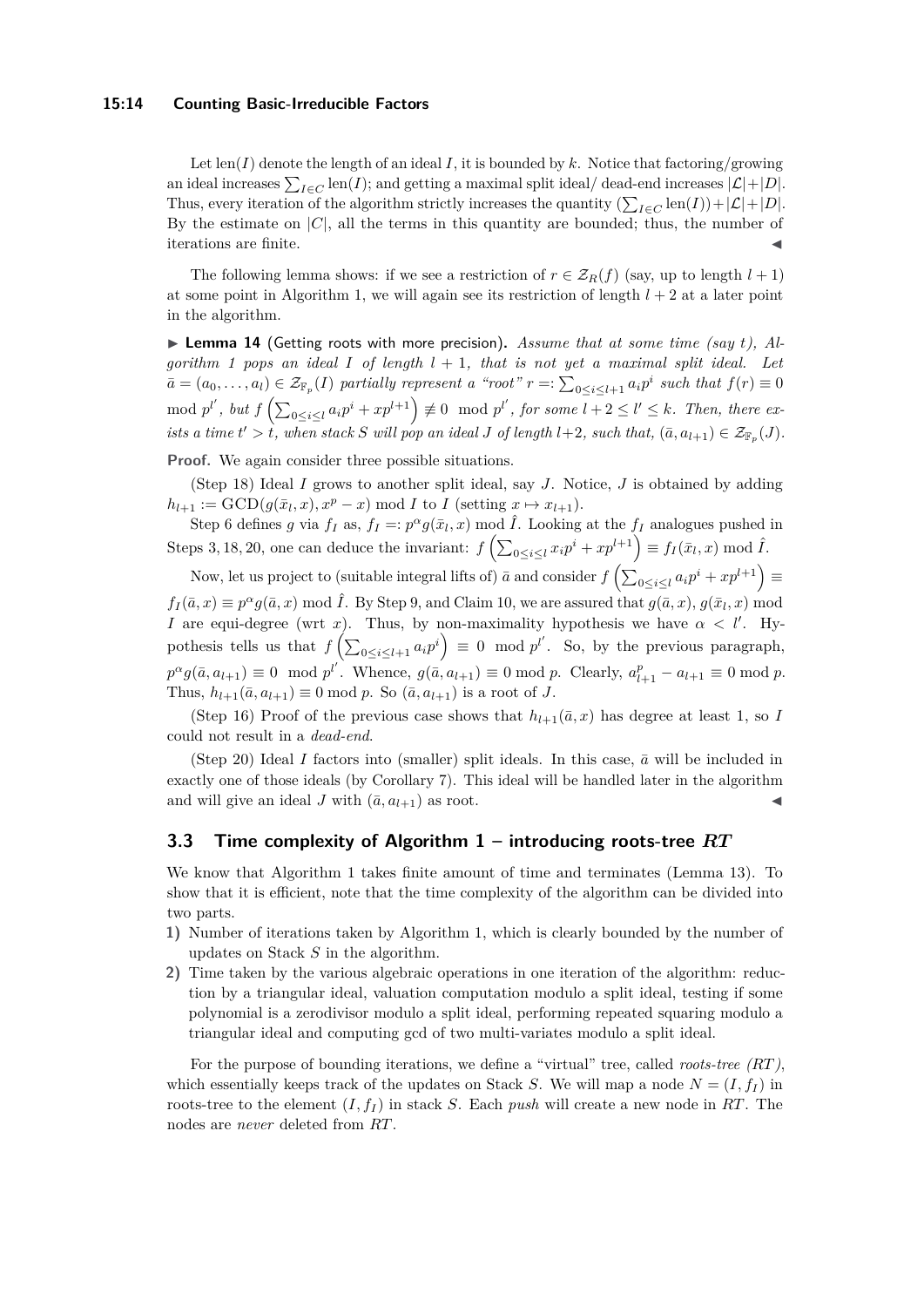Let $\text{len}(I)$ denote the length of an ideal $I$, it is bounded by $k$. Notice that factoring/growing an ideal increases $\sum_{I\in C} \text{len}(I)$; and getting a maximal split ideal/ dead-end increases $|\mathcal{L}|+|D|$. Thus, every iteration of the algorithm strictly increases the quantity $(\sum_{I\in C} \text{len}(I))+|\mathcal{L}|+|D|$. By the estimate on $|C|$, all the terms in this quantity are bounded; thus, the number of iterations are finite. ◀

The following lemma shows: if we see a restriction of $r \in \mathcal{Z}_R(f)$ (say, up to length $l+1$) at some point in Algorithm 1, we will again see its restriction of length $l+2$ at a later point in the algorithm.

▶ **Lemma 14** (Getting roots with more precision)**.** *Assume that at some time (say $t$), Algorithm 1 pops an ideal $I$ of length $l+1$, that is not yet a maximal split ideal. Let $\bar{a} = (a_0, \ldots, a_l) \in \mathcal{Z}_{\mathbb{F}_p}(I)$ partially represent a "root" $r =: \sum_{0\le i\le l+1} a_i p^i$ such that $f(r) \equiv 0 \mod p^{l'}$, but $f\left(\sum_{0\le i\le l} a_i p^i + xp^{l+1}\right) \not\equiv 0 \mod p^{l'}$, for some $l+2 \le l' \le k$. Then, there exists a time $t' > t$, when stack $S$ will pop an ideal $J$ of length $l+2$, such that, $(\bar{a}, a_{l+1}) \in \mathcal{Z}_{\mathbb{F}_p}(J)$.*

**Proof.** We again consider three possible situations.

(Step 18) Ideal $I$ grows to another split ideal, say $J$. Notice, $J$ is obtained by adding $h_{l+1} := \text{GCD}(g(\bar{x}_l, x), x^p - x) \bmod I$ to $I$ (setting $x \mapsto x_{l+1}$).

Step 6 defines $g$ via $f_I$ as, $f_I =: p^\alpha g(\bar{x}_l, x) \bmod \hat{I}$. Looking at the $f_I$ analogues pushed in Steps 3, 18, 20, one can deduce the invariant: $f\left(\sum_{0\le i\le l} x_i p^i + xp^{l+1}\right) \equiv f_I(\bar{x}_l, x) \bmod \hat{I}$.

Now, let us project to (suitable integral lifts of) $\bar{a}$ and consider $f\left(\sum_{0\le i\le l} a_i p^i + xp^{l+1}\right) \equiv f_I(\bar{a}, x) \equiv p^\alpha g(\bar{a}, x) \bmod \hat{I}$. By Step 9, and Claim 10, we are assured that $g(\bar{a}, x)$, $g(\bar{x}_l, x) \bmod I$ are equi-degree (wrt $x$). Thus, by non-maximality hypothesis we have $\alpha < l'$. Hypothesis tells us that $f\left(\sum_{0\le i\le l+1} a_i p^i\right) \equiv 0 \mod p^{l'}$. So, by the previous paragraph, $p^\alpha g(\bar{a}, a_{l+1}) \equiv 0 \mod p^{l'}$. Whence, $g(\bar{a}, a_{l+1}) \equiv 0 \bmod p$. Clearly, $a_{l+1}^p - a_{l+1} \equiv 0 \bmod p$. Thus, $h_{l+1}(\bar{a}, a_{l+1}) \equiv 0 \bmod p$. So $(\bar{a}, a_{l+1})$ is a root of $J$.

(Step 16) Proof of the previous case shows that $h_{l+1}(\bar{a}, x)$ has degree at least 1, so $I$ could not result in a *dead-end*.

(Step 20) Ideal $I$ factors into (smaller) split ideals. In this case, $\bar{a}$ will be included in exactly one of those ideals (by Corollary 7). This ideal will be handled later in the algorithm and will give an ideal $J$ with $(\bar{a}, a_{l+1})$ as root. ◀

## 3.3 Time complexity of Algorithm 1 – introducing roots-tree $RT$

We know that Algorithm 1 takes finite amount of time and terminates (Lemma 13). To show that it is efficient, note that the time complexity of the algorithm can be divided into two parts.

1) Number of iterations taken by Algorithm 1, which is clearly bounded by the number of updates on Stack $S$ in the algorithm.
2) Time taken by the various algebraic operations in one iteration of the algorithm: reduction by a triangular ideal, valuation computation modulo a split ideal, testing if some polynomial is a zerodivisor modulo a split ideal, performing repeated squaring modulo a triangular ideal and computing gcd of two multi-variates modulo a split ideal.

For the purpose of bounding iterations, we define a "virtual" tree, called *roots-tree (RT)*, which essentially keeps track of the updates on Stack $S$. We will map a node $N = (I, f_I)$ in roots-tree to the element $(I, f_I)$ in stack $S$. Each *push* will create a new node in $RT$. The nodes are *never* deleted from $RT$.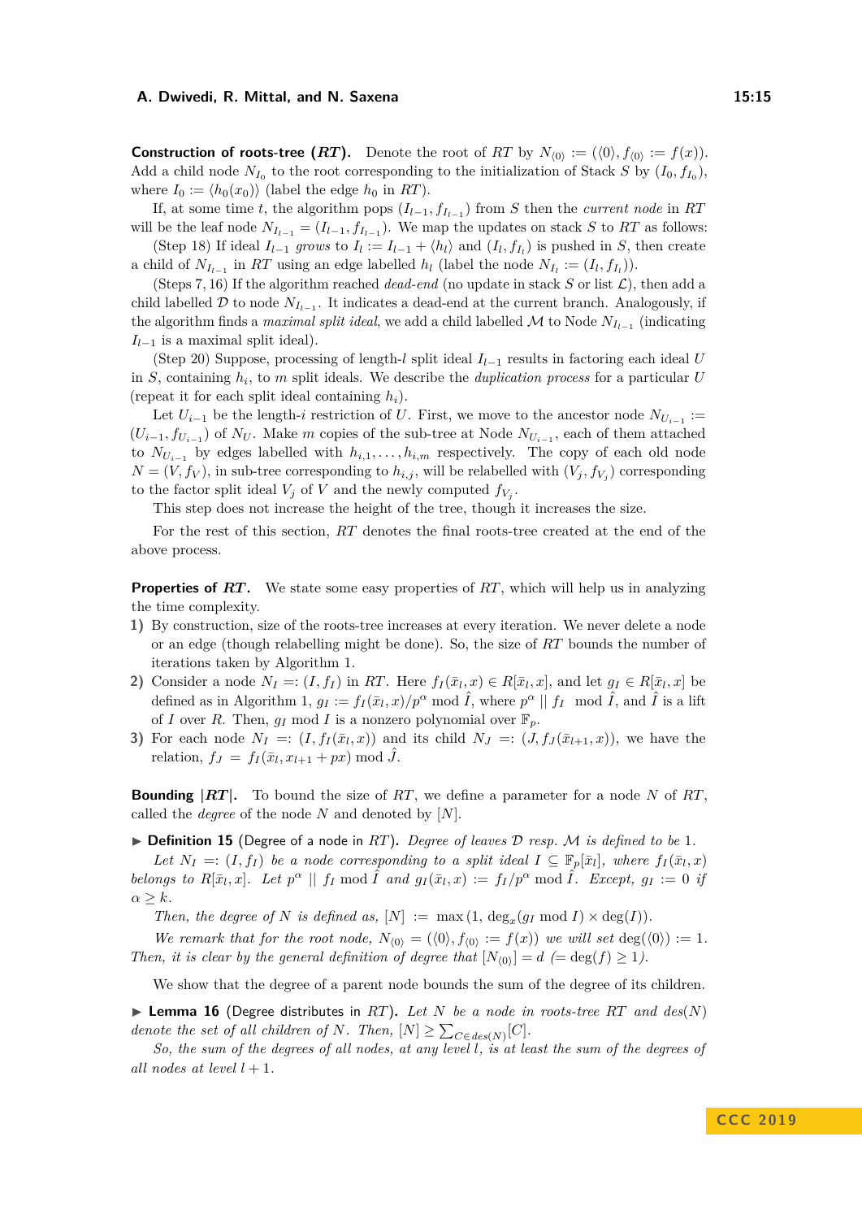**Construction of roots-tree ($RT$).** Denote the root of $RT$ by $N_{\langle 0\rangle} := (\langle 0\rangle, f_{\langle 0\rangle} := f(x))$. Add a child node $N_{I_0}$ to the root corresponding to the initialization of Stack $S$ by $(I_0, f_{I_0})$, where $I_0 := \langle h_0(x_0)\rangle$ (label the edge $h_0$ in $RT$).

If, at some time $t$, the algorithm pops $(I_{l-1}, f_{I_{l-1}})$ from $S$ then the *current node* in $RT$ will be the leaf node $N_{I_{l-1}} = (I_{l-1}, f_{I_{l-1}})$. We map the updates on stack $S$ to $RT$ as follows:

(Step 18) If ideal $I_{l-1}$ *grows* to $I_l := I_{l-1} + \langle h_l\rangle$ and $(I_l, f_{I_l})$ is pushed in $S$, then create a child of $N_{I_{l-1}}$ in $RT$ using an edge labelled $h_l$ (label the node $N_{I_l} := (I_l, f_{I_l})$).

(Steps 7, 16) If the algorithm reached *dead-end* (no update in stack $S$ or list $\mathcal{L}$), then add a child labelled $\mathcal{D}$ to node $N_{I_{l-1}}$. It indicates a dead-end at the current branch. Analogously, if the algorithm finds a *maximal split ideal*, we add a child labelled $\mathcal{M}$ to Node $N_{I_{l-1}}$ (indicating $I_{l-1}$ is a maximal split ideal).

(Step 20) Suppose, processing of length-$l$ split ideal $I_{l-1}$ results in factoring each ideal $U$ in $S$, containing $h_i$, to $m$ split ideals. We describe the *duplication process* for a particular $U$ (repeat it for each split ideal containing $h_i$).

Let $U_{i-1}$ be the length-$i$ restriction of $U$. First, we move to the ancestor node $N_{U_{i-1}} := (U_{i-1}, f_{U_{i-1}})$ of $N_U$. Make $m$ copies of the sub-tree at Node $N_{U_{i-1}}$, each of them attached to $N_{U_{i-1}}$ by edges labelled with $h_{i,1}, \ldots, h_{i,m}$ respectively. The copy of each old node $N = (V, f_V)$, in sub-tree corresponding to $h_{i,j}$, will be relabelled with $(V_j, f_{V_j})$ corresponding to the factor split ideal $V_j$ of $V$ and the newly computed $f_{V_j}$.

This step does not increase the height of the tree, though it increases the size.

For the rest of this section, $RT$ denotes the final roots-tree created at the end of the above process.

**Properties of $RT$.** We state some easy properties of $RT$, which will help us in analyzing the time complexity.

1) By construction, size of the roots-tree increases at every iteration. We never delete a node or an edge (though relabelling might be done). So, the size of $RT$ bounds the number of iterations taken by Algorithm 1.
2) Consider a node $N_I =: (I, f_I)$ in $RT$. Here $f_I(\bar{x}_l, x) \in R[\bar{x}_l, x]$, and let $g_I \in R[\bar{x}_l, x]$ be defined as in Algorithm 1, $g_I := f_I(\bar{x}_l, x)/p^\alpha \bmod \hat{I}$, where $p^\alpha \mid\mid f_I \bmod \hat{I}$, and $\hat{I}$ is a lift of $I$ over $R$. Then, $g_I \bmod I$ is a nonzero polynomial over $\mathbb{F}_p$.
3) For each node $N_I =: (I, f_I(\bar{x}_l, x))$ and its child $N_J =: (J, f_J(\bar{x}_{l+1}, x))$, we have the relation, $f_J = f_I(\bar{x}_l, x_{l+1} + px) \bmod \hat{J}$.

**Bounding $|RT|$.** To bound the size of $RT$, we define a parameter for a node $N$ of $RT$, called the *degree* of the node $N$ and denoted by $[N]$.

▶ **Definition 15** (Degree of a node in $RT$). *Degree of leaves $\mathcal{D}$ resp. $\mathcal{M}$ is defined to be 1.*

*Let $N_I =: (I, f_I)$ be a node corresponding to a split ideal $I \subseteq \mathbb{F}_p[\bar{x}_l]$, where $f_I(\bar{x}_l, x)$ belongs to $R[\bar{x}_l, x]$. Let $p^\alpha \mid\mid f_I \bmod \hat{I}$ and $g_I(\bar{x}_l, x) := f_I/p^\alpha \bmod \hat{I}$. Except, $g_I := 0$ if $\alpha \geq k$.*

*Then, the degree of $N$ is defined as, $[N] := \max(1, \deg_x(g_I \bmod I) \times \deg(I))$.*

*We remark that for the root node, $N_{\langle 0\rangle} = (\langle 0\rangle, f_{\langle 0\rangle} := f(x))$ we will set $\deg(\langle 0\rangle) := 1$. Then, it is clear by the general definition of degree that $[N_{\langle 0\rangle}] = d$ (= $\deg(f) \geq 1$).*

We show that the degree of a parent node bounds the sum of the degree of its children.

▶ **Lemma 16** (Degree distributes in $RT$). *Let $N$ be a node in roots-tree $RT$ and $des(N)$ denote the set of all children of $N$. Then, $[N] \geq \sum_{C \in des(N)} [C]$.*

*So, the sum of the degrees of all nodes, at any level $l$, is at least the sum of the degrees of all nodes at level $l+1$.*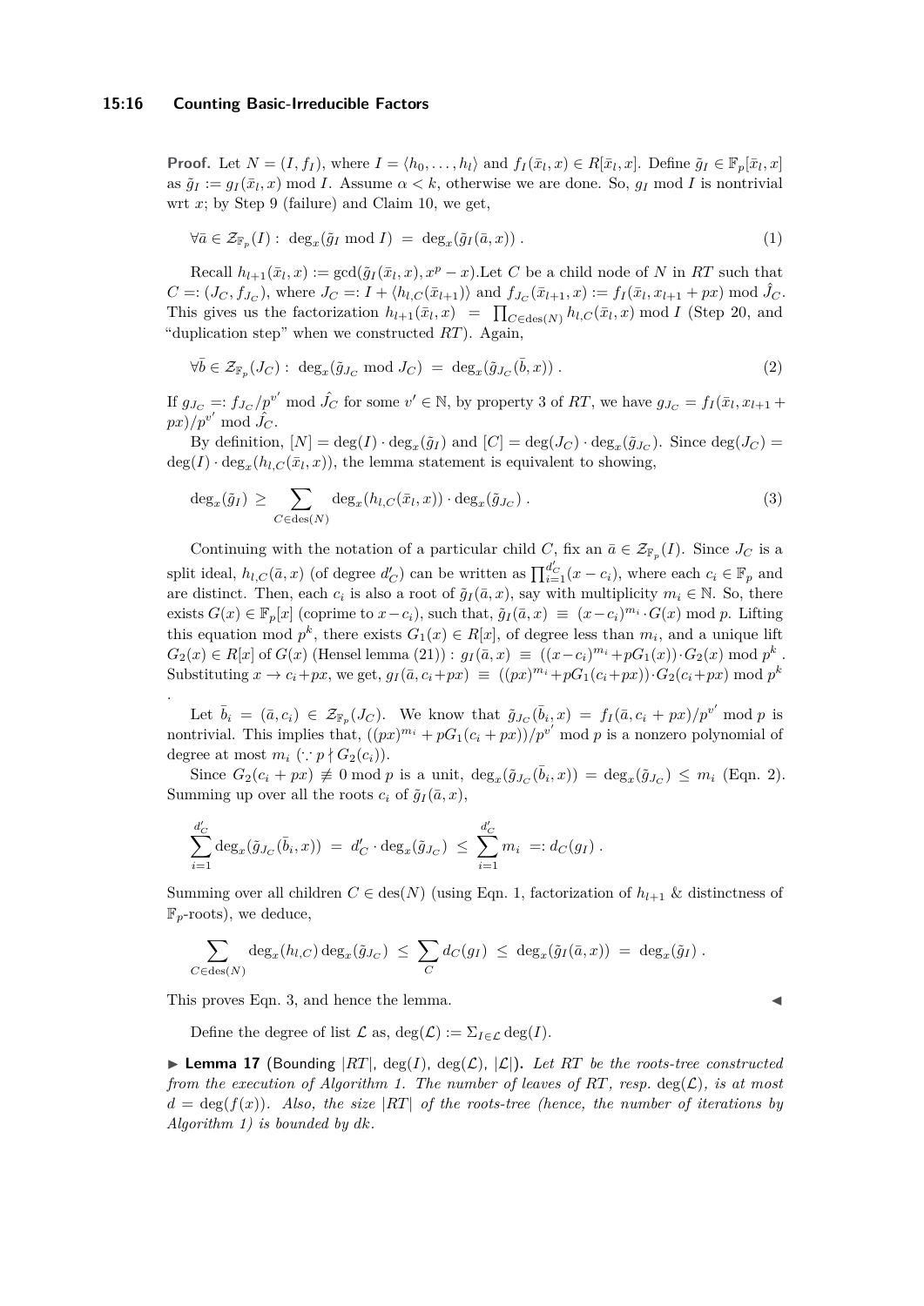**Proof.** Let $N = (I, f_I)$, where $I = \langle h_0, \ldots, h_l \rangle$ and $f_I(\bar{x}_l, x) \in R[\bar{x}_l, x]$. Define $\tilde{g}_I \in \mathbb{F}_p[\bar{x}_l, x]$ as $\tilde{g}_I := g_I(\bar{x}_l, x) \bmod I$. Assume $\alpha < k$, otherwise we are done. So, $g_I \bmod I$ is nontrivial wrt $x$; by Step 9 (failure) and Claim 10, we get,

$$\forall \bar{a} \in \mathcal{Z}_{\mathbb{F}_p}(I) : \ \deg_x(\tilde{g}_I \bmod I) \ = \ \deg_x(\tilde{g}_I(\bar{a}, x)) \ . \tag{1}$$

Recall $h_{l+1}(\bar{x}_l, x) := \gcd(\tilde{g}_I(\bar{x}_l, x), x^p - x)$.Let $C$ be a child node of $N$ in $RT$ such that $C =: (J_C, f_{J_C})$, where $J_C =: I + \langle h_{l,C}(\bar{x}_{l+1}) \rangle$ and $f_{J_C}(\bar{x}_{l+1}, x) := f_I(\bar{x}_l, x_{l+1} + px) \bmod \hat{J}_C$. This gives us the factorization $h_{l+1}(\bar{x}_l, x) \ = \ \prod_{C \in \mathrm{des}(N)} h_{l,C}(\bar{x}_l, x) \bmod I$ (Step 20, and "duplication step" when we constructed $RT$). Again,

$$\forall \bar{b} \in \mathcal{Z}_{\mathbb{F}_p}(J_C) : \ \deg_x(\tilde{g}_{J_C} \bmod J_C) \ = \ \deg_x(\tilde{g}_{J_C}(\bar{b}, x)) \ . \tag{2}$$

If $g_{J_C} =: f_{J_C}/p^{v'} \bmod \hat{J}_C$ for some $v' \in \mathbb{N}$, by property 3 of $RT$, we have $g_{J_C} = f_I(\bar{x}_l, x_{l+1} + px)/p^{v'} \bmod \hat{J}_C$.

By definition, $[N] = \deg(I) \cdot \deg_x(\tilde{g}_I)$ and $[C] = \deg(J_C) \cdot \deg_x(\tilde{g}_{J_C})$. Since $\deg(J_C) = \deg(I) \cdot \deg_x(h_{l,C}(\bar{x}_l, x))$, the lemma statement is equivalent to showing,

$$\deg_x(\tilde{g}_I) \ \geq \sum_{C \in \mathrm{des}(N)} \deg_x(h_{l,C}(\bar{x}_l, x)) \cdot \deg_x(\tilde{g}_{J_C}) \ . \tag{3}$$

Continuing with the notation of a particular child $C$, fix an $\bar{a} \in \mathcal{Z}_{\mathbb{F}_p}(I)$. Since $J_C$ is a split ideal, $h_{l,C}(\bar{a}, x)$ (of degree $d'_C$) can be written as $\prod_{i=1}^{d'_C}(x - c_i)$, where each $c_i \in \mathbb{F}_p$ and are distinct. Then, each $c_i$ is also a root of $\tilde{g}_I(\bar{a}, x)$, say with multiplicity $m_i \in \mathbb{N}$. So, there exists $G(x) \in \mathbb{F}_p[x]$ (coprime to $x - c_i$), such that, $\tilde{g}_I(\bar{a}, x) \ \equiv \ (x - c_i)^{m_i} \cdot G(x) \bmod p$. Lifting this equation mod $p^k$, there exists $G_1(x) \in R[x]$, of degree less than $m_i$, and a unique lift $G_2(x) \in R[x]$ of $G(x)$ (Hensel lemma (21)) : $g_I(\bar{a}, x) \ \equiv \ ((x - c_i)^{m_i} + pG_1(x)) \cdot G_2(x) \bmod p^k$. Substituting $x \to c_i + px$, we get, $g_I(\bar{a}, c_i + px) \ \equiv \ ((px)^{m_i} + pG_1(c_i + px)) \cdot G_2(c_i + px) \bmod p^k$.

Let $\bar{b}_i = (\bar{a}, c_i) \in \mathcal{Z}_{\mathbb{F}_p}(J_C)$. We know that $\tilde{g}_{J_C}(\bar{b}_i, x) = f_I(\bar{a}, c_i + px)/p^{v'} \bmod p$ is nontrivial. This implies that, $((px)^{m_i} + pG_1(c_i + px))/p^{v'} \bmod p$ is a nonzero polynomial of degree at most $m_i$ ($\because p \nmid G_2(c_i)$).

Since $G_2(c_i + px) \not\equiv 0 \bmod p$ is a unit, $\deg_x(\tilde{g}_{J_C}(\bar{b}_i, x)) = \deg_x(\tilde{g}_{J_C}) \leq m_i$ (Eqn. 2). Summing up over all the roots $c_i$ of $\tilde{g}_I(\bar{a}, x)$,

$$\sum_{i=1}^{d'_C} \deg_x(\tilde{g}_{J_C}(\bar{b}_i, x)) \ = \ d'_C \cdot \deg_x(\tilde{g}_{J_C}) \ \leq \ \sum_{i=1}^{d'_C} m_i \ =: d_C(g_I) \ .$$

Summing over all children $C \in \mathrm{des}(N)$ (using Eqn. 1, factorization of $h_{l+1}$ & distinctness of $\mathbb{F}_p$-roots), we deduce,

$$\sum_{C \in \mathrm{des}(N)} \deg_x(h_{l,C}) \deg_x(\tilde{g}_{J_C}) \ \leq \ \sum_{C} d_C(g_I) \ \leq \ \deg_x(\tilde{g}_I(\bar{a}, x)) \ = \ \deg_x(\tilde{g}_I) \ .$$

This proves Eqn. 3, and hence the lemma. ◀

Define the degree of list $\mathcal{L}$ as, $\deg(\mathcal{L}) := \Sigma_{I \in \mathcal{L}} \deg(I)$.

▶ **Lemma 17** (Bounding $|RT|$, $\deg(I)$, $\deg(\mathcal{L})$, $|\mathcal{L}|$)**.** *Let $RT$ be the roots-tree constructed from the execution of Algorithm 1. The number of leaves of $RT$, resp. $\deg(\mathcal{L})$, is at most $d = \deg(f(x))$. Also, the size $|RT|$ of the roots-tree (hence, the number of iterations by Algorithm 1) is bounded by $dk$.*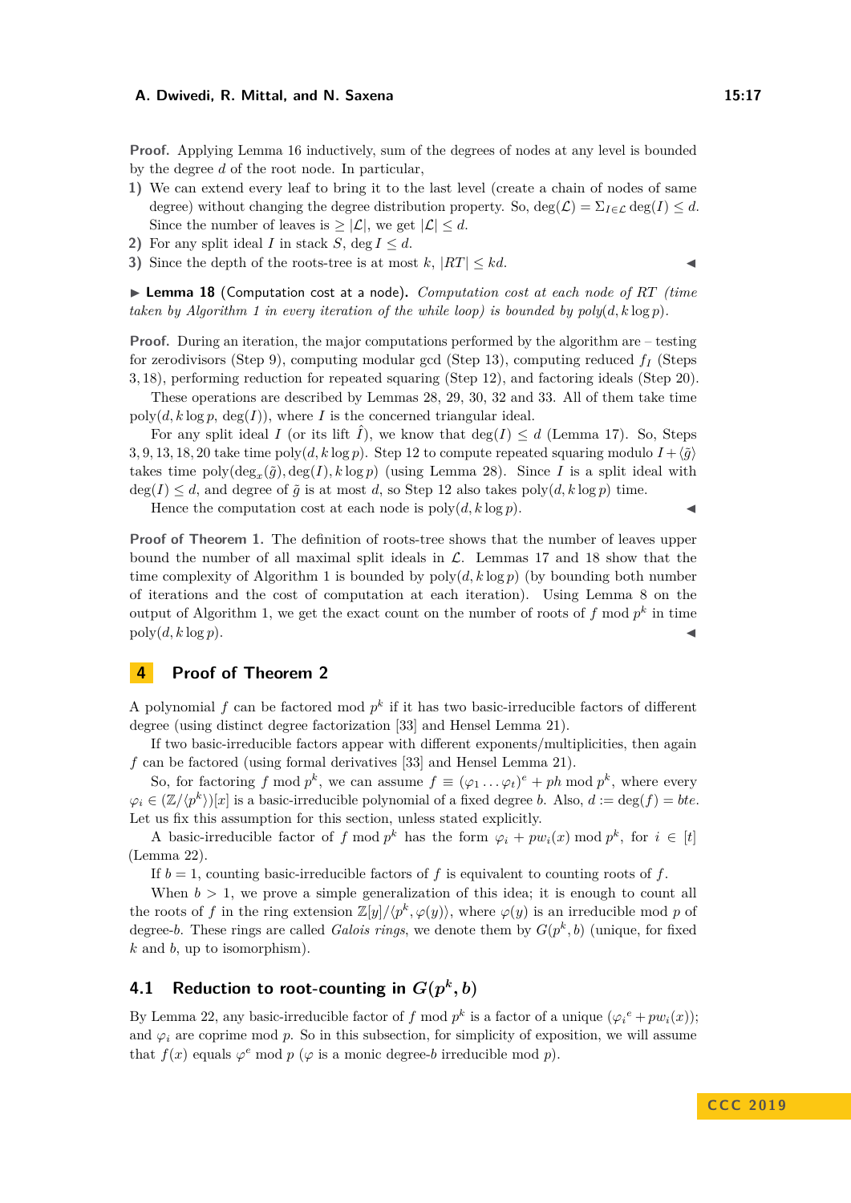**Proof.** Applying Lemma 16 inductively, sum of the degrees of nodes at any level is bounded by the degree $d$ of the root node. In particular,

1) We can extend every leaf to bring it to the last level (create a chain of nodes of same degree) without changing the degree distribution property. So, $\deg(\mathcal{L}) = \Sigma_{I \in \mathcal{L}} \deg(I) \le d$. Since the number of leaves is $\ge |\mathcal{L}|$, we get $|\mathcal{L}| \le d$.
2) For any split ideal $I$ in stack $S$, $\deg I \le d$.
3) Since the depth of the roots-tree is at most $k$, $|RT| \le kd$. ◂

▸ **Lemma 18** (Computation cost at a node). *Computation cost at each node of $RT$ (time taken by Algorithm 1 in every iteration of the while loop) is bounded by poly$(d, k \log p)$.*

**Proof.** During an iteration, the major computations performed by the algorithm are – testing for zerodivisors (Step 9), computing modular gcd (Step 13), computing reduced $f_I$ (Steps 3, 18), performing reduction for repeated squaring (Step 12), and factoring ideals (Step 20).

These operations are described by Lemmas 28, 29, 30, 32 and 33. All of them take time poly$(d, k \log p, \deg(I))$, where $I$ is the concerned triangular ideal.

For any split ideal $I$ (or its lift $\hat{I}$), we know that $\deg(I) \le d$ (Lemma 17). So, Steps 3, 9, 13, 18, 20 take time poly$(d, k \log p)$. Step 12 to compute repeated squaring modulo $I + \langle \tilde{g} \rangle$ takes time poly$(\deg_x(\tilde{g}), \deg(I), k \log p)$ (using Lemma 28). Since $I$ is a split ideal with $\deg(I) \le d$, and degree of $\tilde{g}$ is at most $d$, so Step 12 also takes poly$(d, k \log p)$ time.

Hence the computation cost at each node is poly$(d, k \log p)$. ◂

**Proof of Theorem 1.** The definition of roots-tree shows that the number of leaves upper bound the number of all maximal split ideals in $\mathcal{L}$. Lemmas 17 and 18 show that the time complexity of Algorithm 1 is bounded by poly$(d, k \log p)$ (by bounding both number of iterations and the cost of computation at each iteration). Using Lemma 8 on the output of Algorithm 1, we get the exact count on the number of roots of $f \bmod p^k$ in time poly$(d, k \log p)$. ◂

# 4 Proof of Theorem 2

A polynomial $f$ can be factored mod $p^k$ if it has two basic-irreducible factors of different degree (using distinct degree factorization [33] and Hensel Lemma 21).

If two basic-irreducible factors appear with different exponents/multiplicities, then again $f$ can be factored (using formal derivatives [33] and Hensel Lemma 21).

So, for factoring $f \bmod p^k$, we can assume $f \equiv (\varphi_1 \ldots \varphi_t)^e + ph \bmod p^k$, where every $\varphi_i \in (\mathbb{Z}/\langle p^k \rangle)[x]$ is a basic-irreducible polynomial of a fixed degree $b$. Also, $d := \deg(f) = bte$. Let us fix this assumption for this section, unless stated explicitly.

A basic-irreducible factor of $f \bmod p^k$ has the form $\varphi_i + pw_i(x) \bmod p^k$, for $i \in [t]$ (Lemma 22).

If $b = 1$, counting basic-irreducible factors of $f$ is equivalent to counting roots of $f$.

When $b > 1$, we prove a simple generalization of this idea; it is enough to count all the roots of $f$ in the ring extension $\mathbb{Z}[y]/\langle p^k, \varphi(y) \rangle$, where $\varphi(y)$ is an irreducible mod $p$ of degree-$b$. These rings are called *Galois rings*, we denote them by $G(p^k, b)$ (unique, for fixed $k$ and $b$, up to isomorphism).

## 4.1 Reduction to root-counting in $G(p^k, b)$

By Lemma 22, any basic-irreducible factor of $f \bmod p^k$ is a factor of a unique $({\varphi_i}^e + pw_i(x))$; and $\varphi_i$ are coprime mod $p$. So in this subsection, for simplicity of exposition, we will assume that $f(x)$ equals $\varphi^e \bmod p$ ($\varphi$ is a monic degree-$b$ irreducible mod $p$).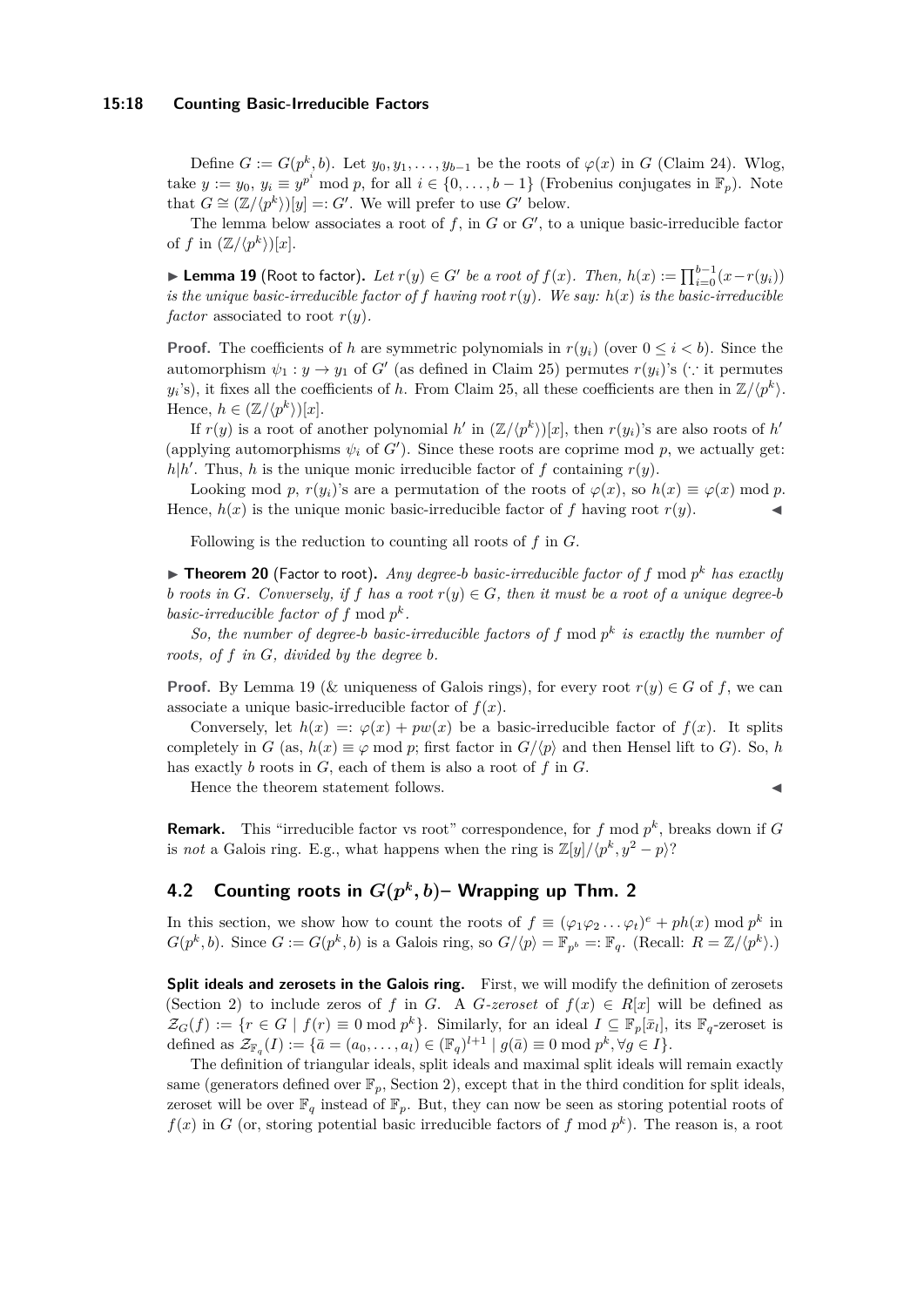Define $G := G(p^k, b)$. Let $y_0, y_1, \ldots, y_{b-1}$ be the roots of $\varphi(x)$ in $G$ (Claim 24). Wlog, take $y := y_0$, $y_i \equiv y^{p^i} \bmod p$, for all $i \in \{0, \ldots, b-1\}$ (Frobenius conjugates in $\mathbb{F}_p$). Note that $G \cong (\mathbb{Z}/\langle p^k\rangle)[y] =: G'$. We will prefer to use $G'$ below.

The lemma below associates a root of $f$, in $G$ or $G'$, to a unique basic-irreducible factor of $f$ in $(\mathbb{Z}/\langle p^k\rangle)[x]$.

▶ **Lemma 19** (Root to factor). *Let $r(y) \in G'$ be a root of $f(x)$. Then, $h(x) := \prod_{i=0}^{b-1}(x - r(y_i))$ is the unique basic-irreducible factor of $f$ having root $r(y)$. We say: $h(x)$ is the basic-irreducible factor associated to root $r(y)$.*

**Proof.** The coefficients of $h$ are symmetric polynomials in $r(y_i)$ (over $0 \le i < b$). Since the automorphism $\psi_1 : y \to y_1$ of $G'$ (as defined in Claim 25) permutes $r(y_i)$'s ($\because$ it permutes $y_i$'s), it fixes all the coefficients of $h$. From Claim 25, all these coefficients are then in $\mathbb{Z}/\langle p^k\rangle$. Hence, $h \in (\mathbb{Z}/\langle p^k\rangle)[x]$.

If $r(y)$ is a root of another polynomial $h'$ in $(\mathbb{Z}/\langle p^k\rangle)[x]$, then $r(y_i)$'s are also roots of $h'$ (applying automorphisms $\psi_i$ of $G'$). Since these roots are coprime mod $p$, we actually get: $h|h'$. Thus, $h$ is the unique monic irreducible factor of $f$ containing $r(y)$.

Looking mod $p$, $r(y_i)$'s are a permutation of the roots of $\varphi(x)$, so $h(x) \equiv \varphi(x) \bmod p$. Hence, $h(x)$ is the unique monic basic-irreducible factor of $f$ having root $r(y)$. ◀

Following is the reduction to counting all roots of $f$ in $G$.

▶ **Theorem 20** (Factor to root). *Any degree-$b$ basic-irreducible factor of $f \bmod p^k$ has exactly $b$ roots in $G$. Conversely, if $f$ has a root $r(y) \in G$, then it must be a root of a unique degree-$b$ basic-irreducible factor of $f \bmod p^k$.*

*So, the number of degree-$b$ basic-irreducible factors of $f \bmod p^k$ is exactly the number of roots, of $f$ in $G$, divided by the degree $b$.*

**Proof.** By Lemma 19 (& uniqueness of Galois rings), for every root $r(y) \in G$ of $f$, we can associate a unique basic-irreducible factor of $f(x)$.

Conversely, let $h(x) =: \varphi(x) + pw(x)$ be a basic-irreducible factor of $f(x)$. It splits completely in $G$ (as, $h(x) \equiv \varphi \bmod p$; first factor in $G/\langle p\rangle$ and then Hensel lift to $G$). So, $h$ has exactly $b$ roots in $G$, each of them is also a root of $f$ in $G$.

Hence the theorem statement follows. ◀

**Remark.** This "irreducible factor vs root" correspondence, for $f \bmod p^k$, breaks down if $G$ is *not* a Galois ring. E.g., what happens when the ring is $\mathbb{Z}[y]/\langle p^k, y^2 - p\rangle$?

## 4.2 Counting roots in $G(p^k, b)$– Wrapping up Thm. 2

In this section, we show how to count the roots of $f \equiv (\varphi_1\varphi_2 \ldots \varphi_t)^e + ph(x) \bmod p^k$ in $G(p^k, b)$. Since $G := G(p^k, b)$ is a Galois ring, so $G/\langle p\rangle = \mathbb{F}_{p^b} =: \mathbb{F}_q$. (Recall: $R = \mathbb{Z}/\langle p^k\rangle$.)

**Split ideals and zerosets in the Galois ring.** First, we will modify the definition of zerosets (Section 2) to include zeros of $f$ in $G$. A *$G$-zeroset* of $f(x) \in R[x]$ will be defined as $\mathcal{Z}_G(f) := \{r \in G \mid f(r) \equiv 0 \bmod p^k\}$. Similarly, for an ideal $I \subseteq \mathbb{F}_p[\bar{x}_l]$, its $\mathbb{F}_q$-zeroset is defined as $\mathcal{Z}_{\mathbb{F}_q}(I) := \{\bar{a} = (a_0, \ldots, a_l) \in (\mathbb{F}_q)^{l+1} \mid g(\bar{a}) \equiv 0 \bmod p^k, \forall g \in I\}$.

The definition of triangular ideals, split ideals and maximal split ideals will remain exactly same (generators defined over $\mathbb{F}_p$, Section 2), except that in the third condition for split ideals, zeroset will be over $\mathbb{F}_q$ instead of $\mathbb{F}_p$. But, they can now be seen as storing potential roots of $f(x)$ in $G$ (or, storing potential basic irreducible factors of $f \bmod p^k$). The reason is, a root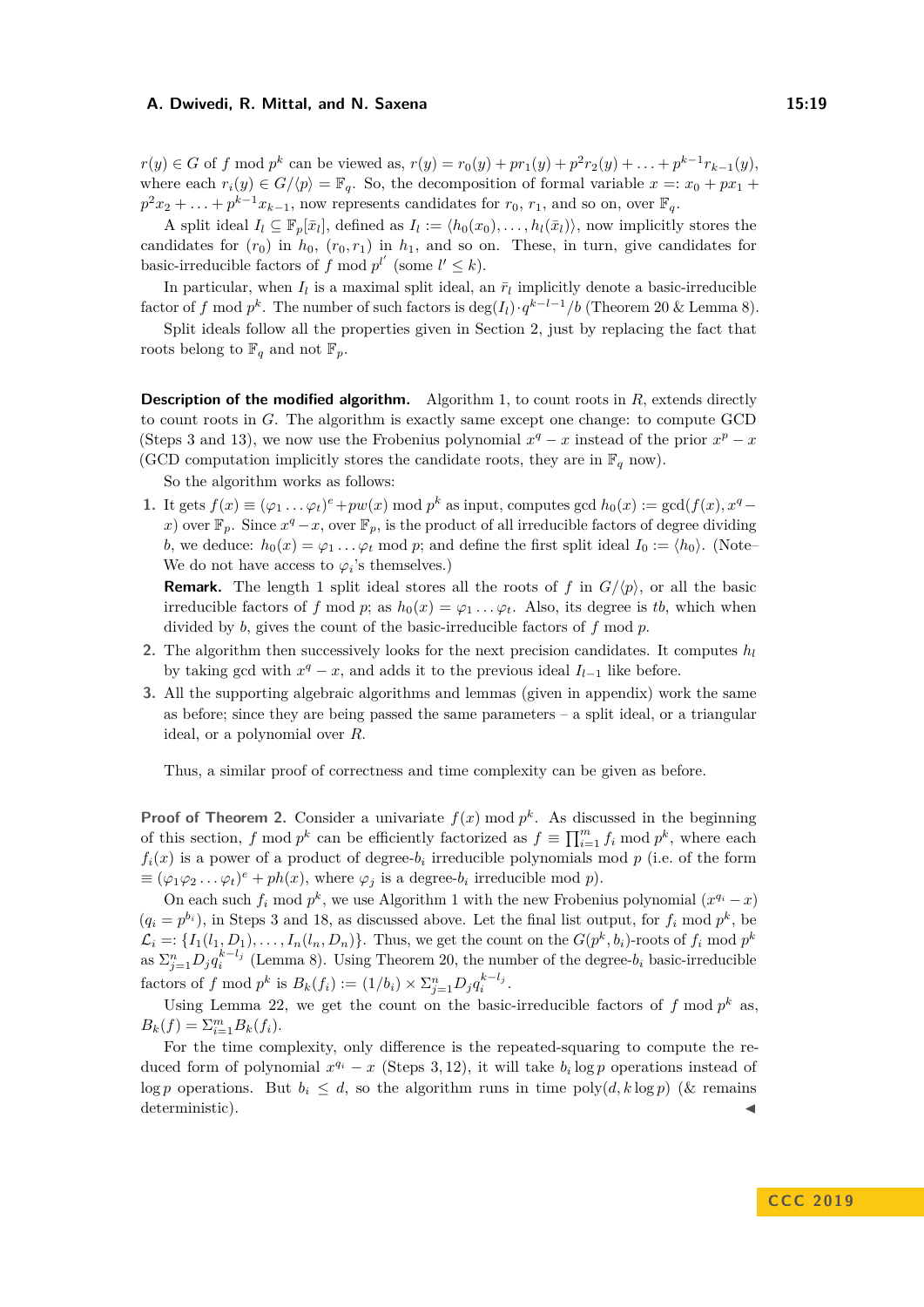$r(y) \in G$ of $f$ mod $p^k$ can be viewed as, $r(y) = r_0(y) + pr_1(y) + p^2r_2(y) + \ldots + p^{k-1}r_{k-1}(y)$, where each $r_i(y) \in G/\langle p \rangle = \mathbb{F}_q$. So, the decomposition of formal variable $x =: x_0 + px_1 + p^2x_2 + \ldots + p^{k-1}x_{k-1}$, now represents candidates for $r_0$, $r_1$, and so on, over $\mathbb{F}_q$.

A split ideal $I_l \subseteq \mathbb{F}_p[\bar{x}_l]$, defined as $I_l := \langle h_0(x_0), \ldots, h_l(\bar{x}_l) \rangle$, now implicitly stores the candidates for $(r_0)$ in $h_0$, $(r_0, r_1)$ in $h_1$, and so on. These, in turn, give candidates for basic-irreducible factors of $f$ mod $p^{l'}$ (some $l' \leq k$).

In particular, when $I_l$ is a maximal split ideal, an $\bar{r}_l$ implicitly denote a basic-irreducible factor of $f$ mod $p^k$. The number of such factors is $\deg(I_l) \cdot q^{k-l-1}/b$ (Theorem 20 & Lemma 8).

Split ideals follow all the properties given in Section 2, just by replacing the fact that roots belong to $\mathbb{F}_q$ and not $\mathbb{F}_p$.

**Description of the modified algorithm.** Algorithm 1, to count roots in $R$, extends directly to count roots in $G$. The algorithm is exactly same except one change: to compute GCD (Steps 3 and 13), we now use the Frobenius polynomial $x^q - x$ instead of the prior $x^p - x$ (GCD computation implicitly stores the candidate roots, they are in $\mathbb{F}_q$ now).

So the algorithm works as follows:

1. It gets $f(x) \equiv (\varphi_1 \ldots \varphi_t)^e + pw(x)$ mod $p^k$ as input, computes gcd $h_0(x) := \gcd(f(x), x^q - x)$ over $\mathbb{F}_p$. Since $x^q - x$, over $\mathbb{F}_p$, is the product of all irreducible factors of degree dividing $b$, we deduce: $h_0(x) = \varphi_1 \ldots \varphi_t$ mod $p$; and define the first split ideal $I_0 := \langle h_0 \rangle$. (Note– We do not have access to $\varphi_i$'s themselves.)

   **Remark.** The length 1 split ideal stores all the roots of $f$ in $G/\langle p \rangle$, or all the basic irreducible factors of $f$ mod $p$; as $h_0(x) = \varphi_1 \ldots \varphi_t$. Also, its degree is $tb$, which when divided by $b$, gives the count of the basic-irreducible factors of $f$ mod $p$.

2. The algorithm then successively looks for the next precision candidates. It computes $h_l$ by taking gcd with $x^q - x$, and adds it to the previous ideal $I_{l-1}$ like before.

3. All the supporting algebraic algorithms and lemmas (given in appendix) work the same as before; since they are being passed the same parameters – a split ideal, or a triangular ideal, or a polynomial over $R$.

Thus, a similar proof of correctness and time complexity can be given as before.

**Proof of Theorem 2.** Consider a univariate $f(x)$ mod $p^k$. As discussed in the beginning of this section, $f$ mod $p^k$ can be efficiently factorized as $f \equiv \prod_{i=1}^m f_i$ mod $p^k$, where each $f_i(x)$ is a power of a product of degree-$b_i$ irreducible polynomials mod $p$ (i.e. of the form $\equiv (\varphi_1\varphi_2 \ldots \varphi_t)^e + ph(x)$, where $\varphi_j$ is a degree-$b_i$ irreducible mod $p$).

On each such $f_i$ mod $p^k$, we use Algorithm 1 with the new Frobenius polynomial $(x^{q_i} - x)$ $(q_i = p^{b_i})$, in Steps 3 and 18, as discussed above. Let the final list output, for $f_i$ mod $p^k$, be $\mathcal{L}_i =: \{I_1(l_1, D_1), \ldots, I_n(l_n, D_n)\}$. Thus, we get the count on the $G(p^k, b_i)$-roots of $f_i$ mod $p^k$ as $\Sigma_{j=1}^n D_j q_i^{k-l_j}$ (Lemma 8). Using Theorem 20, the number of the degree-$b_i$ basic-irreducible factors of $f$ mod $p^k$ is $B_k(f_i) := (1/b_i) \times \Sigma_{j=1}^n D_j q_i^{k-l_j}$.

Using Lemma 22, we get the count on the basic-irreducible factors of $f$ mod $p^k$ as, $B_k(f) = \Sigma_{i=1}^m B_k(f_i)$.

For the time complexity, only difference is the repeated-squaring to compute the reduced form of polynomial $x^{q_i} - x$ (Steps 3, 12), it will take $b_i \log p$ operations instead of $\log p$ operations. But $b_i \leq d$, so the algorithm runs in time poly$(d, k \log p)$ (& remains deterministic). ◀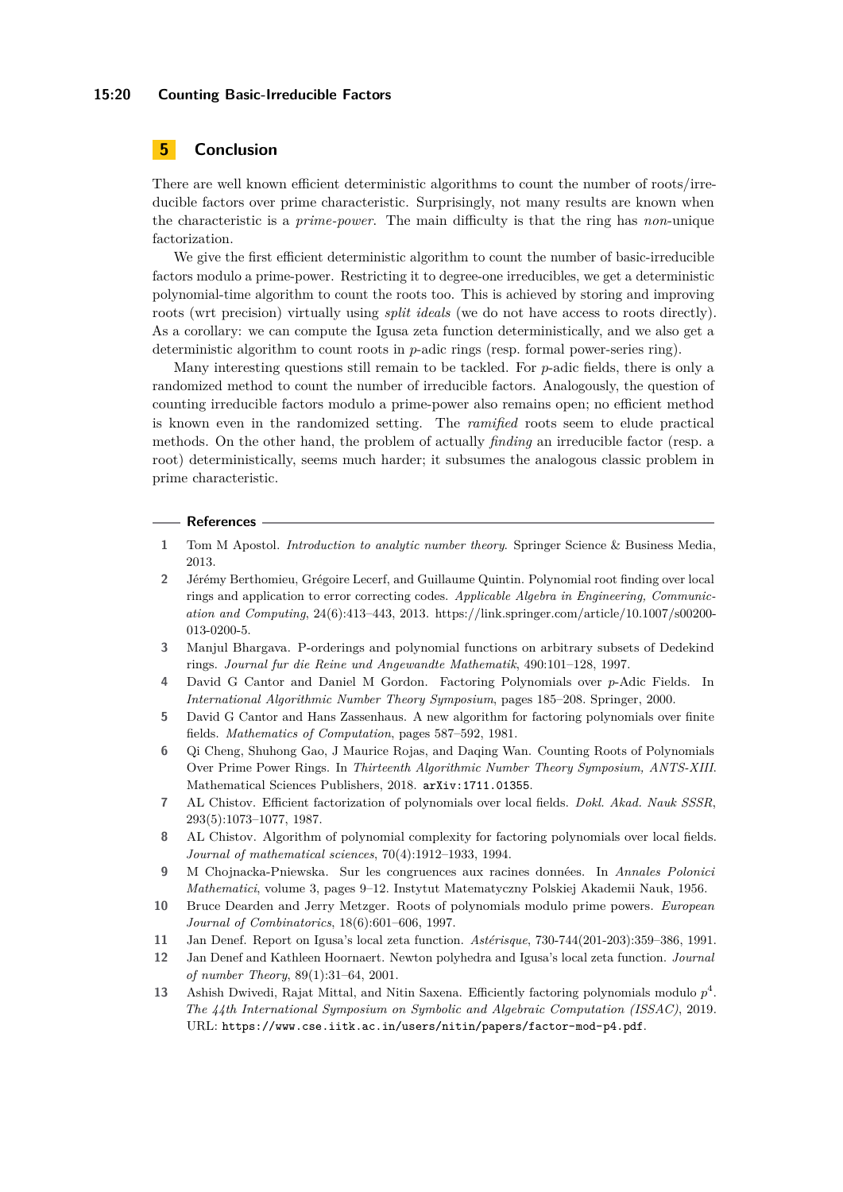## 5 Conclusion

There are well known efficient deterministic algorithms to count the number of roots/irreducible factors over prime characteristic. Surprisingly, not many results are known when the characteristic is a *prime-power*. The main difficulty is that the ring has *non*-unique factorization.

We give the first efficient deterministic algorithm to count the number of basic-irreducible factors modulo a prime-power. Restricting it to degree-one irreducibles, we get a deterministic polynomial-time algorithm to count the roots too. This is achieved by storing and improving roots (wrt precision) virtually using *split ideals* (we do not have access to roots directly). As a corollary: we can compute the Igusa zeta function deterministically, and we also get a deterministic algorithm to count roots in $p$-adic rings (resp. formal power-series ring).

Many interesting questions still remain to be tackled. For $p$-adic fields, there is only a randomized method to count the number of irreducible factors. Analogously, the question of counting irreducible factors modulo a prime-power also remains open; no efficient method is known even in the randomized setting. The *ramified* roots seem to elude practical methods. On the other hand, the problem of actually *finding* an irreducible factor (resp. a root) deterministically, seems much harder; it subsumes the analogous classic problem in prime characteristic.

## References

1. Tom M Apostol. *Introduction to analytic number theory*. Springer Science & Business Media, 2013.
2. Jérémy Berthomieu, Grégoire Lecerf, and Guillaume Quintin. Polynomial root finding over local rings and application to error correcting codes. *Applicable Algebra in Engineering, Communication and Computing*, 24(6):413–443, 2013. https://link.springer.com/article/10.1007/s00200-013-0200-5.
3. Manjul Bhargava. P-orderings and polynomial functions on arbitrary subsets of Dedekind rings. *Journal fur die Reine und Angewandte Mathematik*, 490:101–128, 1997.
4. David G Cantor and Daniel M Gordon. Factoring Polynomials over $p$-Adic Fields. In *International Algorithmic Number Theory Symposium*, pages 185–208. Springer, 2000.
5. David G Cantor and Hans Zassenhaus. A new algorithm for factoring polynomials over finite fields. *Mathematics of Computation*, pages 587–592, 1981.
6. Qi Cheng, Shuhong Gao, J Maurice Rojas, and Daqing Wan. Counting Roots of Polynomials Over Prime Power Rings. In *Thirteenth Algorithmic Number Theory Symposium, ANTS-XIII*. Mathematical Sciences Publishers, 2018. arXiv:1711.01355.
7. AL Chistov. Efficient factorization of polynomials over local fields. *Dokl. Akad. Nauk SSSR*, 293(5):1073–1077, 1987.
8. AL Chistov. Algorithm of polynomial complexity for factoring polynomials over local fields. *Journal of mathematical sciences*, 70(4):1912–1933, 1994.
9. M Chojnacka-Pniewska. Sur les congruences aux racines données. In *Annales Polonici Mathematici*, volume 3, pages 9–12. Instytut Matematyczny Polskiej Akademii Nauk, 1956.
10. Bruce Dearden and Jerry Metzger. Roots of polynomials modulo prime powers. *European Journal of Combinatorics*, 18(6):601–606, 1997.
11. Jan Denef. Report on Igusa's local zeta function. *Astérisque*, 730-744(201-203):359–386, 1991.
12. Jan Denef and Kathleen Hoornaert. Newton polyhedra and Igusa's local zeta function. *Journal of number Theory*, 89(1):31–64, 2001.
13. Ashish Dwivedi, Rajat Mittal, and Nitin Saxena. Efficiently factoring polynomials modulo $p^4$. *The 44th International Symposium on Symbolic and Algebraic Computation (ISSAC)*, 2019. URL: https://www.cse.iitk.ac.in/users/nitin/papers/factor-mod-p4.pdf.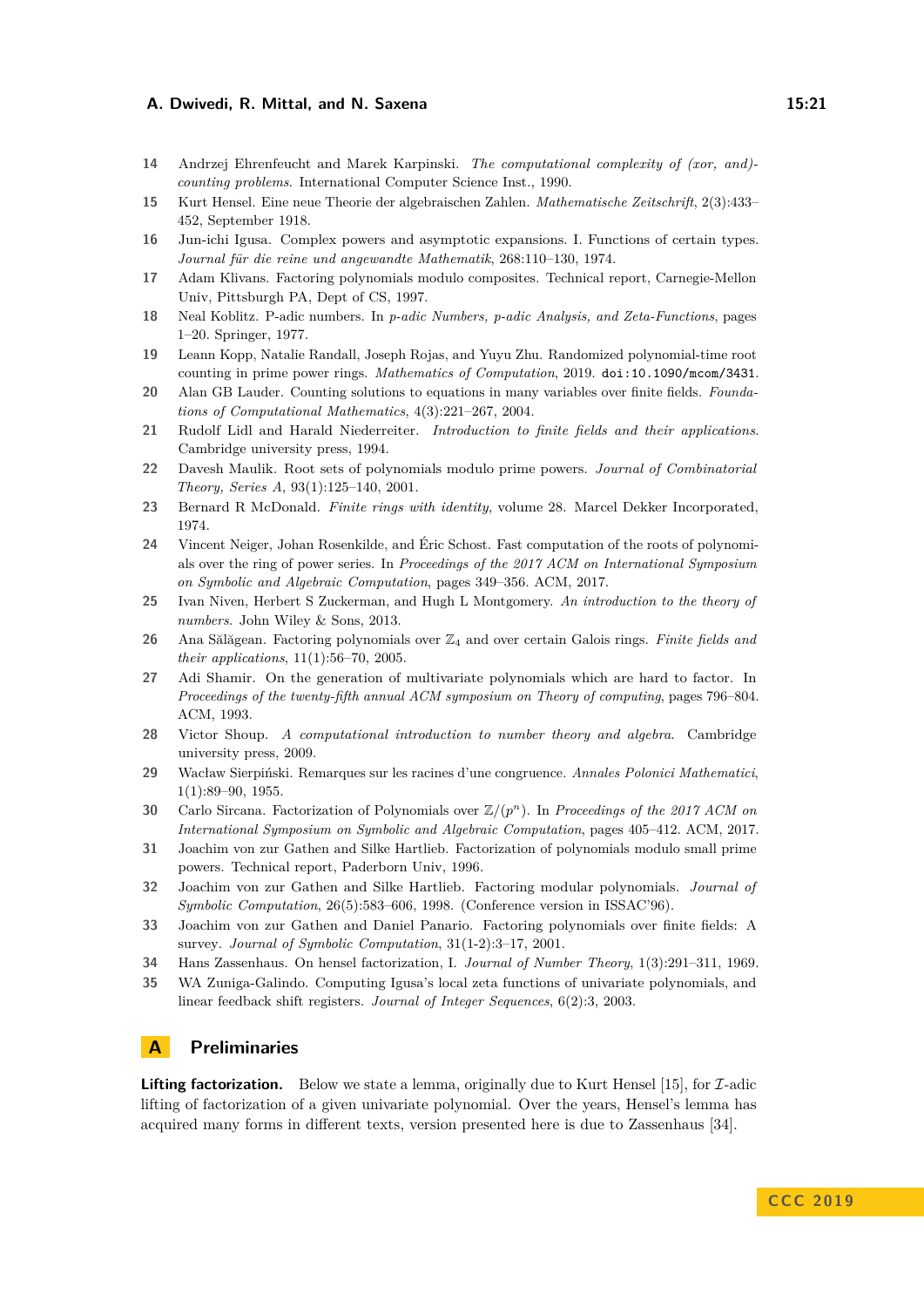14 Andrzej Ehrenfeucht and Marek Karpinski. *The computational complexity of (xor, and)-counting problems*. International Computer Science Inst., 1990.

15 Kurt Hensel. Eine neue Theorie der algebraischen Zahlen. *Mathematische Zeitschrift*, 2(3):433–452, September 1918.

16 Jun-ichi Igusa. Complex powers and asymptotic expansions. I. Functions of certain types. *Journal für die reine und angewandte Mathematik*, 268:110–130, 1974.

17 Adam Klivans. Factoring polynomials modulo composites. Technical report, Carnegie-Mellon Univ, Pittsburgh PA, Dept of CS, 1997.

18 Neal Koblitz. P-adic numbers. In *p-adic Numbers, p-adic Analysis, and Zeta-Functions*, pages 1–20. Springer, 1977.

19 Leann Kopp, Natalie Randall, Joseph Rojas, and Yuyu Zhu. Randomized polynomial-time root counting in prime power rings. *Mathematics of Computation*, 2019. doi:10.1090/mcom/3431.

20 Alan GB Lauder. Counting solutions to equations in many variables over finite fields. *Foundations of Computational Mathematics*, 4(3):221–267, 2004.

21 Rudolf Lidl and Harald Niederreiter. *Introduction to finite fields and their applications*. Cambridge university press, 1994.

22 Davesh Maulik. Root sets of polynomials modulo prime powers. *Journal of Combinatorial Theory, Series A*, 93(1):125–140, 2001.

23 Bernard R McDonald. *Finite rings with identity*, volume 28. Marcel Dekker Incorporated, 1974.

24 Vincent Neiger, Johan Rosenkilde, and Éric Schost. Fast computation of the roots of polynomials over the ring of power series. In *Proceedings of the 2017 ACM on International Symposium on Symbolic and Algebraic Computation*, pages 349–356. ACM, 2017.

25 Ivan Niven, Herbert S Zuckerman, and Hugh L Montgomery. *An introduction to the theory of numbers*. John Wiley & Sons, 2013.

26 Ana Sălăgean. Factoring polynomials over $\mathbb{Z}_4$ and over certain Galois rings. *Finite fields and their applications*, 11(1):56–70, 2005.

27 Adi Shamir. On the generation of multivariate polynomials which are hard to factor. In *Proceedings of the twenty-fifth annual ACM symposium on Theory of computing*, pages 796–804. ACM, 1993.

28 Victor Shoup. *A computational introduction to number theory and algebra*. Cambridge university press, 2009.

29 Wacław Sierpiński. Remarques sur les racines d'une congruence. *Annales Polonici Mathematici*, 1(1):89–90, 1955.

30 Carlo Sircana. Factorization of Polynomials over $\mathbb{Z}/(p^n)$. In *Proceedings of the 2017 ACM on International Symposium on Symbolic and Algebraic Computation*, pages 405–412. ACM, 2017.

31 Joachim von zur Gathen and Silke Hartlieb. Factorization of polynomials modulo small prime powers. Technical report, Paderborn Univ, 1996.

32 Joachim von zur Gathen and Silke Hartlieb. Factoring modular polynomials. *Journal of Symbolic Computation*, 26(5):583–606, 1998. (Conference version in ISSAC'96).

33 Joachim von zur Gathen and Daniel Panario. Factoring polynomials over finite fields: A survey. *Journal of Symbolic Computation*, 31(1-2):3–17, 2001.

34 Hans Zassenhaus. On hensel factorization, I. *Journal of Number Theory*, 1(3):291–311, 1969.

35 WA Zuniga-Galindo. Computing Igusa's local zeta functions of univariate polynomials, and linear feedback shift registers. *Journal of Integer Sequences*, 6(2):3, 2003.

# A Preliminaries

**Lifting factorization.** Below we state a lemma, originally due to Kurt Hensel [15], for $\mathcal{I}$-adic lifting of factorization of a given univariate polynomial. Over the years, Hensel's lemma has acquired many forms in different texts, version presented here is due to Zassenhaus [34].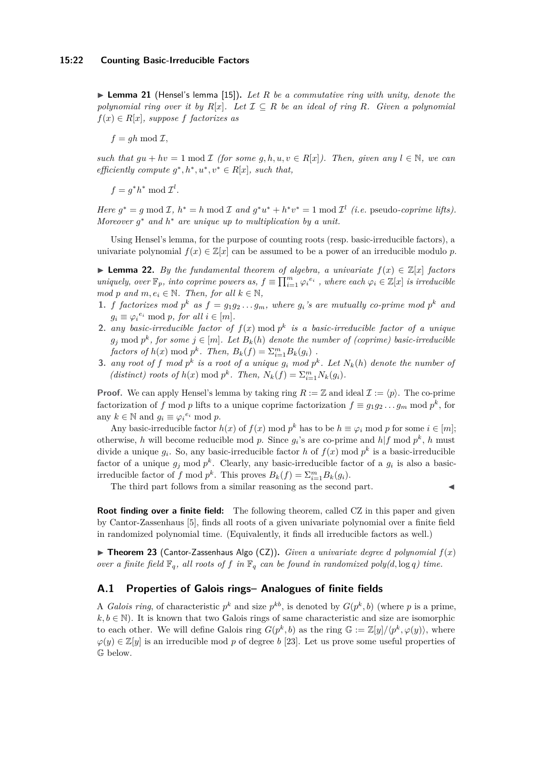▶ **Lemma 21** (Hensel's lemma [15])**.** *Let $R$ be a commutative ring with unity, denote the polynomial ring over it by $R[x]$. Let $\mathcal{I} \subseteq R$ be an ideal of ring $R$. Given a polynomial $f(x) \in R[x]$, suppose $f$ factorizes as*

$$f = gh \bmod \mathcal{I},$$

*such that $gu + hv = 1 \bmod \mathcal{I}$ (for some $g, h, u, v \in R[x]$). Then, given any $l \in \mathbb{N}$, we can efficiently compute $g^*, h^*, u^*, v^* \in R[x]$, such that,*

$$f = g^* h^* \bmod \mathcal{I}^l.$$

*Here $g^* = g \bmod \mathcal{I}$, $h^* = h \bmod \mathcal{I}$ and $g^*u^* + h^*v^* = 1 \bmod \mathcal{I}^l$ (i.e.* pseudo-coprime lifts*). Moreover $g^*$ and $h^*$ are unique up to multiplication by a unit.*

Using Hensel's lemma, for the purpose of counting roots (resp. basic-irreducible factors), a univariate polynomial $f(x) \in \mathbb{Z}[x]$ can be assumed to be a power of an irreducible modulo $p$.

▶ **Lemma 22.** *By the fundamental theorem of algebra, a univariate $f(x) \in \mathbb{Z}[x]$ factors uniquely, over $\mathbb{F}_p$, into coprime powers as, $f \equiv \prod_{i=1}^{m} {\varphi_i}^{e_i}$ , where each $\varphi_i \in \mathbb{Z}[x]$ is irreducible mod $p$ and $m, e_i \in \mathbb{N}$. Then, for all $k \in \mathbb{N}$,*

1. *$f$ factorizes mod $p^k$ as $f = g_1 g_2 \dots g_m$, where $g_i$'s are mutually co-prime mod $p^k$ and $g_i \equiv {\varphi_i}^{e_i} \bmod p$, for all $i \in [m]$.*
2. *any basic-irreducible factor of $f(x) \bmod p^k$ is a basic-irreducible factor of a unique $g_j \bmod p^k$, for some $j \in [m]$. Let $B_k(h)$ denote the number of (coprime) basic-irreducible factors of $h(x) \bmod p^k$. Then, $B_k(f) = \Sigma_{i=1}^{m} B_k(g_i)$ .*
3. *any root of $f$ mod $p^k$ is a root of a unique $g_i$ mod $p^k$. Let $N_k(h)$ denote the number of (distinct) roots of $h(x) \bmod p^k$. Then, $N_k(f) = \Sigma_{i=1}^{m} N_k(g_i)$.*

**Proof.** We can apply Hensel's lemma by taking ring $R := \mathbb{Z}$ and ideal $\mathcal{I} := \langle p \rangle$. The co-prime factorization of $f$ mod $p$ lifts to a unique coprime factorization $f \equiv g_1 g_2 \dots g_m \bmod p^k$, for any $k \in \mathbb{N}$ and $g_i \equiv {\varphi_i}^{e_i} \bmod p$.

Any basic-irreducible factor $h(x)$ of $f(x) \bmod p^k$ has to be $h \equiv \varphi_i \bmod p$ for some $i \in [m]$; otherwise, $h$ will become reducible mod $p$. Since $g_i$'s are co-prime and $h | f \bmod p^k$, $h$ must divide a unique $g_i$. So, any basic-irreducible factor $h$ of $f(x) \bmod p^k$ is a basic-irreducible factor of a unique $g_j \bmod p^k$. Clearly, any basic-irreducible factor of a $g_i$ is also a basic-irreducible factor of $f \bmod p^k$. This proves $B_k(f) = \Sigma_{i=1}^{m} B_k(g_i)$.

The third part follows from a similar reasoning as the second part. ◀

**Root finding over a finite field:** The following theorem, called CZ in this paper and given by Cantor-Zassenhaus [5], finds all roots of a given univariate polynomial over a finite field in randomized polynomial time. (Equivalently, it finds all irreducible factors as well.)

▶ **Theorem 23** (Cantor-Zassenhaus Algo (CZ))**.** *Given a univariate degree $d$ polynomial $f(x)$ over a finite field $\mathbb{F}_q$, all roots of $f$ in $\mathbb{F}_q$ can be found in randomized poly($d, \log q$) time.*

## A.1 Properties of Galois rings– Analogues of finite fields

A *Galois ring*, of characteristic $p^k$ and size $p^{kb}$, is denoted by $G(p^k, b)$ (where $p$ is a prime, $k, b \in \mathbb{N}$). It is known that two Galois rings of same characteristic and size are isomorphic to each other. We will define Galois ring $G(p^k, b)$ as the ring $\mathbb{G} := \mathbb{Z}[y]/\langle p^k, \varphi(y) \rangle$, where $\varphi(y) \in \mathbb{Z}[y]$ is an irreducible mod $p$ of degree $b$ [23]. Let us prove some useful properties of $\mathbb{G}$ below.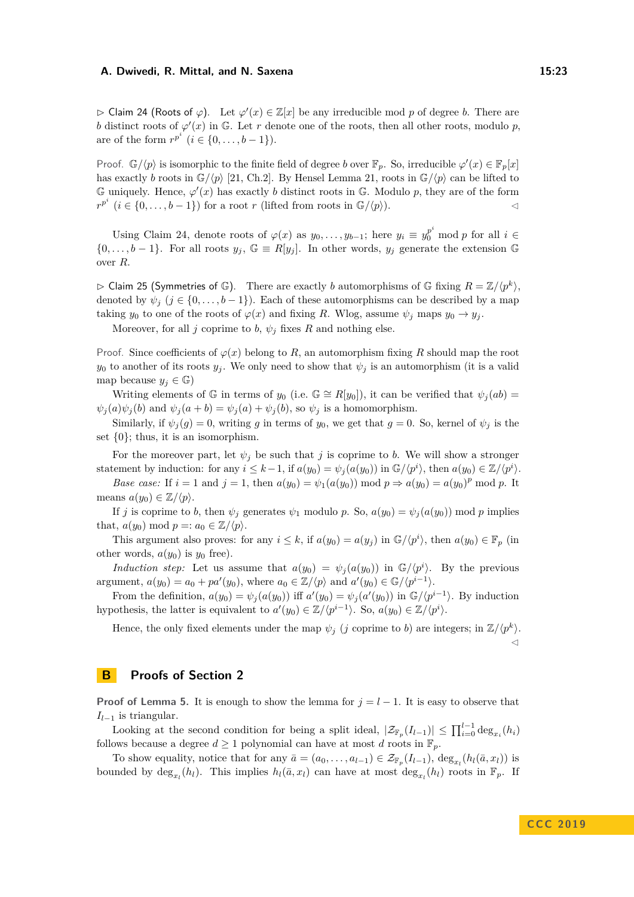▷ Claim 24 (Roots of $\varphi$). Let $\varphi'(x) \in \mathbb{Z}[x]$ be any irreducible mod $p$ of degree $b$. There are $b$ distinct roots of $\varphi'(x)$ in $\mathbb{G}$. Let $r$ denote one of the roots, then all other roots, modulo $p$, are of the form $r^{p^i}$ $(i \in \{0, \ldots, b-1\})$.

Proof. $\mathbb{G}/\langle p \rangle$ is isomorphic to the finite field of degree $b$ over $\mathbb{F}_p$. So, irreducible $\varphi'(x) \in \mathbb{F}_p[x]$ has exactly $b$ roots in $\mathbb{G}/\langle p \rangle$ [21, Ch.2]. By Hensel Lemma 21, roots in $\mathbb{G}/\langle p \rangle$ can be lifted to $\mathbb{G}$ uniquely. Hence, $\varphi'(x)$ has exactly $b$ distinct roots in $\mathbb{G}$. Modulo $p$, they are of the form $r^{p^i}$ $(i \in \{0, \ldots, b-1\})$ for a root $r$ (lifted from roots in $\mathbb{G}/\langle p \rangle$). ◁

Using Claim 24, denote roots of $\varphi(x)$ as $y_0, \ldots, y_{b-1}$; here $y_i \equiv y_0^{p^i} \bmod p$ for all $i \in \{0, \ldots, b-1\}$. For all roots $y_j$, $\mathbb{G} \equiv R[y_j]$. In other words, $y_j$ generate the extension $\mathbb{G}$ over $R$.

▷ Claim 25 (Symmetries of $\mathbb{G}$). There are exactly $b$ automorphisms of $\mathbb{G}$ fixing $R = \mathbb{Z}/\langle p^k \rangle$, denoted by $\psi_j$ $(j \in \{0, \ldots, b-1\})$. Each of these automorphisms can be described by a map taking $y_0$ to one of the roots of $\varphi(x)$ and fixing $R$. Wlog, assume $\psi_j$ maps $y_0 \to y_j$.

Moreover, for all $j$ coprime to $b$, $\psi_j$ fixes $R$ and nothing else.

Proof. Since coefficients of $\varphi(x)$ belong to $R$, an automorphism fixing $R$ should map the root $y_0$ to another of its roots $y_j$. We only need to show that $\psi_j$ is an automorphism (it is a valid map because $y_j \in \mathbb{G}$)

Writing elements of $\mathbb{G}$ in terms of $y_0$ (i.e. $\mathbb{G} \cong R[y_0]$), it can be verified that $\psi_j(ab) = \psi_j(a)\psi_j(b)$ and $\psi_j(a+b) = \psi_j(a) + \psi_j(b)$, so $\psi_j$ is a homomorphism.

Similarly, if $\psi_j(g) = 0$, writing $g$ in terms of $y_0$, we get that $g = 0$. So, kernel of $\psi_j$ is the set $\{0\}$; thus, it is an isomorphism.

For the moreover part, let $\psi_j$ be such that $j$ is coprime to $b$. We will show a stronger statement by induction: for any $i \le k-1$, if $a(y_0) = \psi_j(a(y_0))$ in $\mathbb{G}/\langle p^i \rangle$, then $a(y_0) \in \mathbb{Z}/\langle p^i \rangle$.

*Base case:* If $i = 1$ and $j = 1$, then $a(y_0) = \psi_1(a(y_0)) \bmod p \Rightarrow a(y_0) = a(y_0)^p \bmod p$. It means $a(y_0) \in \mathbb{Z}/\langle p \rangle$.

If $j$ is coprime to $b$, then $\psi_j$ generates $\psi_1$ modulo $p$. So, $a(y_0) = \psi_j(a(y_0)) \bmod p$ implies that, $a(y_0) \bmod p =: a_0 \in \mathbb{Z}/\langle p \rangle$.

This argument also proves: for any $i \le k$, if $a(y_0) = a(y_j)$ in $\mathbb{G}/\langle p^i \rangle$, then $a(y_0) \in \mathbb{F}_p$ (in other words, $a(y_0)$ is $y_0$ free).

*Induction step:* Let us assume that $a(y_0) = \psi_j(a(y_0))$ in $\mathbb{G}/\langle p^i \rangle$. By the previous argument, $a(y_0) = a_0 + pa'(y_0)$, where $a_0 \in \mathbb{Z}/\langle p \rangle$ and $a'(y_0) \in \mathbb{G}/\langle p^{i-1} \rangle$.

From the definition, $a(y_0) = \psi_j(a(y_0))$ iff $a'(y_0) = \psi_j(a'(y_0))$ in $\mathbb{G}/\langle p^{i-1} \rangle$. By induction hypothesis, the latter is equivalent to $a'(y_0) \in \mathbb{Z}/\langle p^{i-1} \rangle$. So, $a(y_0) \in \mathbb{Z}/\langle p^i \rangle$.

Hence, the only fixed elements under the map $\psi_j$ ($j$ coprime to $b$) are integers; in $\mathbb{Z}/\langle p^k \rangle$. ◁

# B Proofs of Section 2

**Proof of Lemma 5.** It is enough to show the lemma for $j = l-1$. It is easy to observe that $I_{l-1}$ is triangular.

Looking at the second condition for being a split ideal, $|\mathcal{Z}_{\mathbb{F}_p}(I_{l-1})| \le \prod_{i=0}^{l-1} \deg_{x_i}(h_i)$ follows because a degree $d \ge 1$ polynomial can have at most $d$ roots in $\mathbb{F}_p$.

To show equality, notice that for any $\bar{a} = (a_0, \ldots, a_{l-1}) \in \mathcal{Z}_{\mathbb{F}_p}(I_{l-1})$, $\deg_{x_l}(h_l(\bar{a}, x_l))$ is bounded by $\deg_{x_l}(h_l)$. This implies $h_l(\bar{a}, x_l)$ can have at most $\deg_{x_l}(h_l)$ roots in $\mathbb{F}_p$. If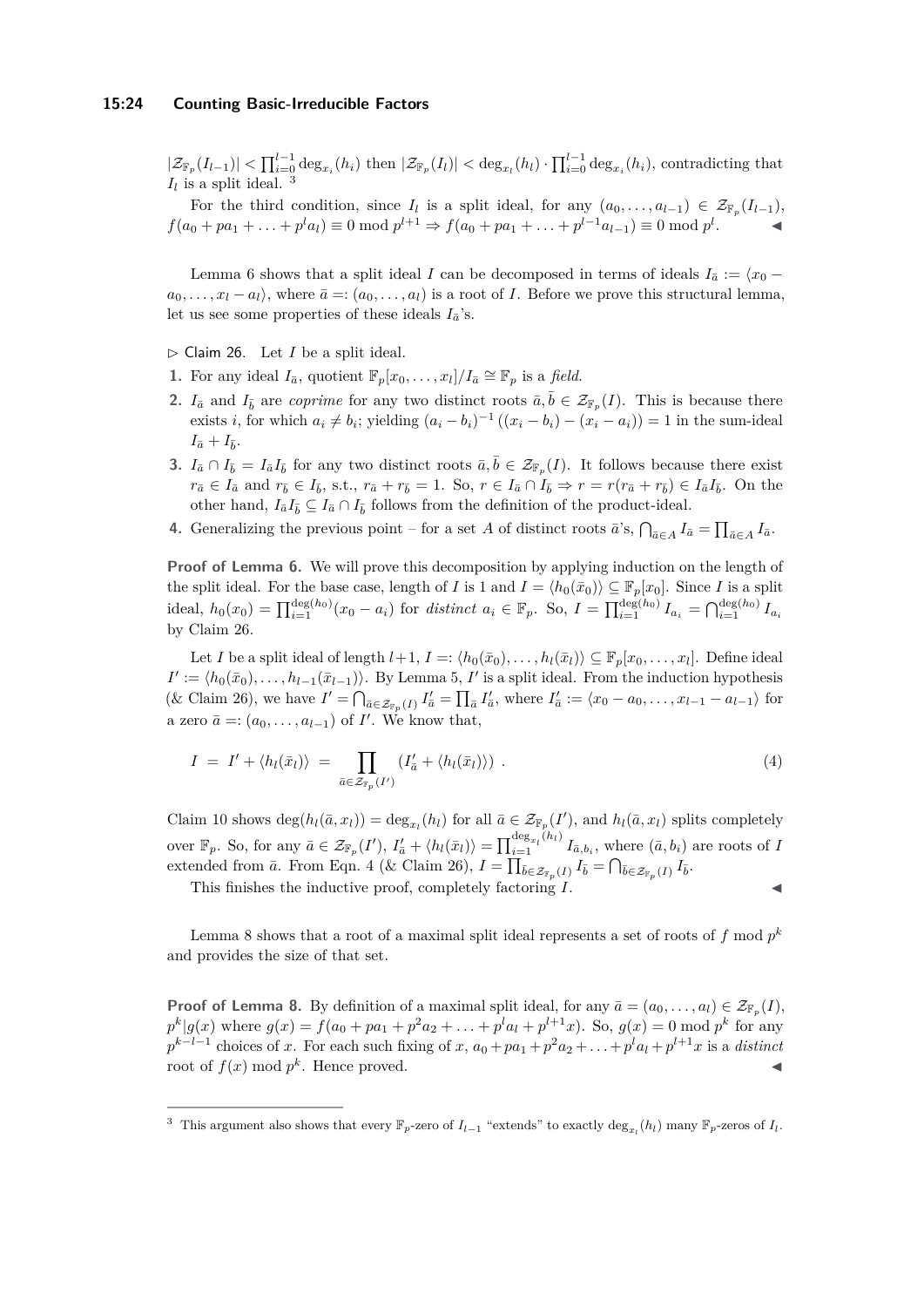$|\mathcal{Z}_{\mathbb{F}_p}(I_{l-1})| < \prod_{i=0}^{l-1} \deg_{x_i}(h_i)$ then $|\mathcal{Z}_{\mathbb{F}_p}(I_l)| < \deg_{x_l}(h_l) \cdot \prod_{i=0}^{l-1} \deg_{x_i}(h_i)$, contradicting that $I_l$ is a split ideal. [3]

For the third condition, since $I_l$ is a split ideal, for any $(a_0, \ldots, a_{l-1}) \in \mathcal{Z}_{\mathbb{F}_p}(I_{l-1})$, $f(a_0 + pa_1 + \ldots + p^l a_l) \equiv 0 \bmod p^{l+1} \Rightarrow f(a_0 + pa_1 + \ldots + p^{l-1} a_{l-1}) \equiv 0 \bmod p^l$. ◀

Lemma 6 shows that a split ideal $I$ can be decomposed in terms of ideals $I_{\bar{a}} := \langle x_0 - a_0, \ldots, x_l - a_l \rangle$, where $\bar{a} =: (a_0, \ldots, a_l)$ is a root of $I$. Before we prove this structural lemma, let us see some properties of these ideals $I_{\bar{a}}$'s.

▷ Claim 26. Let $I$ be a split ideal.

1. For any ideal $I_{\bar{a}}$, quotient $\mathbb{F}_p[x_0, \ldots, x_l]/I_{\bar{a}} \cong \mathbb{F}_p$ is a *field*.
2. $I_{\bar{a}}$ and $I_{\bar{b}}$ are *coprime* for any two distinct roots $\bar{a}, \bar{b} \in \mathcal{Z}_{\mathbb{F}_p}(I)$. This is because there exists $i$, for which $a_i \neq b_i$; yielding $(a_i - b_i)^{-1}((x_i - b_i) - (x_i - a_i)) = 1$ in the sum-ideal $I_{\bar{a}} + I_{\bar{b}}$.
3. $I_{\bar{a}} \cap I_{\bar{b}} = I_{\bar{a}} I_{\bar{b}}$ for any two distinct roots $\bar{a}, \bar{b} \in \mathcal{Z}_{\mathbb{F}_p}(I)$. It follows because there exist $r_{\bar{a}} \in I_{\bar{a}}$ and $r_{\bar{b}} \in I_{\bar{b}}$, s.t., $r_{\bar{a}} + r_{\bar{b}} = 1$. So, $r \in I_{\bar{a}} \cap I_{\bar{b}} \Rightarrow r = r(r_{\bar{a}} + r_{\bar{b}}) \in I_{\bar{a}} I_{\bar{b}}$. On the other hand, $I_{\bar{a}} I_{\bar{b}} \subseteq I_{\bar{a}} \cap I_{\bar{b}}$ follows from the definition of the product-ideal.
4. Generalizing the previous point – for a set $A$ of distinct roots $\bar{a}$'s, $\bigcap_{\bar{a} \in A} I_{\bar{a}} = \prod_{\bar{a} \in A} I_{\bar{a}}$.

**Proof of Lemma 6.** We will prove this decomposition by applying induction on the length of the split ideal. For the base case, length of $I$ is 1 and $I = \langle h_0(\bar{x}_0) \rangle \subseteq \mathbb{F}_p[x_0]$. Since $I$ is a split ideal, $h_0(x_0) = \prod_{i=1}^{\deg(h_0)} (x_0 - a_i)$ for *distinct* $a_i \in \mathbb{F}_p$. So, $I = \prod_{i=1}^{\deg(h_0)} I_{a_i} = \bigcap_{i=1}^{\deg(h_0)} I_{a_i}$ by Claim 26.

Let $I$ be a split ideal of length $l+1$, $I =: \langle h_0(\bar{x}_0), \ldots, h_l(\bar{x}_l) \rangle \subseteq \mathbb{F}_p[x_0, \ldots, x_l]$. Define ideal $I' := \langle h_0(\bar{x}_0), \ldots, h_{l-1}(\bar{x}_{l-1}) \rangle$. By Lemma 5, $I'$ is a split ideal. From the induction hypothesis (& Claim 26), we have $I' = \bigcap_{\bar{a} \in \mathcal{Z}_{\mathbb{F}_p}(I)} I'_{\bar{a}} = \prod_{\bar{a}} I'_{\bar{a}}$, where $I'_{\bar{a}} := \langle x_0 - a_0, \ldots, x_{l-1} - a_{l-1} \rangle$ for a zero $\bar{a} =: (a_0, \ldots, a_{l-1})$ of $I'$. We know that,

$$I \ = \ I' + \langle h_l(\bar{x}_l) \rangle \ = \prod_{\bar{a} \in \mathcal{Z}_{\mathbb{F}_p}(I')} \left( I'_{\bar{a}} + \langle h_l(\bar{x}_l) \rangle \right) \ . \tag{4}$$

Claim 10 shows $\deg(h_l(\bar{a}, x_l)) = \deg_{x_l}(h_l)$ for all $\bar{a} \in \mathcal{Z}_{\mathbb{F}_p}(I')$, and $h_l(\bar{a}, x_l)$ splits completely over $\mathbb{F}_p$. So, for any $\bar{a} \in \mathcal{Z}_{\mathbb{F}_p}(I')$, $I'_{\bar{a}} + \langle h_l(\bar{x}_l) \rangle = \prod_{i=1}^{\deg_{x_l}(h_l)} I_{\bar{a}, b_i}$, where $(\bar{a}, b_i)$ are roots of $I$ extended from $\bar{a}$. From Eqn. 4 (& Claim 26), $I = \prod_{\bar{b} \in \mathcal{Z}_{\mathbb{F}_p}(I)} I_{\bar{b}} = \bigcap_{\bar{b} \in \mathcal{Z}_{\mathbb{F}_p}(I)} I_{\bar{b}}$.

This finishes the inductive proof, completely factoring $I$. ◀

Lemma 8 shows that a root of a maximal split ideal represents a set of roots of $f \bmod p^k$ and provides the size of that set.

**Proof of Lemma 8.** By definition of a maximal split ideal, for any $\bar{a} = (a_0, \ldots, a_l) \in \mathcal{Z}_{\mathbb{F}_p}(I)$, $p^k | g(x)$ where $g(x) = f(a_0 + pa_1 + p^2 a_2 + \ldots + p^l a_l + p^{l+1} x)$. So, $g(x) = 0 \bmod p^k$ for any $p^{k-l-1}$ choices of $x$. For each such fixing of $x$, $a_0 + pa_1 + p^2 a_2 + \ldots + p^l a_l + p^{l+1} x$ is a *distinct* root of $f(x) \bmod p^k$. Hence proved. ◀

---

[3] This argument also shows that every $\mathbb{F}_p$-zero of $I_{l-1}$ "extends" to exactly $\deg_{x_l}(h_l)$ many $\mathbb{F}_p$-zeros of $I_l$.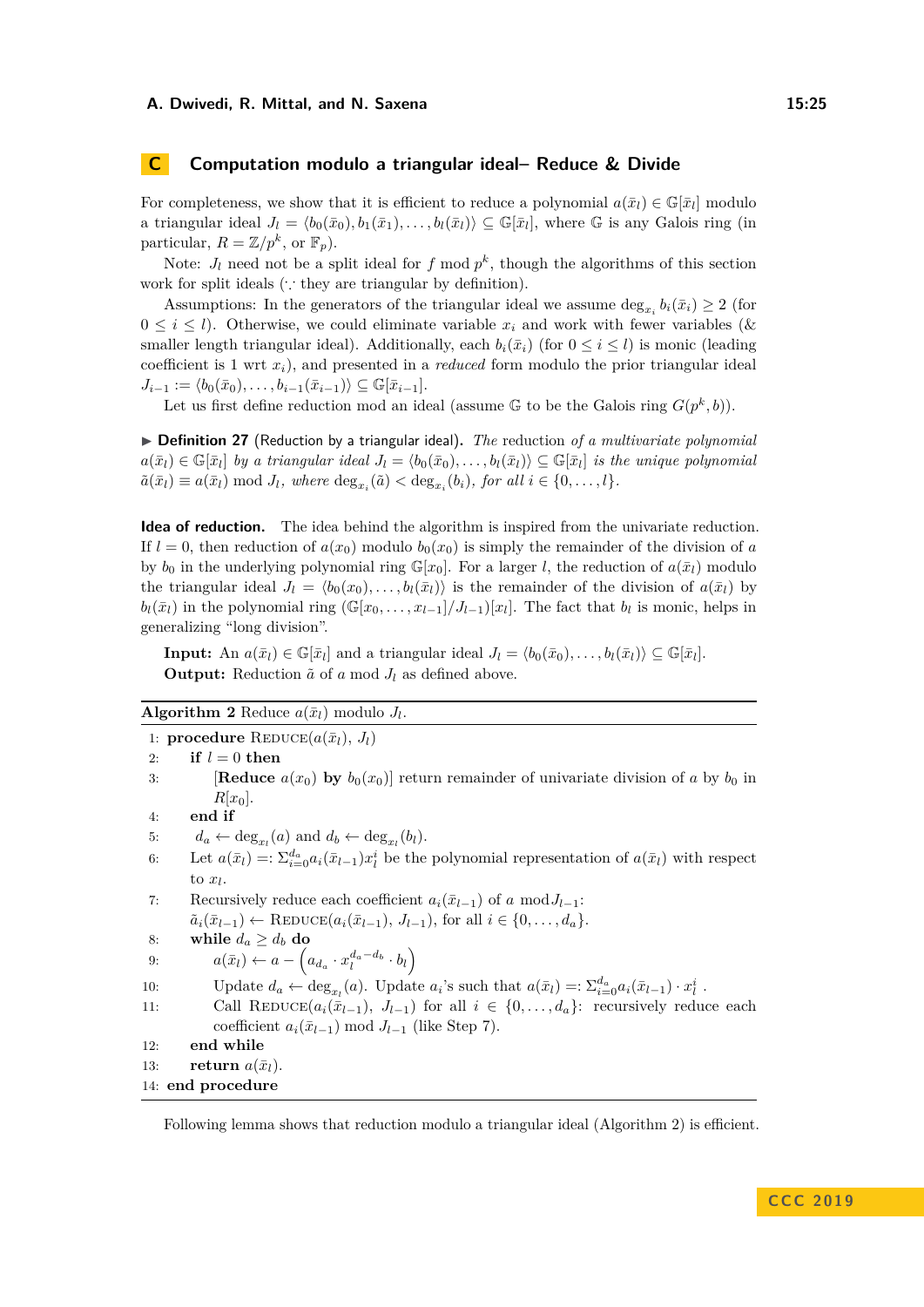# C Computation modulo a triangular ideal– Reduce & Divide

For completeness, we show that it is efficient to reduce a polynomial $a(\bar{x}_l) \in \mathbb{G}[\bar{x}_l]$ modulo a triangular ideal $J_l = \langle b_0(\bar{x}_0), b_1(\bar{x}_1), \ldots, b_l(\bar{x}_l)\rangle \subseteq \mathbb{G}[\bar{x}_l]$, where $\mathbb{G}$ is any Galois ring (in particular, $R = \mathbb{Z}/p^k$, or $\mathbb{F}_p$).

Note: $J_l$ need not be a split ideal for $f \bmod p^k$, though the algorithms of this section work for split ideals ($\because$ they are triangular by definition).

Assumptions: In the generators of the triangular ideal we assume $\deg_{x_i} b_i(\bar{x}_i) \geq 2$ (for $0 \leq i \leq l$). Otherwise, we could eliminate variable $x_i$ and work with fewer variables (& smaller length triangular ideal). Additionally, each $b_i(\bar{x}_i)$ (for $0 \leq i \leq l$) is monic (leading coefficient is 1 wrt $x_i$), and presented in a *reduced* form modulo the prior triangular ideal $J_{i-1} := \langle b_0(\bar{x}_0), \ldots, b_{i-1}(\bar{x}_{i-1})\rangle \subseteq \mathbb{G}[\bar{x}_{i-1}]$.

Let us first define reduction mod an ideal (assume $\mathbb{G}$ to be the Galois ring $G(p^k, b)$).

▶ **Definition 27** (Reduction by a triangular ideal). *The reduction of a multivariate polynomial $a(\bar{x}_l) \in \mathbb{G}[\bar{x}_l]$ by a triangular ideal $J_l = \langle b_0(\bar{x}_0), \ldots, b_l(\bar{x}_l)\rangle \subseteq \mathbb{G}[\bar{x}_l]$ is the unique polynomial $\tilde{a}(\bar{x}_l) \equiv a(\bar{x}_l) \bmod J_l$, where $\deg_{x_i}(\tilde{a}) < \deg_{x_i}(b_i)$, for all $i \in \{0, \ldots, l\}$.*

**Idea of reduction.** The idea behind the algorithm is inspired from the univariate reduction. If $l = 0$, then reduction of $a(x_0)$ modulo $b_0(x_0)$ is simply the remainder of the division of $a$ by $b_0$ in the underlying polynomial ring $\mathbb{G}[x_0]$. For a larger $l$, the reduction of $a(\bar{x}_l)$ modulo the triangular ideal $J_l = \langle b_0(x_0), \ldots, b_l(\bar{x}_l)\rangle$ is the remainder of the division of $a(\bar{x}_l)$ by $b_l(\bar{x}_l)$ in the polynomial ring $(\mathbb{G}[x_0, \ldots, x_{l-1}]/J_{l-1})[x_l]$. The fact that $b_l$ is monic, helps in generalizing "long division".

**Input:** An $a(\bar{x}_l) \in \mathbb{G}[\bar{x}_l]$ and a triangular ideal $J_l = \langle b_0(\bar{x}_0), \ldots, b_l(\bar{x}_l)\rangle \subseteq \mathbb{G}[\bar{x}_l]$.
**Output:** Reduction $\tilde{a}$ of $a$ mod $J_l$ as defined above.

**Algorithm 2** Reduce $a(\bar{x}_l)$ modulo $J_l$.

1: **procedure** REDUCE($a(\bar{x}_l)$, $J_l$)
2: **if** $l = 0$ **then**
3: [**Reduce** $a(x_0)$ **by** $b_0(x_0)$] return remainder of univariate division of $a$ by $b_0$ in $R[x_0]$.
4: **end if**
5: $d_a \leftarrow \deg_{x_l}(a)$ and $d_b \leftarrow \deg_{x_l}(b_l)$.
6: Let $a(\bar{x}_l) =: \Sigma_{i=0}^{d_a} a_i(\bar{x}_{l-1}) x_l^i$ be the polynomial representation of $a(\bar{x}_l)$ with respect to $x_l$.
7: Recursively reduce each coefficient $a_i(\bar{x}_{l-1})$ of $a \bmod J_{l-1}$: $\tilde{a}_i(\bar{x}_{l-1}) \leftarrow$ REDUCE($a_i(\bar{x}_{l-1})$, $J_{l-1}$), for all $i \in \{0, \ldots, d_a\}$.
8: **while** $d_a \geq d_b$ **do**
9: $a(\bar{x}_l) \leftarrow a - \left(a_{d_a} \cdot x_l^{d_a - d_b} \cdot b_l\right)$
10: Update $d_a \leftarrow \deg_{x_l}(a)$. Update $a_i$'s such that $a(\bar{x}_l) =: \Sigma_{i=0}^{d_a} a_i(\bar{x}_{l-1}) \cdot x_l^i$ .
11: Call REDUCE($a_i(\bar{x}_{l-1})$, $J_{l-1}$) for all $i \in \{0, \ldots, d_a\}$: recursively reduce each coefficient $a_i(\bar{x}_{l-1}) \bmod J_{l-1}$ (like Step 7).
12: **end while**
13: **return** $a(\bar{x}_l)$.
14: **end procedure**

Following lemma shows that reduction modulo a triangular ideal (Algorithm 2) is efficient.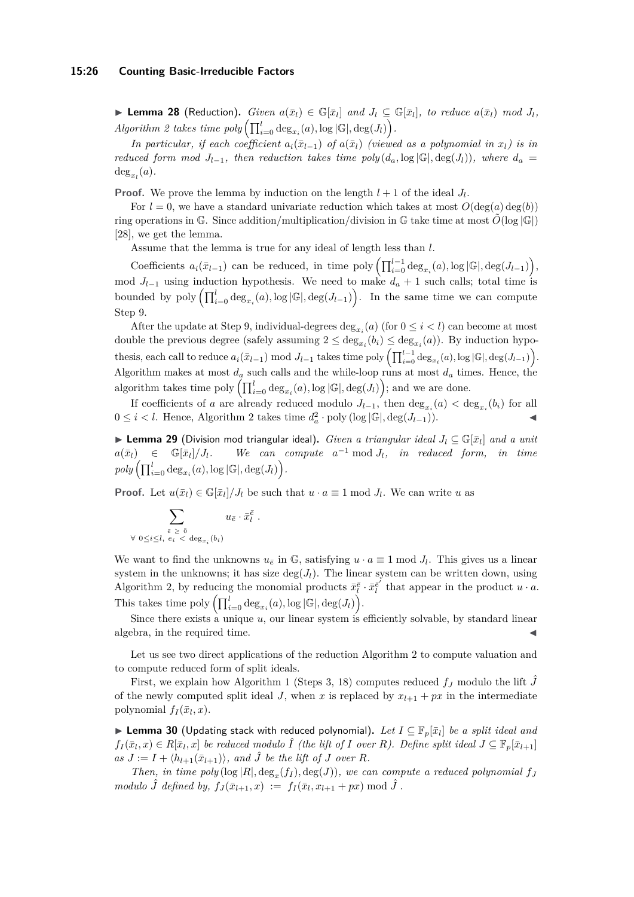▶ **Lemma 28** (Reduction). *Given $a(\bar{x}_l) \in \mathbb{G}[\bar{x}_l]$ and $J_l \subseteq \mathbb{G}[\bar{x}_l]$, to reduce $a(\bar{x}_l)$ mod $J_l$, Algorithm 2 takes time poly$\left(\prod_{i=0}^{l} \deg_{x_i}(a), \log|\mathbb{G}|, \deg(J_l)\right)$.*

*In particular, if each coefficient $a_i(\bar{x}_{l-1})$ of $a(\bar{x}_l)$ (viewed as a polynomial in $x_l$) is in reduced form mod $J_{l-1}$, then reduction takes time poly$(d_a, \log|\mathbb{G}|, \deg(J_l))$, where $d_a = \deg_{x_l}(a)$.*

**Proof.** We prove the lemma by induction on the length $l+1$ of the ideal $J_l$.

For $l = 0$, we have a standard univariate reduction which takes at most $O(\deg(a)\deg(b))$ ring operations in $\mathbb{G}$. Since addition/multiplication/division in $\mathbb{G}$ take time at most $\tilde{O}(\log|\mathbb{G}|)$ [28], we get the lemma.

Assume that the lemma is true for any ideal of length less than $l$.

Coefficients $a_i(\bar{x}_{l-1})$ can be reduced, in time poly$\left(\prod_{i=0}^{l-1} \deg_{x_i}(a), \log|\mathbb{G}|, \deg(J_{l-1})\right)$, mod $J_{l-1}$ using induction hypothesis. We need to make $d_a + 1$ such calls; total time is bounded by poly$\left(\prod_{i=0}^{l} \deg_{x_i}(a), \log|\mathbb{G}|, \deg(J_{l-1})\right)$. In the same time we can compute Step 9.

After the update at Step 9, individual-degrees $\deg_{x_i}(a)$ (for $0 \le i < l$) can become at most double the previous degree (safely assuming $2 \le \deg_{x_i}(b_i) \le \deg_{x_i}(a)$). By induction hypothesis, each call to reduce $a_i(\bar{x}_{l-1})$ mod $J_{l-1}$ takes time poly$\left(\prod_{i=0}^{l-1} \deg_{x_i}(a), \log|\mathbb{G}|, \deg(J_{l-1})\right)$. Algorithm makes at most $d_a$ such calls and the while-loop runs at most $d_a$ times. Hence, the algorithm takes time poly$\left(\prod_{i=0}^{l} \deg_{x_i}(a), \log|\mathbb{G}|, \deg(J_l)\right)$; and we are done.

If coefficients of $a$ are already reduced modulo $J_{l-1}$, then $\deg_{x_i}(a) < \deg_{x_i}(b_i)$ for all $0 \le i < l$. Hence, Algorithm 2 takes time $d_a^2 \cdot$ poly$(\log|\mathbb{G}|, \deg(J_{l-1}))$. ◀

▶ **Lemma 29** (Division mod triangular ideal). *Given a triangular ideal $J_l \subseteq \mathbb{G}[\bar{x}_l]$ and a unit $a(\bar{x}_l) \in \mathbb{G}[\bar{x}_l]/J_l$. We can compute $a^{-1} \bmod J_l$, in reduced form, in time poly$\left(\prod_{i=0}^{l} \deg_{x_i}(a), \log|\mathbb{G}|, \deg(J_l)\right)$.*

**Proof.** Let $u(\bar{x}_l) \in \mathbb{G}[\bar{x}_l]/J_l$ be such that $u \cdot a \equiv 1 \bmod J_l$. We can write $u$ as

$$\sum_{\substack{\bar{e} \,\ge\, \bar{0} \\ \forall\; 0 \le i \le l,\; e_i \,<\, \deg_{x_i}(b_i)}} u_{\bar{e}} \cdot \bar{x}_l^{\bar{e}} \ .$$

We want to find the unknowns $u_{\bar{e}}$ in $\mathbb{G}$, satisfying $u \cdot a \equiv 1 \bmod J_l$. This gives us a linear system in the unknowns; it has size $\deg(J_l)$. The linear system can be written down, using Algorithm 2, by reducing the monomial products $\bar{x}_l^{\bar{e}} \cdot \bar{x}_l^{\bar{e}'}$ that appear in the product $u \cdot a$. This takes time poly$\left(\prod_{i=0}^{l} \deg_{x_i}(a), \log|\mathbb{G}|, \deg(J_l)\right)$.

Since there exists a unique $u$, our linear system is efficiently solvable, by standard linear algebra, in the required time. ◀

Let us see two direct applications of the reduction Algorithm 2 to compute valuation and to compute reduced form of split ideals.

First, we explain how Algorithm 1 (Steps 3, 18) computes reduced $f_J$ modulo the lift $\hat{J}$ of the newly computed split ideal $J$, when $x$ is replaced by $x_{l+1} + px$ in the intermediate polynomial $f_I(\bar{x}_l, x)$.

▶ **Lemma 30** (Updating stack with reduced polynomial). *Let $I \subseteq \mathbb{F}_p[\bar{x}_l]$ be a split ideal and $f_I(\bar{x}_l, x) \in R[\bar{x}_l, x]$ be reduced modulo $\hat{I}$ (the lift of $I$ over $R$). Define split ideal $J \subseteq \mathbb{F}_p[\bar{x}_{l+1}]$ as $J := I + \langle h_{l+1}(\bar{x}_{l+1})\rangle$, and $\hat{J}$ be the lift of $J$ over $R$.*

*Then, in time poly$(\log|R|, \deg_x(f_I), \deg(J))$, we can compute a reduced polynomial $f_J$ modulo $\hat{J}$ defined by, $f_J(\bar{x}_{l+1}, x) := f_I(\bar{x}_l, x_{l+1} + px) \bmod \hat{J}$.*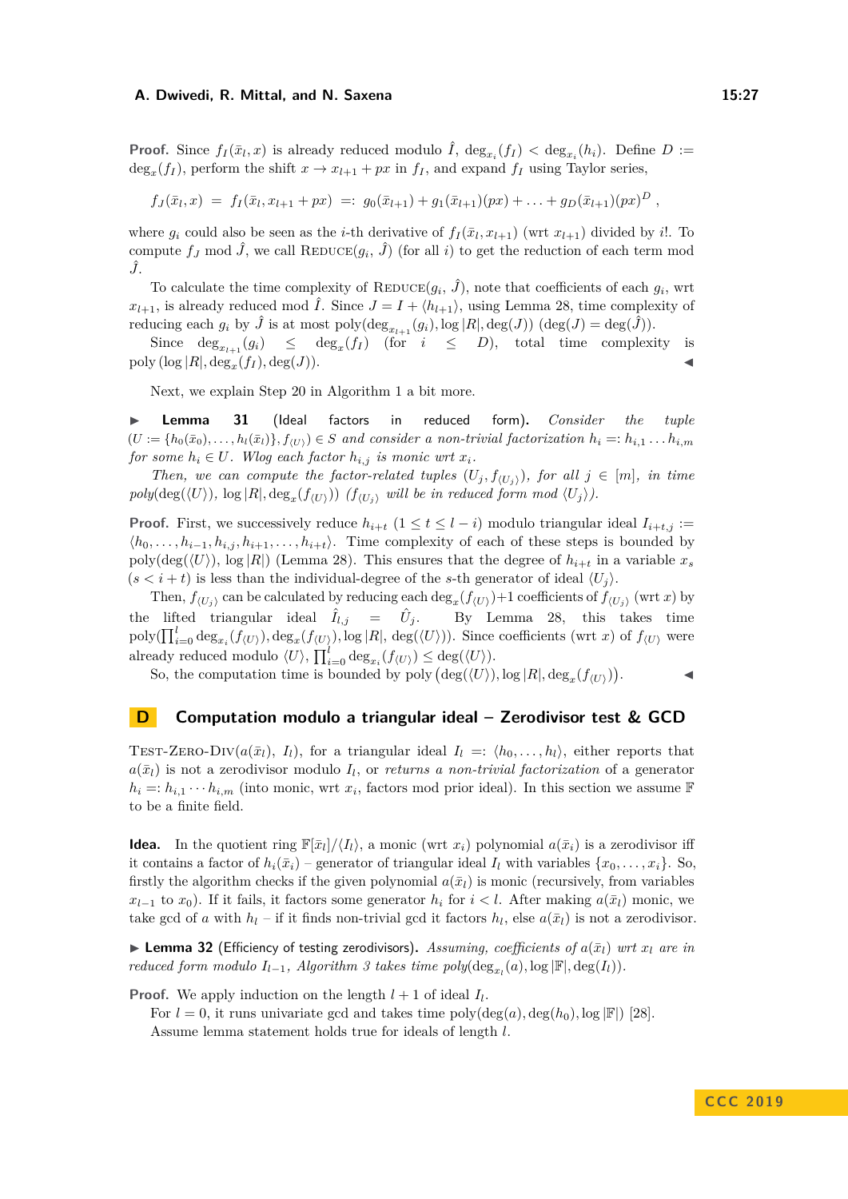**Proof.** Since $f_I(\bar{x}_l, x)$ is already reduced modulo $\hat{I}$, $\deg_{x_i}(f_I) < \deg_{x_i}(h_i)$. Define $D := \deg_x(f_I)$, perform the shift $x \to x_{l+1} + px$ in $f_I$, and expand $f_I$ using Taylor series,

$$f_J(\bar{x}_l, x) \;=\; f_I(\bar{x}_l, x_{l+1} + px) \;=:\; g_0(\bar{x}_{l+1}) + g_1(\bar{x}_{l+1})(px) + \ldots + g_D(\bar{x}_{l+1})(px)^D \;,$$

where $g_i$ could also be seen as the $i$-th derivative of $f_I(\bar{x}_l, x_{l+1})$ (wrt $x_{l+1}$) divided by $i!$. To compute $f_J \bmod \hat{J}$, we call $\text{Reduce}(g_i,\, \hat{J})$ (for all $i$) to get the reduction of each term mod $\hat{J}$.

To calculate the time complexity of $\text{Reduce}(g_i,\, \hat{J})$, note that coefficients of each $g_i$, wrt $x_{l+1}$, is already reduced mod $\hat{I}$. Since $J = I + \langle h_{l+1} \rangle$, using Lemma 28, time complexity of reducing each $g_i$ by $\hat{J}$ is at most $\text{poly}(\deg_{x_{l+1}}(g_i), \log|R|, \deg(J))$ ($\deg(J) = \deg(\hat{J})$).

Since $\deg_{x_{l+1}}(g_i) \le \deg_x(f_I)$ (for $i \le D$), total time complexity is $\text{poly}\left(\log|R|, \deg_x(f_I), \deg(J)\right)$. ◀

Next, we explain Step 20 in Algorithm 1 a bit more.

▶ **Lemma 31** (Ideal factors in reduced form). *Consider the tuple $(U := \{h_0(\bar{x}_0), \ldots, h_l(\bar{x}_l)\}, f_{\langle U \rangle}) \in S$ and consider a non-trivial factorization $h_i =: h_{i,1} \ldots h_{i,m}$ for some $h_i \in U$. Wlog each factor $h_{i,j}$ is monic wrt $x_i$.*

*Then, we can compute the factor-related tuples $(U_j, f_{\langle U_j \rangle})$, for all $j \in [m]$, in time poly$(\deg(\langle U \rangle), \log|R|, \deg_x(f_{\langle U \rangle}))$ $(f_{\langle U_j \rangle}$ will be in reduced form mod $\langle U_j \rangle)$.*

**Proof.** First, we successively reduce $h_{i+t}$ $(1 \le t \le l-i)$ modulo triangular ideal $I_{i+t,j} := \langle h_0, \ldots, h_{i-1}, h_{i,j}, h_{i+1}, \ldots, h_{i+t} \rangle$. Time complexity of each of these steps is bounded by $\text{poly}(\deg(\langle U \rangle), \log|R|)$ (Lemma 28). This ensures that the degree of $h_{i+t}$ in a variable $x_s$ $(s < i+t)$ is less than the individual-degree of the $s$-th generator of ideal $\langle U_j \rangle$.

Then, $f_{\langle U_j \rangle}$ can be calculated by reducing each $\deg_x(f_{\langle U \rangle})+1$ coefficients of $f_{\langle U_j \rangle}$ (wrt $x$) by the lifted triangular ideal $\hat{I}_{l,j} = \hat{U}_j$. By Lemma 28, this takes time $\text{poly}(\prod_{i=0}^{l} \deg_{x_i}(f_{\langle U \rangle}), \deg_x(f_{\langle U \rangle}), \log|R|, \deg(\langle U \rangle))$. Since coefficients (wrt $x$) of $f_{\langle U \rangle}$ were already reduced modulo $\langle U \rangle$, $\prod_{i=0}^{l} \deg_{x_i}(f_{\langle U \rangle}) \le \deg(\langle U \rangle)$.

So, the computation time is bounded by $\text{poly}\left(\deg(\langle U \rangle), \log|R|, \deg_x(f_{\langle U \rangle})\right)$. ◀

# D Computation modulo a triangular ideal – Zerodivisor test & GCD

$\text{Test-Zero-Div}(a(\bar{x}_l),\, I_l)$, for a triangular ideal $I_l =: \langle h_0, \ldots, h_l \rangle$, either reports that $a(\bar{x}_l)$ is not a zerodivisor modulo $I_l$, or *returns a non-trivial factorization* of a generator $h_i =: h_{i,1} \cdots h_{i,m}$ (into monic, wrt $x_i$, factors mod prior ideal). In this section we assume $\mathbb{F}$ to be a finite field.

**Idea.** In the quotient ring $\mathbb{F}[\bar{x}_l]/\langle I_l \rangle$, a monic (wrt $x_i$) polynomial $a(\bar{x}_i)$ is a zerodivisor iff it contains a factor of $h_i(\bar{x}_i)$ – generator of triangular ideal $I_l$ with variables $\{x_0, \ldots, x_i\}$. So, firstly the algorithm checks if the given polynomial $a(\bar{x}_l)$ is monic (recursively, from variables $x_{l-1}$ to $x_0$). If it fails, it factors some generator $h_i$ for $i < l$. After making $a(\bar{x}_l)$ monic, we take gcd of $a$ with $h_l$ – if it finds non-trivial gcd it factors $h_l$, else $a(\bar{x}_l)$ is not a zerodivisor.

▶ **Lemma 32** (Efficiency of testing zerodivisors). *Assuming, coefficients of $a(\bar{x}_l)$ wrt $x_l$ are in reduced form modulo $I_{l-1}$, Algorithm 3 takes time poly$(\deg_{x_l}(a), \log|\mathbb{F}|, \deg(I_l))$.*

**Proof.** We apply induction on the length $l+1$ of ideal $I_l$.

For $l = 0$, it runs univariate gcd and takes time $\text{poly}(\deg(a), \deg(h_0), \log|\mathbb{F}|)$ [28].

Assume lemma statement holds true for ideals of length $l$.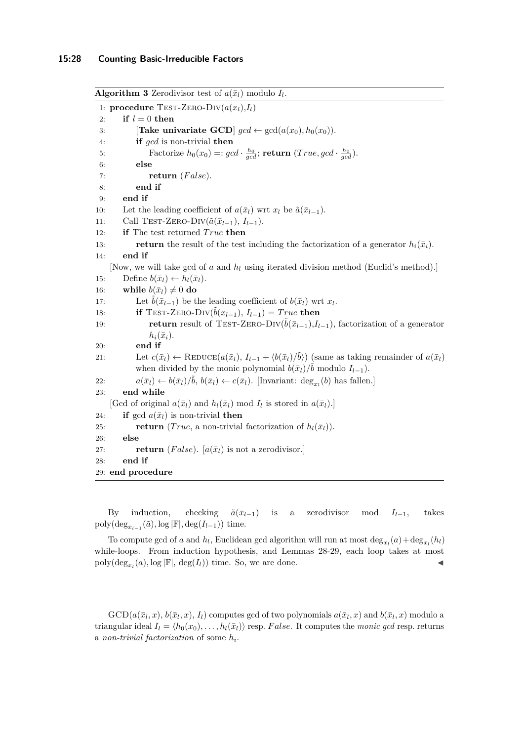**Algorithm 3** Zerodivisor test of $a(\bar{x}_l)$ modulo $I_l$.

```
1: procedure Test-Zero-Div(a(x̄_l), I_l)
2:     if l = 0 then
3:         [Take univariate GCD] gcd ← gcd(a(x_0), h_0(x_0)).
4:         if gcd is non-trivial then
5:             Factorize h_0(x_0) =: gcd · h_0/gcd; return (True, gcd · h_0/gcd).
6:         else
7:             return (False).
8:         end if
9:     end if
10:    Let the leading coefficient of a(x̄_l) wrt x_l be ã(x̄_{l−1}).
11:    Call Test-Zero-Div(ã(x̄_{l−1}), I_{l−1}).
12:    if The test returned True then
13:        return the result of the test including the factorization of a generator h_i(x̄_i).
14:    end if
   [Now, we will take gcd of a and h_l using iterated division method (Euclid's method).]
15:    Define b(x̄_l) ← h_l(x̄_l).
16:    while b(x̄_l) ≠ 0 do
17:        Let b̃(x̄_{l−1}) be the leading coefficient of b(x̄_l) wrt x_l.
18:        if Test-Zero-Div(b̃(x̄_{l−1}), I_{l−1}) = True then
19:            return result of Test-Zero-Div(b̃(x̄_{l−1}), I_{l−1}), factorization of a generator
               h_i(x̄_i).
20:        end if
21:        Let c(x̄_l) ← Reduce(a(x̄_l), I_{l−1} + ⟨b(x̄_l)/b̃⟩) (same as taking remainder of a(x̄_l)
           when divided by the monic polynomial b(x̄_l)/b̃ modulo I_{l−1}).
22:        a(x̄_l) ← b(x̄_l)/b̃, b(x̄_l) ← c(x̄_l). [Invariant: deg_{x_l}(b) has fallen.]
23:    end while
   [Gcd of original a(x̄_l) and h_l(x̄_l) mod I_l is stored in a(x̄_l).]
24:    if gcd a(x̄_l) is non-trivial then
25:        return (True, a non-trivial factorization of h_l(x̄_l)).
26:    else
27:        return (False). [a(x̄_l) is not a zerodivisor.]
28:    end if
29: end procedure
```

By induction, checking $\tilde{a}(\bar{x}_{l-1})$ is a zerodivisor mod $I_{l-1}$, takes $\text{poly}(\deg_{x_{l-1}}(\tilde{a}), \log|\mathbb{F}|, \deg(I_{l-1}))$ time.

To compute gcd of $a$ and $h_l$, Euclidean gcd algorithm will run at most $\deg_{x_l}(a)+\deg_{x_l}(h_l)$ while-loops. From induction hypothesis, and Lemmas 28-29, each loop takes at most $\text{poly}(\deg_{x_l}(a), \log|\mathbb{F}|, \deg(I_l))$ time. So, we are done. ◀

GCD($a(\bar{x}_l, x)$, $b(\bar{x}_l, x)$, $I_l$) computes gcd of two polynomials $a(\bar{x}_l, x)$ and $b(\bar{x}_l, x)$ modulo a triangular ideal $I_l = \langle h_0(x_0), \ldots, h_l(\bar{x}_l)\rangle$ resp. $False$. It computes the *monic gcd* resp. returns a *non-trivial factorization* of some $h_i$.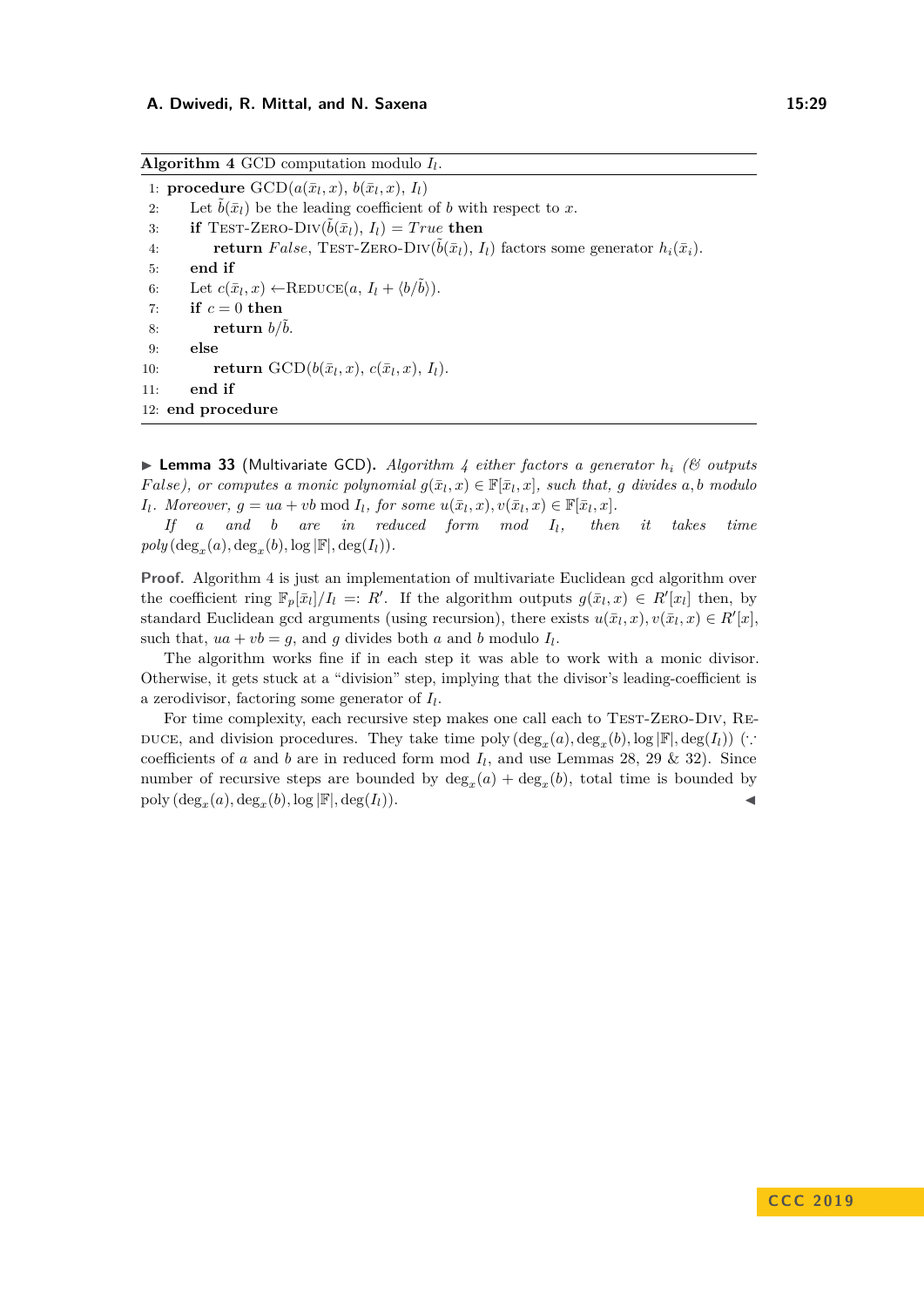**Algorithm 4** GCD computation modulo $I_l$.

```
1:  procedure GCD(a(x̄_l, x), b(x̄_l, x), I_l)
2:      Let b̃(x̄_l) be the leading coefficient of b with respect to x.
3:      if Test-Zero-Div(b̃(x̄_l), I_l) = True then
4:          return False, Test-Zero-Div(b̃(x̄_l), I_l) factors some generator h_i(x̄_i).
5:      end if
6:      Let c(x̄_l, x) ←Reduce(a, I_l + ⟨b/b̃⟩).
7:      if c = 0 then
8:          return b/b̃.
9:      else
10:         return GCD(b(x̄_l, x), c(x̄_l, x), I_l).
11:     end if
12: end procedure
```

▶ **Lemma 33** (Multivariate GCD). *Algorithm 4 either factors a generator $h_i$ (& outputs False), or computes a monic polynomial $g(\bar{x}_l, x) \in \mathbb{F}[\bar{x}_l, x]$, such that, $g$ divides $a, b$ modulo $I_l$. Moreover, $g = ua + vb \bmod I_l$, for some $u(\bar{x}_l, x), v(\bar{x}_l, x) \in \mathbb{F}[\bar{x}_l, x]$.*

*If $a$ and $b$ are in reduced form mod $I_l$, then it takes time $poly\left(\deg_x(a), \deg_x(b), \log|\mathbb{F}|, \deg(I_l)\right)$.*

**Proof.** Algorithm 4 is just an implementation of multivariate Euclidean gcd algorithm over the coefficient ring $\mathbb{F}_p[\bar{x}_l]/I_l =: R'$. If the algorithm outputs $g(\bar{x}_l, x) \in R'[x_l]$ then, by standard Euclidean gcd arguments (using recursion), there exists $u(\bar{x}_l, x), v(\bar{x}_l, x) \in R'[x]$, such that, $ua + vb = g$, and $g$ divides both $a$ and $b$ modulo $I_l$.

The algorithm works fine if in each step it was able to work with a monic divisor. Otherwise, it gets stuck at a "division" step, implying that the divisor's leading-coefficient is a zerodivisor, factoring some generator of $I_l$.

For time complexity, each recursive step makes one call each to Test-Zero-Div, Reduce, and division procedures. They take time $\text{poly}\left(\deg_x(a), \deg_x(b), \log|\mathbb{F}|, \deg(I_l)\right)$ ($\because$ coefficients of $a$ and $b$ are in reduced form mod $I_l$, and use Lemmas 28, 29 & 32). Since number of recursive steps are bounded by $\deg_x(a) + \deg_x(b)$, total time is bounded by $\text{poly}\left(\deg_x(a), \deg_x(b), \log|\mathbb{F}|, \deg(I_l)\right)$. ◀